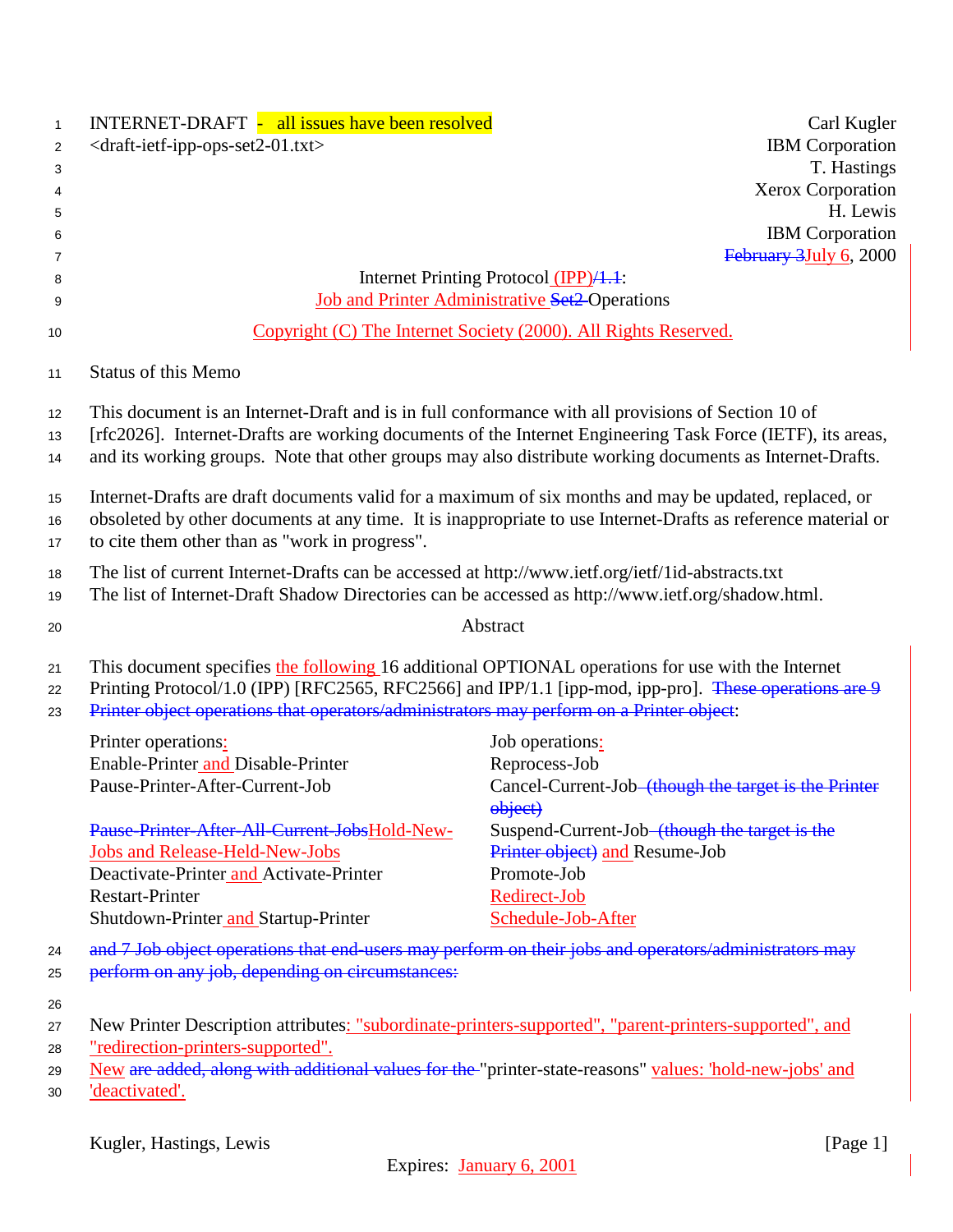INTERNET-DRAFT - all issues have been resolved

<draft-ietf-ipp-ops-set2-01.txt>

Carl Kugler
IBM Corporation
T. Hastings
Xerox Corporation
H. Lewis
IBM Corporation
~~February 3~~July 6, 2000

# Internet Printing Protocol (IPP)~~/1.1~~: Job and Printer Administrative ~~Set2~~ Operations

Copyright (C) The Internet Society (2000). All Rights Reserved.

## Status of this Memo

This document is an Internet-Draft and is in full conformance with all provisions of Section 10 of [rfc2026]. Internet-Drafts are working documents of the Internet Engineering Task Force (IETF), its areas, and its working groups. Note that other groups may also distribute working documents as Internet-Drafts.

Internet-Drafts are draft documents valid for a maximum of six months and may be updated, replaced, or obsoleted by other documents at any time. It is inappropriate to use Internet-Drafts as reference material or to cite them other than as "work in progress".

The list of current Internet-Drafts can be accessed at http://www.ietf.org/ietf/1id-abstracts.txt
The list of Internet-Draft Shadow Directories can be accessed as http://www.ietf.org/shadow.html.

## Abstract

This document specifies the following 16 additional OPTIONAL operations for use with the Internet Printing Protocol/1.0 (IPP) [RFC2565, RFC2566] and IPP/1.1 [ipp-mod, ipp-pro]. ~~These operations are 9 Printer object operations that operators/administrators may perform on a Printer object~~:

| Printer operations: | Job operations: |
|---|---|
| Enable-Printer and Disable-Printer | Reprocess-Job |
| Pause-Printer-After-Current-Job | Cancel-Job ~~(though the target is the Printer object)~~ |
| ~~Pause-Printer-After-All-Current-Jobs~~Hold-New-Jobs and Release-Held-New-Jobs | Suspend-Current-Job ~~(though the target is the Printer object)~~ and Resume-Job |
| Deactivate-Printer and Activate-Printer | Promote-Job |
| Restart-Printer | Redirect-Job |
| Shutdown-Printer and Startup-Printer | Schedule-Job-After |

~~and 7 Job object operations that end-users may perform on their jobs and operators/administrators may perform on any job, depending on circumstances:~~

New Printer Description attributes: "subordinate-printers-supported", "parent-printers-supported", and "redirection-printers-supported".

New ~~are added, along with additional values for the~~ "printer-state-reasons" values: 'hold-new-jobs' and 'deactivated'.

Expires: January 6, 2001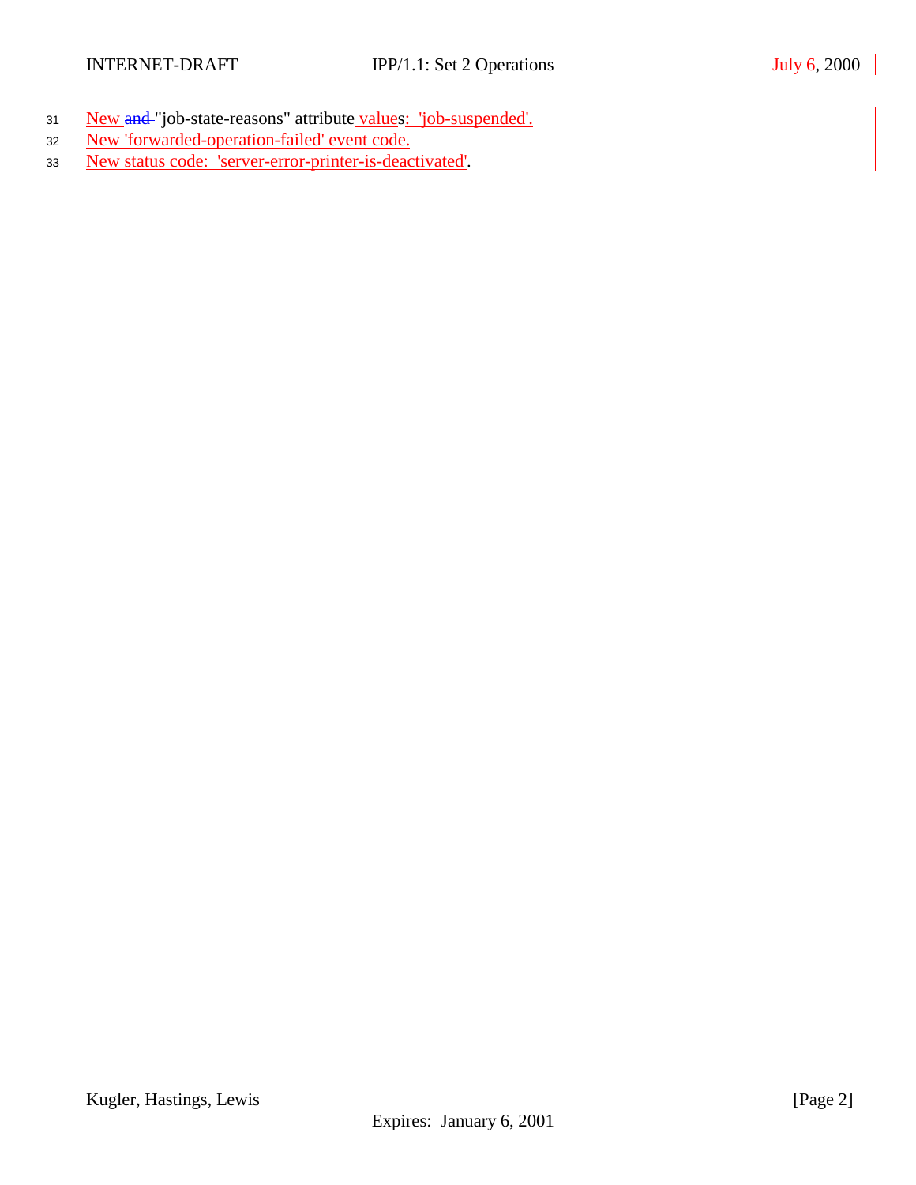New ~~and~~ "job-state-reasons" attribute values: 'job-suspended'.
New 'forwarded-operation-failed' event code.
New status code: 'server-error-printer-is-deactivated'.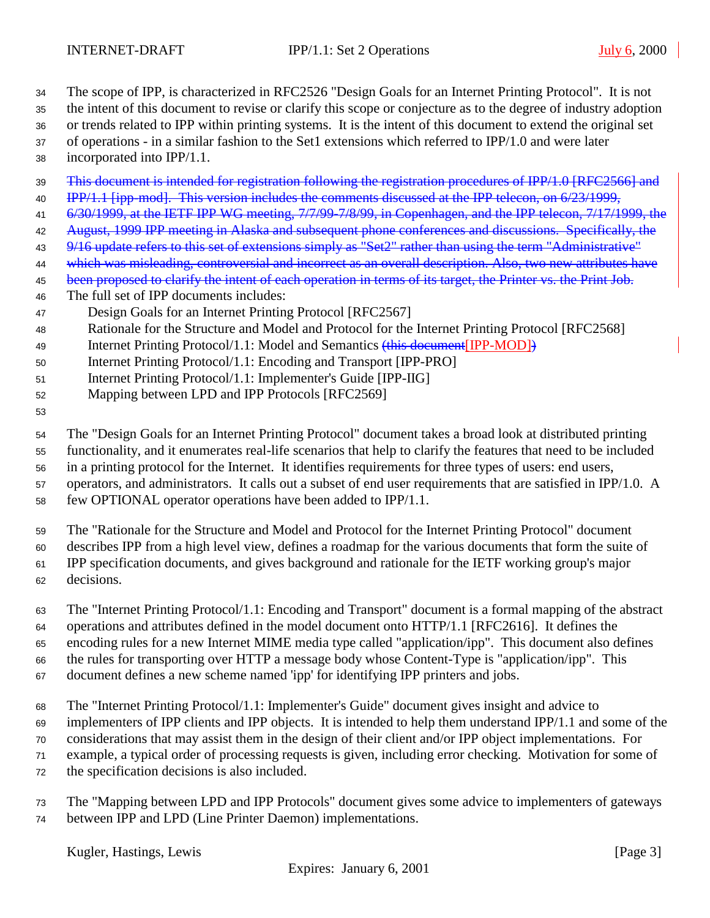The scope of IPP, is characterized in RFC2526 "Design Goals for an Internet Printing Protocol". It is not the intent of this document to revise or clarify this scope or conjecture as to the degree of industry adoption or trends related to IPP within printing systems. It is the intent of this document to extend the original set of operations - in a similar fashion to the Set1 extensions which referred to IPP/1.0 and were later incorporated into IPP/1.1.

~~This document is intended for registration following the registration procedures of IPP/1.0 [RFC2566] and IPP/1.1 [ipp-mod]. This version includes the comments discussed at the IPP telecon, on 6/23/1999, 6/30/1999, at the IETF IPP WG meeting, 7/7/99-7/8/99, in Copenhagen, and the IPP telecon, 7/17/1999, the August, 1999 IPP meeting in Alaska and subsequent phone conferences and discussions. Specifically, the 9/16 update refers to this set of extensions simply as "Set2" rather than using the term "Administrative" which was misleading, controversial and incorrect as an overall description. Also, two new attributes have been proposed to clarify the intent of each operation in terms of its target, the Printer vs. the Print Job.~~

The full set of IPP documents includes:

- Design Goals for an Internet Printing Protocol [RFC2567]
- Rationale for the Structure and Model and Protocol for the Internet Printing Protocol [RFC2568]
- Internet Printing Protocol/1.1: Model and Semantics ~~(this document~~[IPP-MOD]~~)~~
- Internet Printing Protocol/1.1: Encoding and Transport [IPP-PRO]
- Internet Printing Protocol/1.1: Implementer's Guide [IPP-IIG]
- Mapping between LPD and IPP Protocols [RFC2569]

The "Design Goals for an Internet Printing Protocol" document takes a broad look at distributed printing functionality, and it enumerates real-life scenarios that help to clarify the features that need to be included in a printing protocol for the Internet. It identifies requirements for three types of users: end users, operators, and administrators. It calls out a subset of end user requirements that are satisfied in IPP/1.0. A few OPTIONAL operator operations have been added to IPP/1.1.

The "Rationale for the Structure and Model and Protocol for the Internet Printing Protocol" document describes IPP from a high level view, defines a roadmap for the various documents that form the suite of IPP specification documents, and gives background and rationale for the IETF working group's major decisions.

The "Internet Printing Protocol/1.1: Encoding and Transport" document is a formal mapping of the abstract operations and attributes defined in the model document onto HTTP/1.1 [RFC2616]. It defines the encoding rules for a new Internet MIME media type called "application/ipp". This document also defines the rules for transporting over HTTP a message body whose Content-Type is "application/ipp". This document defines a new scheme named 'ipp' for identifying IPP printers and jobs.

The "Internet Printing Protocol/1.1: Implementer's Guide" document gives insight and advice to implementers of IPP clients and IPP objects. It is intended to help them understand IPP/1.1 and some of the considerations that may assist them in the design of their client and/or IPP object implementations. For example, a typical order of processing requests is given, including error checking. Motivation for some of the specification decisions is also included.

The "Mapping between LPD and IPP Protocols" document gives some advice to implementers of gateways between IPP and LPD (Line Printer Daemon) implementations.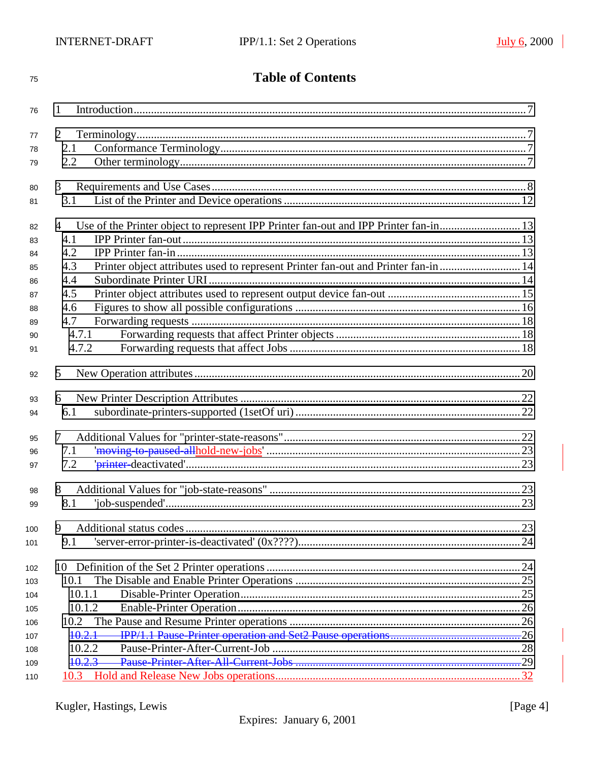# Table of Contents

1 Introduction.......................................................................................................................7

2 Terminology.......................................................................................................................7

2.1 Conformance Terminology..........................................................................................7

2.2 Other terminology........................................................................................................7

3 Requirements and Use Cases............................................................................................8

3.1 List of the Printer and Device operations .................................................................12

4 Use of the Printer object to represent IPP Printer fan-out and IPP Printer fan-in............................13

4.1 IPP Printer fan-out.....................................................................................................13

4.2 IPP Printer fan-in.......................................................................................................13

4.3 Printer object attributes used to represent Printer fan-out and Printer fan-in............................14

4.4 Subordinate Printer URI..........................................................................................14

4.5 Printer object attributes used to represent output device fan-out .............................................15

4.6 Figures to show all possible configurations .............................................................16

4.7 Forwarding requests ................................................................................................18

4.7.1 Forwarding requests that affect Printer objects ................................................18

4.7.2 Forwarding requests that affect Jobs ...............................................................18

5 New Operation attributes.................................................................................................20

6 New Printer Description Attributes ................................................................................22

6.1 subordinate-printers-supported (1setOf uri) .............................................................22

7 Additional Values for "printer-state-reasons"..................................................................22

7.1 '~~moving-to-paused-all~~hold-new-jobs' .......................................................................23

7.2 '~~printer-~~deactivated'...................................................................................................23

8 Additional Values for "job-state-reasons" .......................................................................23

8.1 'job-suspended'..........................................................................................................23

9 Additional status codes...................................................................................................23

9.1 'server-error-printer-is-deactivated' (0x????)............................................................24

10 Definition of the Set 2 Printer operations ......................................................................24

10.1 The Disable and Enable Printer Operations .............................................................25

10.1.1 Disable-Printer Operation................................................................................25

10.1.2 Enable-Printer Operation.................................................................................26

10.2 The Pause and Resume Printer operations ...............................................................26

~~10.2.1 IPP/1.1 Pause-Printer operation and Set2 Pause operations.............................................26~~

10.2.2 Pause-Printer-After-Current-Job .....................................................................28

~~10.2.3 Pause-Printer-After-All-Current-Jobs ............................................................................29~~

10.3 Hold and Release New Jobs operations....................................................................32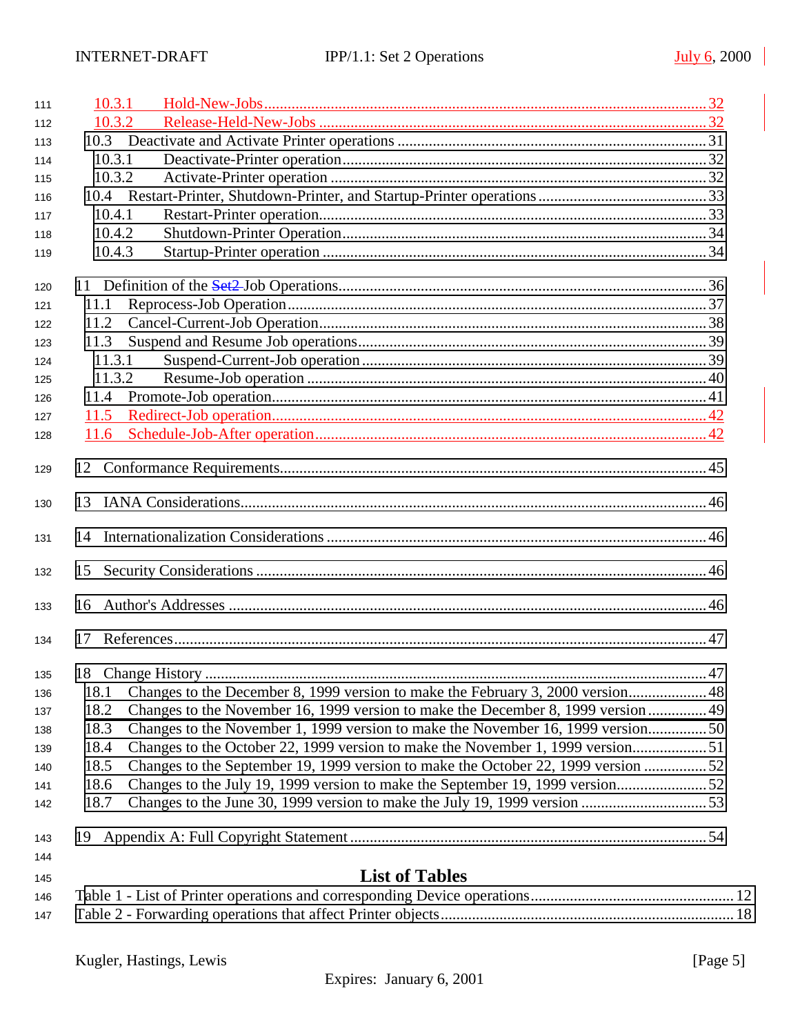10.3.1 Hold-New-Jobs ........ 32
10.3.2 Release-Held-New-Jobs ........ 32
10.3 Deactivate and Activate Printer operations ........ 31
10.3.1 Deactivate-Printer operation ........ 32
10.3.2 Activate-Printer operation ........ 32
10.4 Restart-Printer, Shutdown-Printer, and Startup-Printer operations ........ 33
10.4.1 Restart-Printer operation ........ 33
10.4.2 Shutdown-Printer Operation ........ 34
10.4.3 Startup-Printer operation ........ 34

11 Definition of the Set2 Job Operations ........ 36
11.1 Reprocess-Job Operation ........ 37
11.2 Cancel-Current-Job Operation ........ 38
11.3 Suspend and Resume Job operations ........ 39
11.3.1 Suspend-Current-Job operation ........ 39
11.3.2 Resume-Job operation ........ 40
11.4 Promote-Job operation ........ 41
11.5 Redirect-Job operation ........ 42
11.6 Schedule-Job-After operation ........ 42

12 Conformance Requirements ........ 45

13 IANA Considerations ........ 46

14 Internationalization Considerations ........ 46

15 Security Considerations ........ 46

16 Author's Addresses ........ 46

17 References ........ 47

18 Change History ........ 47
18.1 Changes to the December 8, 1999 version to make the February 3, 2000 version ........ 48
18.2 Changes to the November 16, 1999 version to make the December 8, 1999 version ........ 49
18.3 Changes to the November 1, 1999 version to make the November 16, 1999 version ........ 50
18.4 Changes to the October 22, 1999 version to make the November 1, 1999 version ........ 51
18.5 Changes to the September 19, 1999 version to make the October 22, 1999 version ........ 52
18.6 Changes to the July 19, 1999 version to make the September 19, 1999 version ........ 52
18.7 Changes to the June 30, 1999 version to make the July 19, 1999 version ........ 53

19 Appendix A: Full Copyright Statement ........ 54

## List of Tables

Table 1 - List of Printer operations and corresponding Device operations ........ 12
Table 2 - Forwarding operations that affect Printer objects ........ 18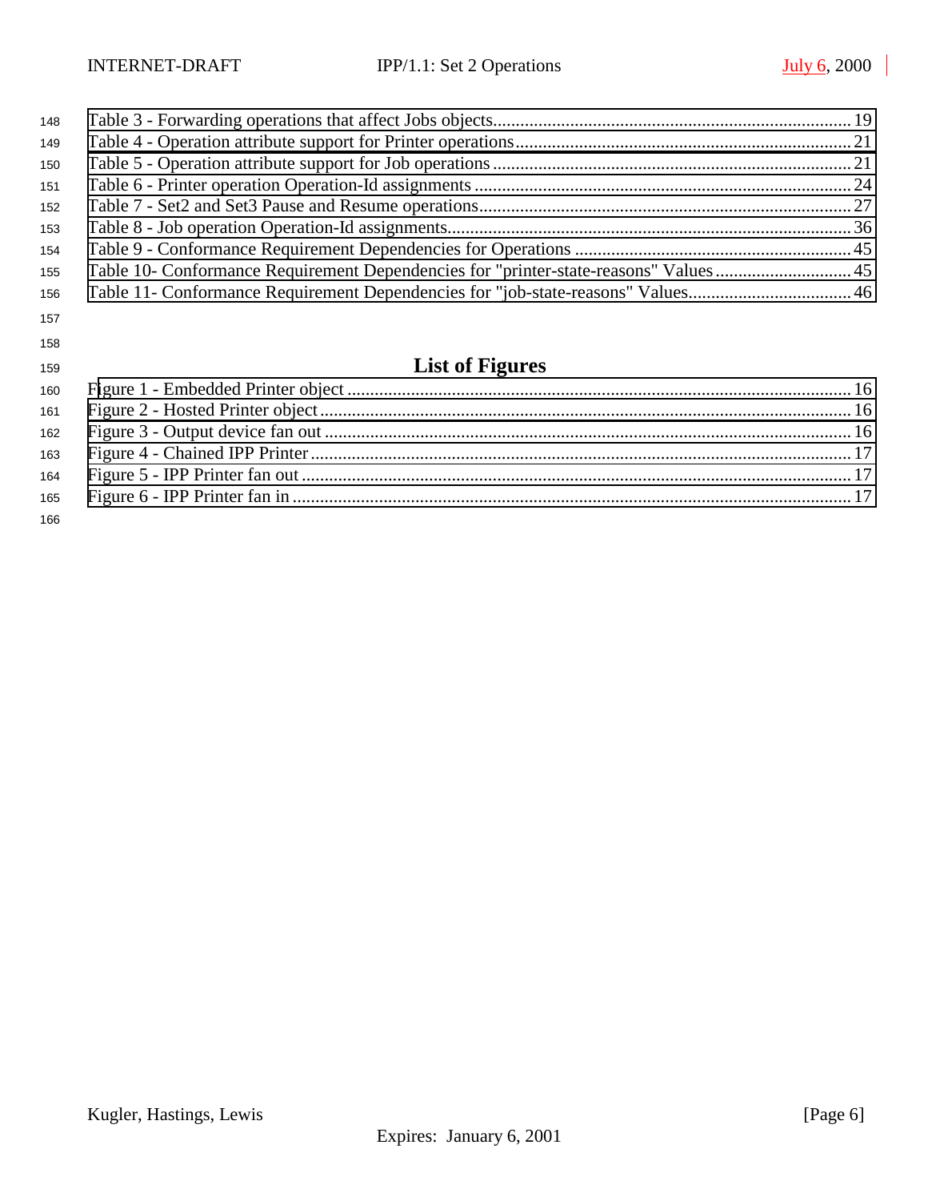Table 3 - Forwarding operations that affect Jobs objects............................................................................... 19
Table 4 - Operation attribute support for Printer operations.......................................................................... 21
Table 5 - Operation attribute support for Job operations ............................................................................... 21
Table 6 - Printer operation Operation-Id assignments ................................................................................... 24
Table 7 - Set2 and Set3 Pause and Resume operations.................................................................................. 27
Table 8 - Job operation Operation-Id assignments......................................................................................... 36
Table 9 - Conformance Requirement Dependencies for Operations ............................................................. 45
Table 10- Conformance Requirement Dependencies for "printer-state-reasons" Values .............................. 45
Table 11- Conformance Requirement Dependencies for "job-state-reasons" Values.................................... 46

# List of Figures

Figure 1 - Embedded Printer object ............................................................................................................... 16
Figure 2 - Hosted Printer object..................................................................................................................... 16
Figure 3 - Output device fan out .................................................................................................................... 16
Figure 4 - Chained IPP Printer ....................................................................................................................... 17
Figure 5 - IPP Printer fan out ......................................................................................................................... 17
Figure 6 - IPP Printer fan in ........................................................................................................................... 17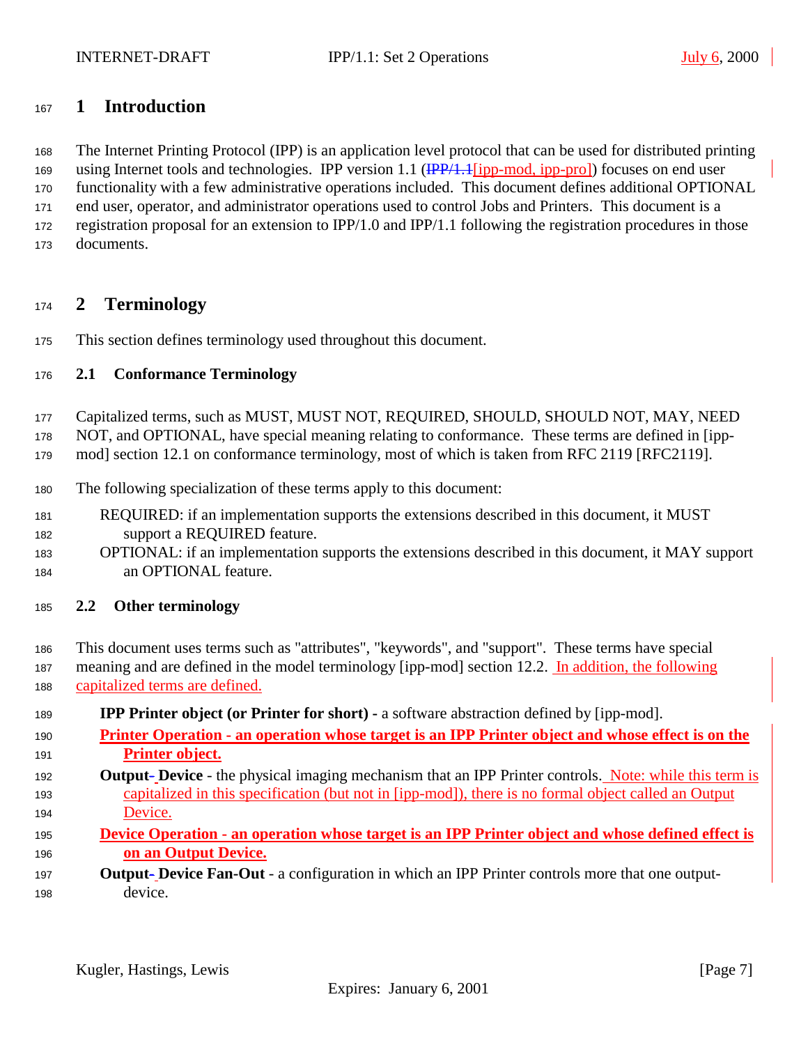# 1 Introduction

The Internet Printing Protocol (IPP) is an application level protocol that can be used for distributed printing using Internet tools and technologies. IPP version 1.1 (~~IPP/1.1~~[ipp-mod, ipp-pro]) focuses on end user functionality with a few administrative operations included. This document defines additional OPTIONAL end user, operator, and administrator operations used to control Jobs and Printers. This document is a registration proposal for an extension to IPP/1.0 and IPP/1.1 following the registration procedures in those documents.

# 2 Terminology

This section defines terminology used throughout this document.

## 2.1 Conformance Terminology

Capitalized terms, such as MUST, MUST NOT, REQUIRED, SHOULD, SHOULD NOT, MAY, NEED NOT, and OPTIONAL, have special meaning relating to conformance. These terms are defined in [ipp-mod] section 12.1 on conformance terminology, most of which is taken from RFC 2119 [RFC2119].

The following specialization of these terms apply to this document:

REQUIRED: if an implementation supports the extensions described in this document, it MUST support a REQUIRED feature.

OPTIONAL: if an implementation supports the extensions described in this document, it MAY support an OPTIONAL feature.

## 2.2 Other terminology

This document uses terms such as "attributes", "keywords", and "support". These terms have special meaning and are defined in the model terminology [ipp-mod] section 12.2. In addition, the following capitalized terms are defined.

**IPP Printer object (or Printer for short) -** a software abstraction defined by [ipp-mod].

**Printer Operation - an operation whose target is an IPP Printer object and whose effect is on the Printer object.**

**Output~~-~~ Device** - the physical imaging mechanism that an IPP Printer controls. Note: while this term is capitalized in this specification (but not in [ipp-mod]), there is no formal object called an Output Device.

**Device Operation - an operation whose target is an IPP Printer object and whose defined effect is on an Output Device.**

**Output~~-~~ Device Fan-Out** - a configuration in which an IPP Printer controls more that one output-device.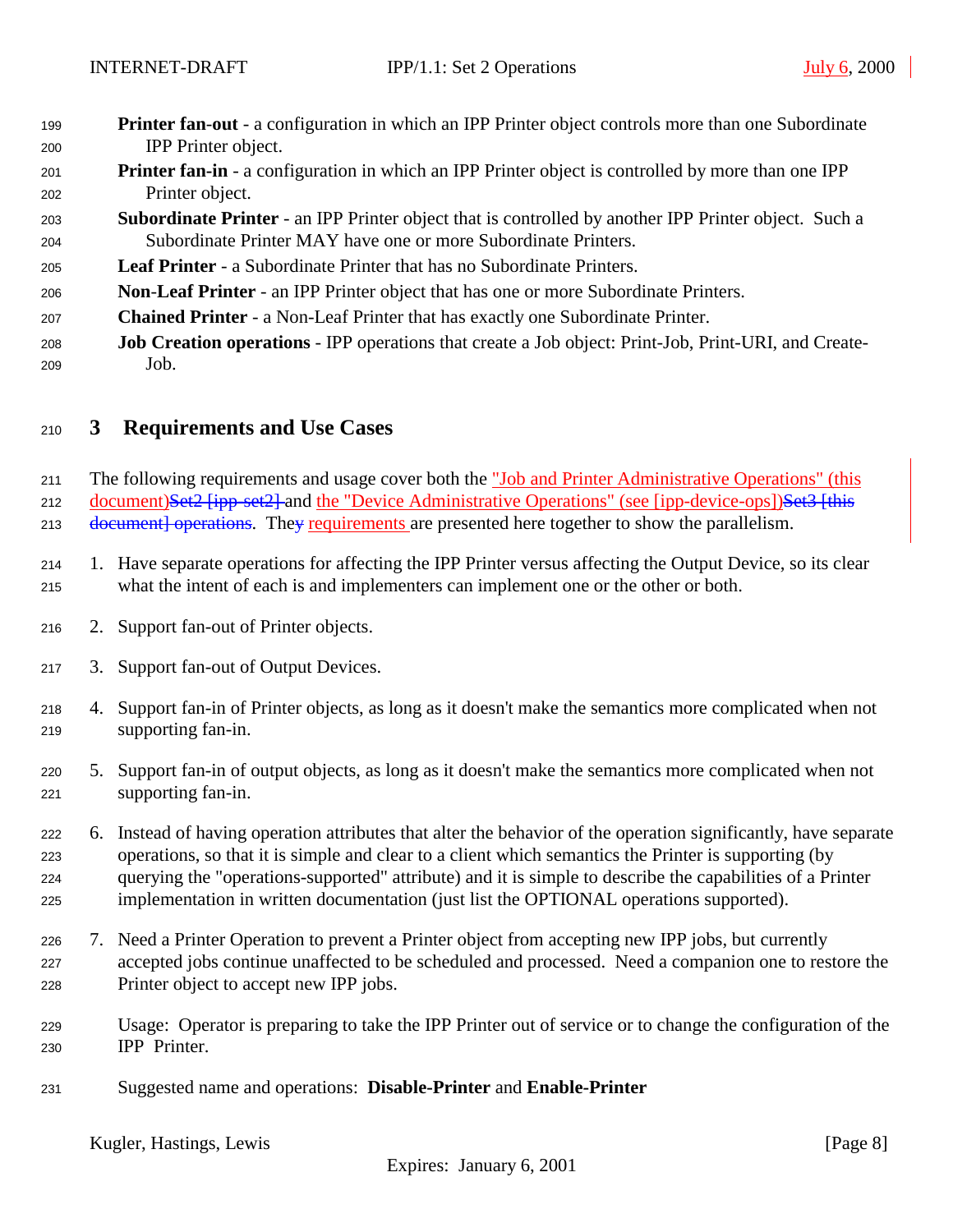**Printer fan-out** - a configuration in which an IPP Printer object controls more than one Subordinate IPP Printer object.

**Printer fan-in** - a configuration in which an IPP Printer object is controlled by more than one IPP Printer object.

**Subordinate Printer** - an IPP Printer object that is controlled by another IPP Printer object. Such a Subordinate Printer MAY have one or more Subordinate Printers.

**Leaf Printer** - a Subordinate Printer that has no Subordinate Printers.

**Non-Leaf Printer** - an IPP Printer object that has one or more Subordinate Printers.

**Chained Printer** - a Non-Leaf Printer that has exactly one Subordinate Printer.

**Job Creation operations** - IPP operations that create a Job object: Print-Job, Print-URI, and Create-Job.

# 3 Requirements and Use Cases

The following requirements and usage cover both the "Job and Printer Administrative Operations" (this document)~~Set2 [ipp-set2]~~ and the "Device Administrative Operations" (see [ipp-device-ops])~~Set3 [this document] operations~~. The~~y~~ requirements are presented here together to show the parallelism.

1. Have separate operations for affecting the IPP Printer versus affecting the Output Device, so its clear what the intent of each is and implementers can implement one or the other or both.

2. Support fan-out of Printer objects.

3. Support fan-out of Output Devices.

4. Support fan-in of Printer objects, as long as it doesn't make the semantics more complicated when not supporting fan-in.

5. Support fan-in of output objects, as long as it doesn't make the semantics more complicated when not supporting fan-in.

6. Instead of having operation attributes that alter the behavior of the operation significantly, have separate operations, so that it is simple and clear to a client which semantics the Printer is supporting (by querying the "operations-supported" attribute) and it is simple to describe the capabilities of a Printer implementation in written documentation (just list the OPTIONAL operations supported).

7. Need a Printer Operation to prevent a Printer object from accepting new IPP jobs, but currently accepted jobs continue unaffected to be scheduled and processed. Need a companion one to restore the Printer object to accept new IPP jobs.

   Usage: Operator is preparing to take the IPP Printer out of service or to change the configuration of the IPP Printer.

   Suggested name and operations: **Disable-Printer** and **Enable-Printer**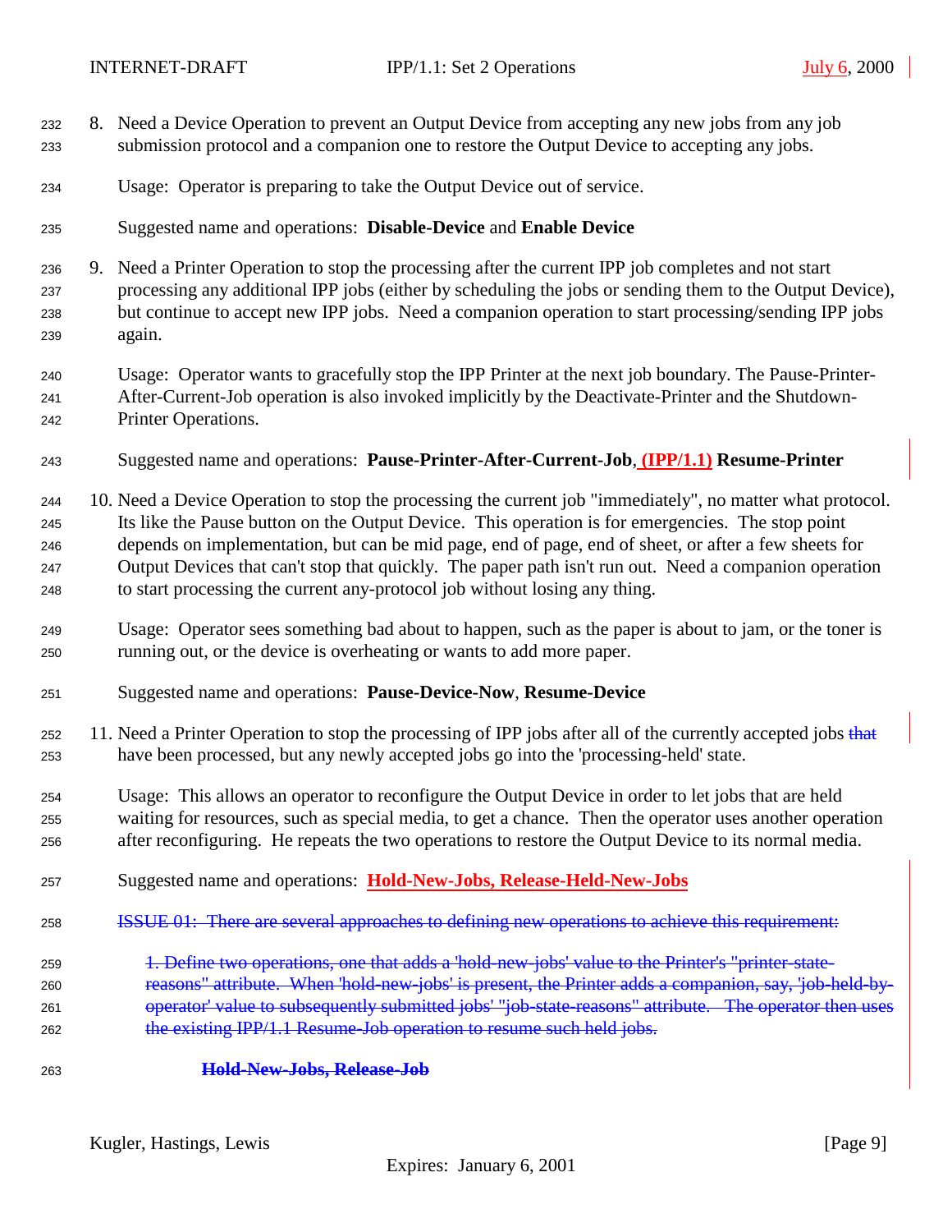8. Need a Device Operation to prevent an Output Device from accepting any new jobs from any job submission protocol and a companion one to restore the Output Device to accepting any jobs.

   Usage: Operator is preparing to take the Output Device out of service.

   Suggested name and operations: **Disable-Device** and **Enable Device**

9. Need a Printer Operation to stop the processing after the current IPP job completes and not start processing any additional IPP jobs (either by scheduling the jobs or sending them to the Output Device), but continue to accept new IPP jobs. Need a companion operation to start processing/sending IPP jobs again.

   Usage: Operator wants to gracefully stop the IPP Printer at the next job boundary. The Pause-Printer-After-Current-Job operation is also invoked implicitly by the Deactivate-Printer and the Shutdown-Printer Operations.

   Suggested name and operations: **Pause-Printer-After-Current-Job**, **(IPP/1.1)** **Resume-Printer**

10. Need a Device Operation to stop the processing the current job "immediately", no matter what protocol. Its like the Pause button on the Output Device. This operation is for emergencies. The stop point depends on implementation, but can be mid page, end of page, end of sheet, or after a few sheets for Output Devices that can't stop that quickly. The paper path isn't run out. Need a companion operation to start processing the current any-protocol job without losing any thing.

    Usage: Operator sees something bad about to happen, such as the paper is about to jam, or the toner is running out, or the device is overheating or wants to add more paper.

    Suggested name and operations: **Pause-Device-Now**, **Resume-Device**

11. Need a Printer Operation to stop the processing of IPP jobs after all of the currently accepted jobs ~~that~~ have been processed, but any newly accepted jobs go into the 'processing-held' state.

    Usage: This allows an operator to reconfigure the Output Device in order to let jobs that are held waiting for resources, such as special media, to get a chance. Then the operator uses another operation after reconfiguring. He repeats the two operations to restore the Output Device to its normal media.

    Suggested name and operations: **Hold-New-Jobs, Release-Held-New-Jobs**

    ~~ISSUE 01: There are several approaches to defining new operations to achieve this requirement:~~

    ~~1. Define two operations, one that adds a 'hold-new-jobs' value to the Printer's "printer-state-reasons" attribute. When 'hold-new-jobs' is present, the Printer adds a companion, say, 'job-held-by-operator' value to subsequently submitted jobs' "job-state-reasons" attribute. The operator then uses the existing IPP/1.1 Resume-Job operation to resume such held jobs.~~

    ~~**Hold-New-Jobs, Release-Job**~~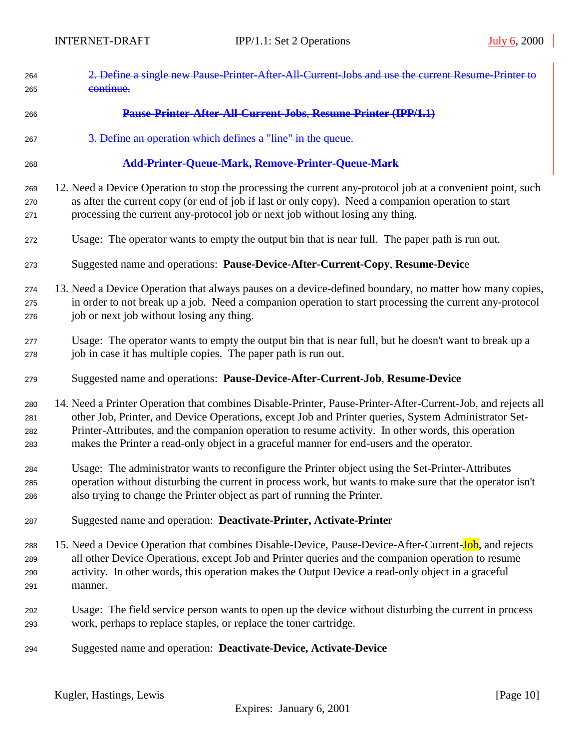~~2. Define a single new Pause-Printer-After-All-Current-Jobs and use the current Resume-Printer to continue.~~

~~**Pause-Printer-After-All-Current-Jobs, Resume-Printer (IPP/1.1)**~~

~~3. Define an operation which defines a "line" in the queue.~~

~~**Add-Printer-Queue-Mark, Remove-Printer-Queue-Mark**~~

12. Need a Device Operation to stop the processing the current any-protocol job at a convenient point, such as after the current copy (or end of job if last or only copy). Need a companion operation to start processing the current any-protocol job or next job without losing any thing.

    Usage: The operator wants to empty the output bin that is near full. The paper path is run out.

    Suggested name and operations: **Pause-Device-After-Current-Copy**, **Resume-Device**

13. Need a Device Operation that always pauses on a device-defined boundary, no matter how many copies, in order to not break up a job. Need a companion operation to start processing the current any-protocol job or next job without losing any thing.

    Usage: The operator wants to empty the output bin that is near full, but he doesn't want to break up a job in case it has multiple copies. The paper path is run out.

    Suggested name and operations: **Pause-Device-After-Current-Job**, **Resume-Device**

14. Need a Printer Operation that combines Disable-Printer, Pause-Printer-After-Current-Job, and rejects all other Job, Printer, and Device Operations, except Job and Printer queries, System Administrator Set-Printer-Attributes, and the companion operation to resume activity. In other words, this operation makes the Printer a read-only object in a graceful manner for end-users and the operator.

    Usage: The administrator wants to reconfigure the Printer object using the Set-Printer-Attributes operation without disturbing the current in process work, but wants to make sure that the operator isn't also trying to change the Printer object as part of running the Printer.

    Suggested name and operation: **Deactivate-Printer, Activate-Printer**

15. Need a Device Operation that combines Disable-Device, Pause-Device-After-Current-Job, and rejects all other Device Operations, except Job and Printer queries and the companion operation to resume activity. In other words, this operation makes the Output Device a read-only object in a graceful manner.

    Usage: The field service person wants to open up the device without disturbing the current in process work, perhaps to replace staples, or replace the toner cartridge.

    Suggested name and operation: **Deactivate-Device, Activate-Device**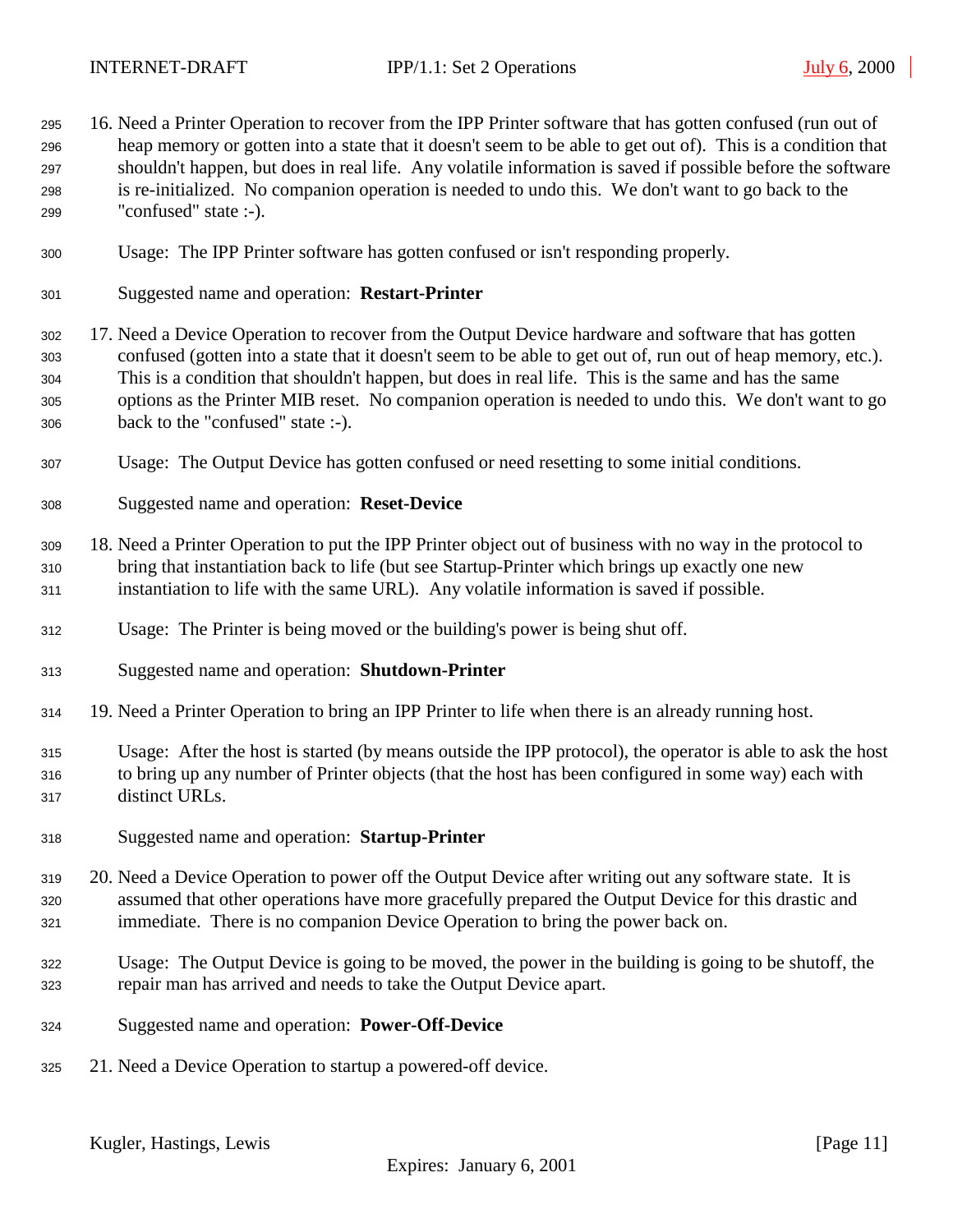16. Need a Printer Operation to recover from the IPP Printer software that has gotten confused (run out of heap memory or gotten into a state that it doesn't seem to be able to get out of). This is a condition that shouldn't happen, but does in real life. Any volatile information is saved if possible before the software is re-initialized. No companion operation is needed to undo this. We don't want to go back to the "confused" state :-).

    Usage: The IPP Printer software has gotten confused or isn't responding properly.

    Suggested name and operation: **Restart-Printer**

17. Need a Device Operation to recover from the Output Device hardware and software that has gotten confused (gotten into a state that it doesn't seem to be able to get out of, run out of heap memory, etc.). This is a condition that shouldn't happen, but does in real life. This is the same and has the same options as the Printer MIB reset. No companion operation is needed to undo this. We don't want to go back to the "confused" state :-).

    Usage: The Output Device has gotten confused or need resetting to some initial conditions.

    Suggested name and operation: **Reset-Device**

18. Need a Printer Operation to put the IPP Printer object out of business with no way in the protocol to bring that instantiation back to life (but see Startup-Printer which brings up exactly one new instantiation to life with the same URL). Any volatile information is saved if possible.

    Usage: The Printer is being moved or the building's power is being shut off.

    Suggested name and operation: **Shutdown-Printer**

19. Need a Printer Operation to bring an IPP Printer to life when there is an already running host.

    Usage: After the host is started (by means outside the IPP protocol), the operator is able to ask the host to bring up any number of Printer objects (that the host has been configured in some way) each with distinct URLs.

    Suggested name and operation: **Startup-Printer**

20. Need a Device Operation to power off the Output Device after writing out any software state. It is assumed that other operations have more gracefully prepared the Output Device for this drastic and immediate. There is no companion Device Operation to bring the power back on.

    Usage: The Output Device is going to be moved, the power in the building is going to be shutoff, the repair man has arrived and needs to take the Output Device apart.

    Suggested name and operation: **Power-Off-Device**

21. Need a Device Operation to startup a powered-off device.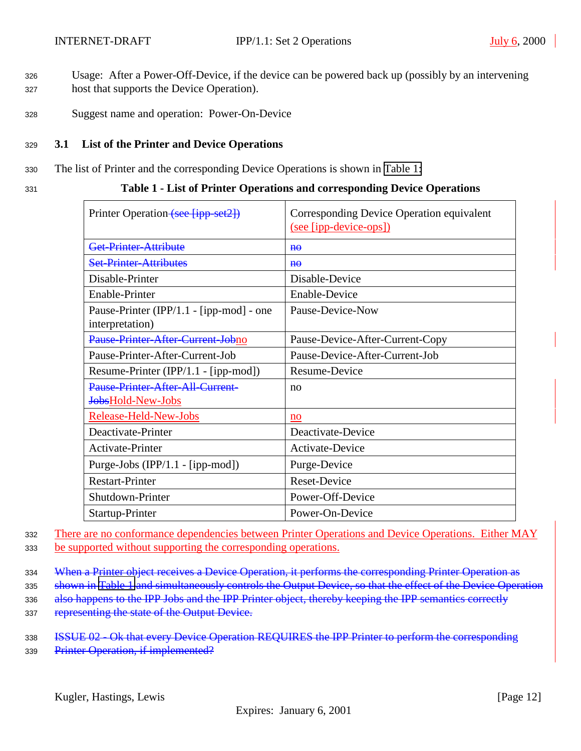Usage: After a Power-Off-Device, if the device can be powered back up (possibly by an intervening host that supports the Device Operation).

Suggest name and operation: Power-On-Device

### 3.1 List of the Printer and Device Operations

The list of Printer and the corresponding Device Operations is shown in Table 1:

**Table 1 - List of Printer Operations and corresponding Device Operations**

| Printer Operation ~~(see [ipp-set2])~~ | Corresponding Device Operation equivalent (see [ipp-device-ops]) |
|---|---|
| ~~Get-Printer-Attribute~~ | ~~no~~ |
| ~~Set-Printer-Attributes~~ | ~~no~~ |
| Disable-Printer | Disable-Device |
| Enable-Printer | Enable-Device |
| Pause-Printer (IPP/1.1 - [ipp-mod] - one interpretation) | Pause-Device-Now |
| ~~Pause-Printer-After-Current-Job~~no | Pause-Device-After-Current-Copy |
| Pause-Printer-After-Current-Job | Pause-Device-After-Current-Job |
| Resume-Printer (IPP/1.1 - [ipp-mod]) | Resume-Device |
| ~~Pause-Printer-After-All-Current-Jobs~~Hold-New-Jobs | no |
| Release-Held-New-Jobs | no |
| Deactivate-Printer | Deactivate-Device |
| Activate-Printer | Activate-Device |
| Purge-Jobs (IPP/1.1 - [ipp-mod]) | Purge-Device |
| Restart-Printer | Reset-Device |
| Shutdown-Printer | Power-Off-Device |
| Startup-Printer | Power-On-Device |

There are no conformance dependencies between Printer Operations and Device Operations. Either MAY be supported without supporting the corresponding operations.

~~When a Printer object receives a Device Operation, it performs the corresponding Printer Operation as shown in Table 1 and simultaneously controls the Output Device, so that the effect of the Device Operation also happens to the IPP Jobs and the IPP Printer object, thereby keeping the IPP semantics correctly representing the state of the Output Device.~~

~~ISSUE 02 - Ok that every Device Operation REQUIRES the IPP Printer to perform the corresponding Printer Operation, if implemented?~~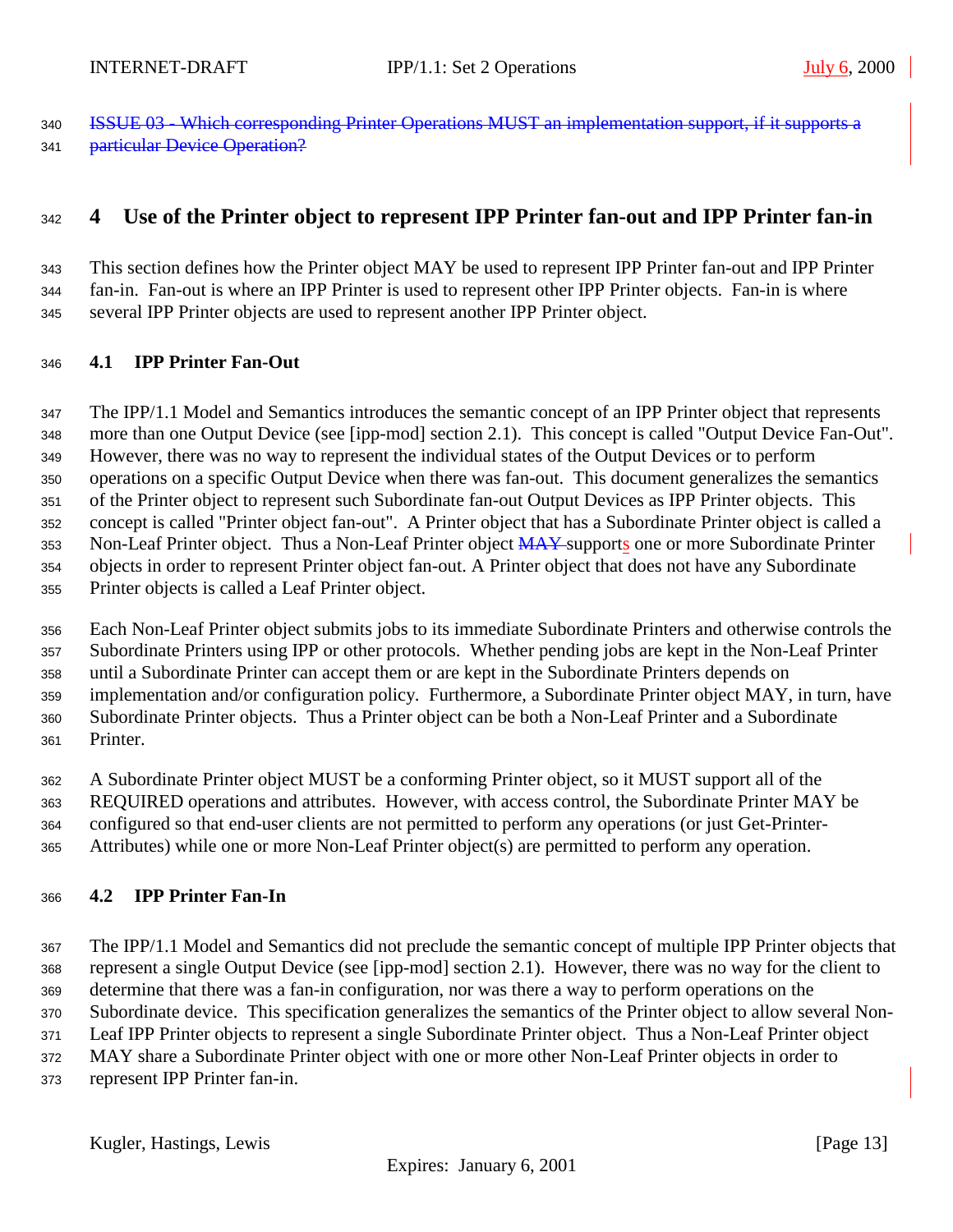~~ISSUE 03 - Which corresponding Printer Operations MUST an implementation support, if it supports a particular Device Operation?~~

# 4 Use of the Printer object to represent IPP Printer fan-out and IPP Printer fan-in

This section defines how the Printer object MAY be used to represent IPP Printer fan-out and IPP Printer fan-in. Fan-out is where an IPP Printer is used to represent other IPP Printer objects. Fan-in is where several IPP Printer objects are used to represent another IPP Printer object.

## 4.1 IPP Printer Fan-Out

The IPP/1.1 Model and Semantics introduces the semantic concept of an IPP Printer object that represents more than one Output Device (see [ipp-mod] section 2.1). This concept is called "Output Device Fan-Out". However, there was no way to represent the individual states of the Output Devices or to perform operations on a specific Output Device when there was fan-out. This document generalizes the semantics of the Printer object to represent such Subordinate fan-out Output Devices as IPP Printer objects. This concept is called "Printer object fan-out". A Printer object that has a Subordinate Printer object is called a Non-Leaf Printer object. Thus a Non-Leaf Printer object ~~MAY~~ supports one or more Subordinate Printer objects in order to represent Printer object fan-out. A Printer object that does not have any Subordinate Printer objects is called a Leaf Printer object.

Each Non-Leaf Printer object submits jobs to its immediate Subordinate Printers and otherwise controls the Subordinate Printers using IPP or other protocols. Whether pending jobs are kept in the Non-Leaf Printer until a Subordinate Printer can accept them or are kept in the Subordinate Printers depends on implementation and/or configuration policy. Furthermore, a Subordinate Printer object MAY, in turn, have Subordinate Printer objects. Thus a Printer object can be both a Non-Leaf Printer and a Subordinate Printer.

A Subordinate Printer object MUST be a conforming Printer object, so it MUST support all of the REQUIRED operations and attributes. However, with access control, the Subordinate Printer MAY be configured so that end-user clients are not permitted to perform any operations (or just Get-Printer-Attributes) while one or more Non-Leaf Printer object(s) are permitted to perform any operation.

## 4.2 IPP Printer Fan-In

The IPP/1.1 Model and Semantics did not preclude the semantic concept of multiple IPP Printer objects that represent a single Output Device (see [ipp-mod] section 2.1). However, there was no way for the client to determine that there was a fan-in configuration, nor was there a way to perform operations on the Subordinate device. This specification generalizes the semantics of the Printer object to allow several Non-Leaf IPP Printer objects to represent a single Subordinate Printer object. Thus a Non-Leaf Printer object MAY share a Subordinate Printer object with one or more other Non-Leaf Printer objects in order to represent IPP Printer fan-in.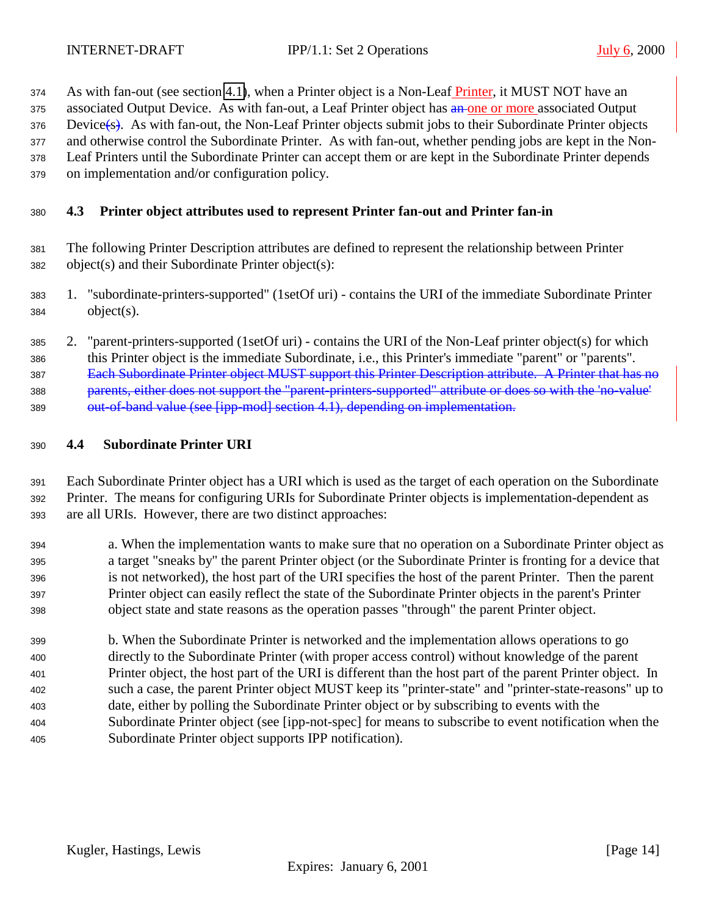As with fan-out (see section 4.1), when a Printer object is a Non-Leaf Printer, it MUST NOT have an associated Output Device. As with fan-out, a Leaf Printer object has ~~an~~ one or more associated Output Device~~(s)~~. As with fan-out, the Non-Leaf Printer objects submit jobs to their Subordinate Printer objects and otherwise control the Subordinate Printer. As with fan-out, whether pending jobs are kept in the Non-Leaf Printers until the Subordinate Printer can accept them or are kept in the Subordinate Printer depends on implementation and/or configuration policy.

## 4.3 Printer object attributes used to represent Printer fan-out and Printer fan-in

The following Printer Description attributes are defined to represent the relationship between Printer object(s) and their Subordinate Printer object(s):

1. "subordinate-printers-supported" (1setOf uri) - contains the URI of the immediate Subordinate Printer object(s).

2. "parent-printers-supported (1setOf uri) - contains the URI of the Non-Leaf printer object(s) for which this Printer object is the immediate Subordinate, i.e., this Printer's immediate "parent" or "parents". ~~Each Subordinate Printer object MUST support this Printer Description attribute. A Printer that has no parents, either does not support the "parent-printers-supported" attribute or does so with the 'no-value' out-of-band value (see [ipp-mod] section 4.1), depending on implementation.~~

## 4.4 Subordinate Printer URI

Each Subordinate Printer object has a URI which is used as the target of each operation on the Subordinate Printer. The means for configuring URIs for Subordinate Printer objects is implementation-dependent as are all URIs. However, there are two distinct approaches:

a. When the implementation wants to make sure that no operation on a Subordinate Printer object as a target "sneaks by" the parent Printer object (or the Subordinate Printer is fronting for a device that is not networked), the host part of the URI specifies the host of the parent Printer. Then the parent Printer object can easily reflect the state of the Subordinate Printer objects in the parent's Printer object state and state reasons as the operation passes "through" the parent Printer object.

b. When the Subordinate Printer is networked and the implementation allows operations to go directly to the Subordinate Printer (with proper access control) without knowledge of the parent Printer object, the host part of the URI is different than the host part of the parent Printer object. In such a case, the parent Printer object MUST keep its "printer-state" and "printer-state-reasons" up to date, either by polling the Subordinate Printer object or by subscribing to events with the Subordinate Printer object (see [ipp-not-spec] for means to subscribe to event notification when the Subordinate Printer object supports IPP notification).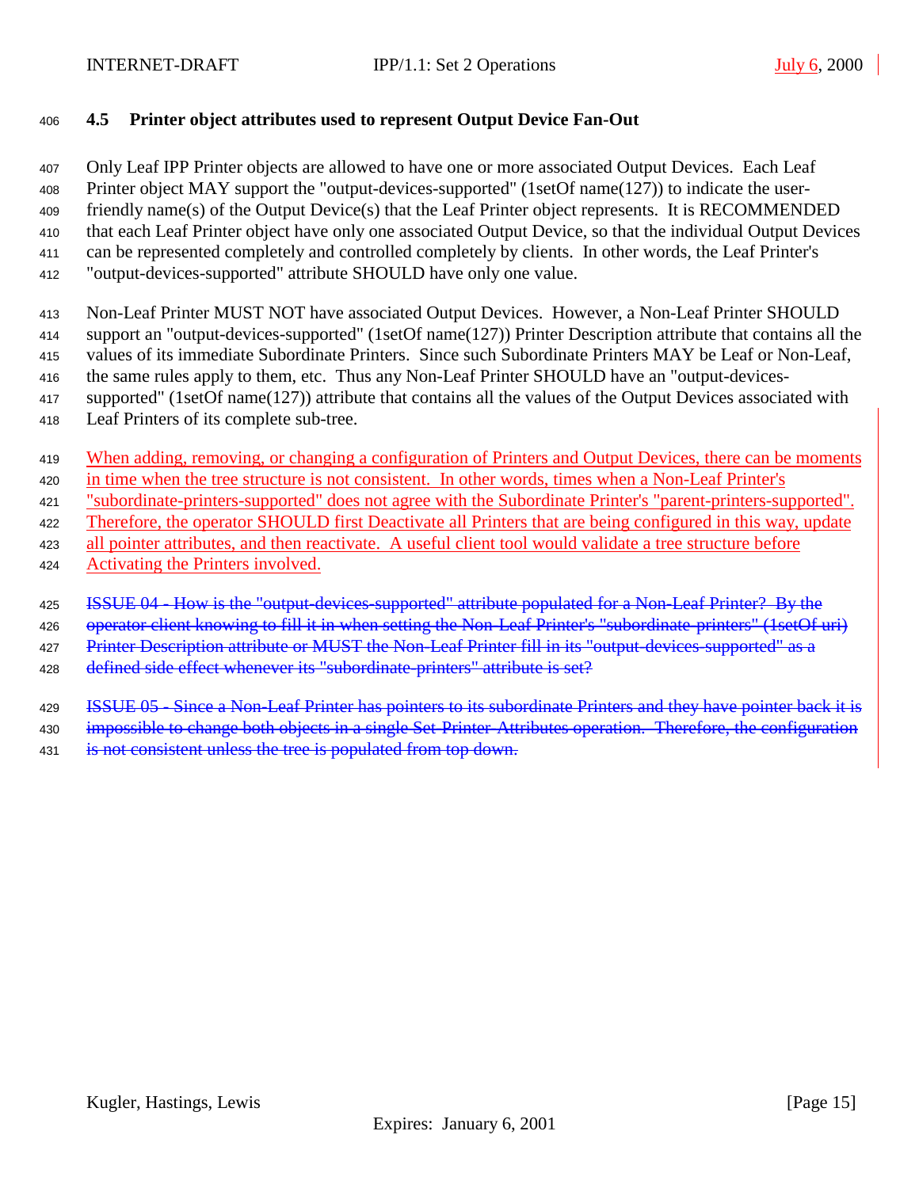### 4.5 Printer object attributes used to represent Output Device Fan-Out

Only Leaf IPP Printer objects are allowed to have one or more associated Output Devices. Each Leaf Printer object MAY support the "output-devices-supported" (1setOf name(127)) to indicate the user-friendly name(s) of the Output Device(s) that the Leaf Printer object represents. It is RECOMMENDED that each Leaf Printer object have only one associated Output Device, so that the individual Output Devices can be represented completely and controlled completely by clients. In other words, the Leaf Printer's "output-devices-supported" attribute SHOULD have only one value.

Non-Leaf Printer MUST NOT have associated Output Devices. However, a Non-Leaf Printer SHOULD support an "output-devices-supported" (1setOf name(127)) Printer Description attribute that contains all the values of its immediate Subordinate Printers. Since such Subordinate Printers MAY be Leaf or Non-Leaf, the same rules apply to them, etc. Thus any Non-Leaf Printer SHOULD have an "output-devices-supported" (1setOf name(127)) attribute that contains all the values of the Output Devices associated with Leaf Printers of its complete sub-tree.

When adding, removing, or changing a configuration of Printers and Output Devices, there can be moments in time when the tree structure is not consistent. In other words, times when a Non-Leaf Printer's "subordinate-printers-supported" does not agree with the Subordinate Printer's "parent-printers-supported". Therefore, the operator SHOULD first Deactivate all Printers that are being configured in this way, update all pointer attributes, and then reactivate. A useful client tool would validate a tree structure before Activating the Printers involved.

~~ISSUE 04 - How is the "output-devices-supported" attribute populated for a Non-Leaf Printer? By the operator client knowing to fill it in when setting the Non-Leaf Printer's "subordinate-printers" (1setOf uri) Printer Description attribute or MUST the Non-Leaf Printer fill in its "output-devices-supported" as a defined side effect whenever its "subordinate-printers" attribute is set?~~

~~ISSUE 05 - Since a Non-Leaf Printer has pointers to its subordinate Printers and they have pointer back it is impossible to change both objects in a single Set-Printer-Attributes operation. Therefore, the configuration is not consistent unless the tree is populated from top down.~~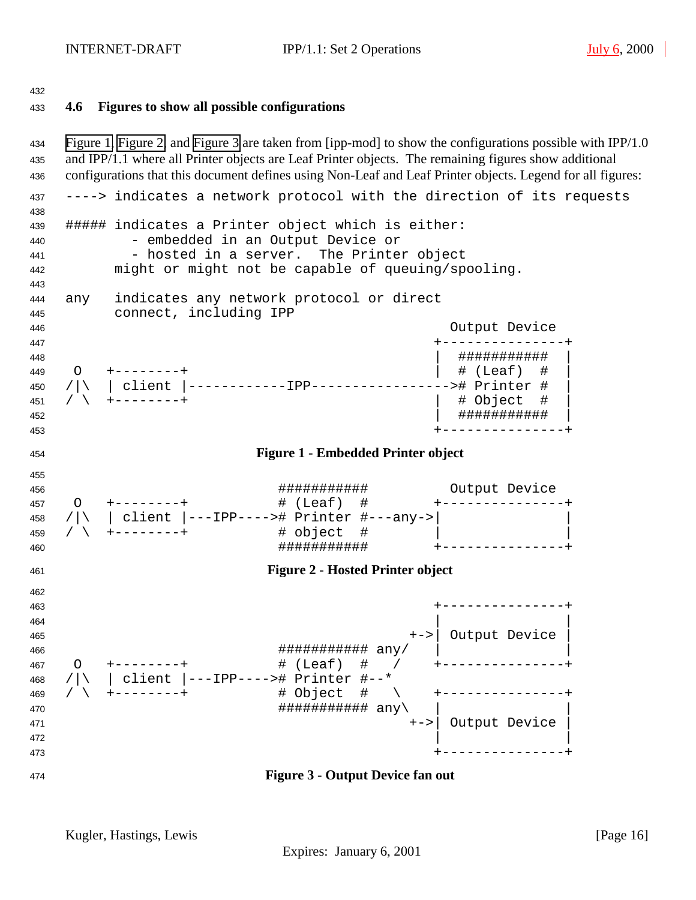### 4.6 Figures to show all possible configurations

Figure 1, Figure 2, and Figure 3 are taken from [ipp-mod] to show the configurations possible with IPP/1.0 and IPP/1.1 where all Printer objects are Leaf Printer objects. The remaining figures show additional configurations that this document defines using Non-Leaf and Leaf Printer objects. Legend for all figures:

```
----> indicates a network protocol with the direction of its requests

##### indicates a Printer object which is either:
        - embedded in an Output Device or
        - hosted in a server.  The Printer object
      might or might not be capable of queuing/spooling.

any   indicates any network protocol or direct
      connect, including IPP
```

```
                                                Output Device
                                              +---------------+
                                              |  ###########  |
 O   +--------+                               |  # (Leaf)  #  |
/|\  | client |------------IPP----------------># Printer #  |
/ \  +--------+                               |  # Object  #  |
                                              |  ###########  |
                                              +---------------+
```

**Figure 1 - Embedded Printer object**

```
                     ###########         Output Device
 O   +--------+      # (Leaf)  #       +---------------+
/|\  | client |---IPP----># Printer #---any->|               |
/ \  +--------+      # object  #       |               |
                     ###########       +---------------+
```

**Figure 2 - Hosted Printer object**

```
                                            +---------------+
                                            |               |
                                         +->| Output Device |
                     ########### any/       |               |
 O   +--------+      # (Leaf)  #   /        +---------------+
/|\  | client |---IPP----># Printer #--*
/ \  +--------+      # Object  #   \        +---------------+
                     ########### any\       |               |
                                         +->| Output Device |
                                            |               |
                                            +---------------+
```

**Figure 3 - Output Device fan out**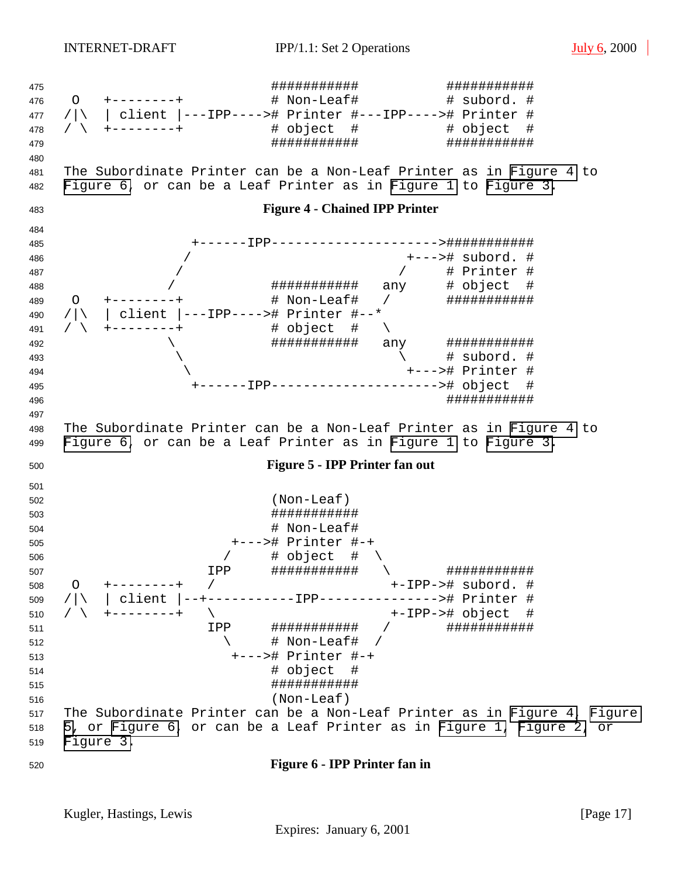```
                               ###########           ###########
  O   +--------+               # Non-Leaf#           # subord. #
 /|\  | client |---IPP---->#  Printer #---IPP---->#  Printer #
 / \  +--------+               # object  #           # object  #
                               ###########           ###########
```

The Subordinate Printer can be a Non-Leaf Printer as in Figure 4 to Figure 6, or can be a Leaf Printer as in Figure 1 to Figure 3.

**Figure 4 - Chained IPP Printer**

```
                +------IPP--------------------->###########
               /                          +--->#  subord. #
              /                          /     # Printer #
             /             ###########   any   # object  #
  O   +--------+           # Non-Leaf#   /     ###########
 /|\  | client |---IPP---->#  Printer #--*
 / \  +--------+           # object  #   \
             \             ###########   any   ###########
              \                          \     # subord. #
               \                          +--->#  Printer #
                +------IPP--------------------->#  object  #
                                               ###########
```

The Subordinate Printer can be a Non-Leaf Printer as in Figure 4 to Figure 6, or can be a Leaf Printer as in Figure 1 to Figure 3.

**Figure 5 - IPP Printer fan out**

```
                           (Non-Leaf)
                           ###########
                           # Non-Leaf#
                      +--->#  Printer #-+
                     /     # object  #   \
                   IPP     ###########    \       ###########
  O   +--------+   /                       +-IPP->#  subord. #
 /|\  | client |--+-----------IPP--------------->#  Printer #
 / \  +--------+   \                       +-IPP->#  object  #
                   IPP     ###########    /       ###########
                     \     # Non-Leaf#   /
                      +--->#  Printer #-+
                           # object  #
                           ###########
                           (Non-Leaf)
```

The Subordinate Printer can be a Non-Leaf Printer as in Figure 4, Figure 5, or Figure 6, or can be a Leaf Printer as in Figure 1, Figure 2, or Figure 3.

**Figure 6 - IPP Printer fan in**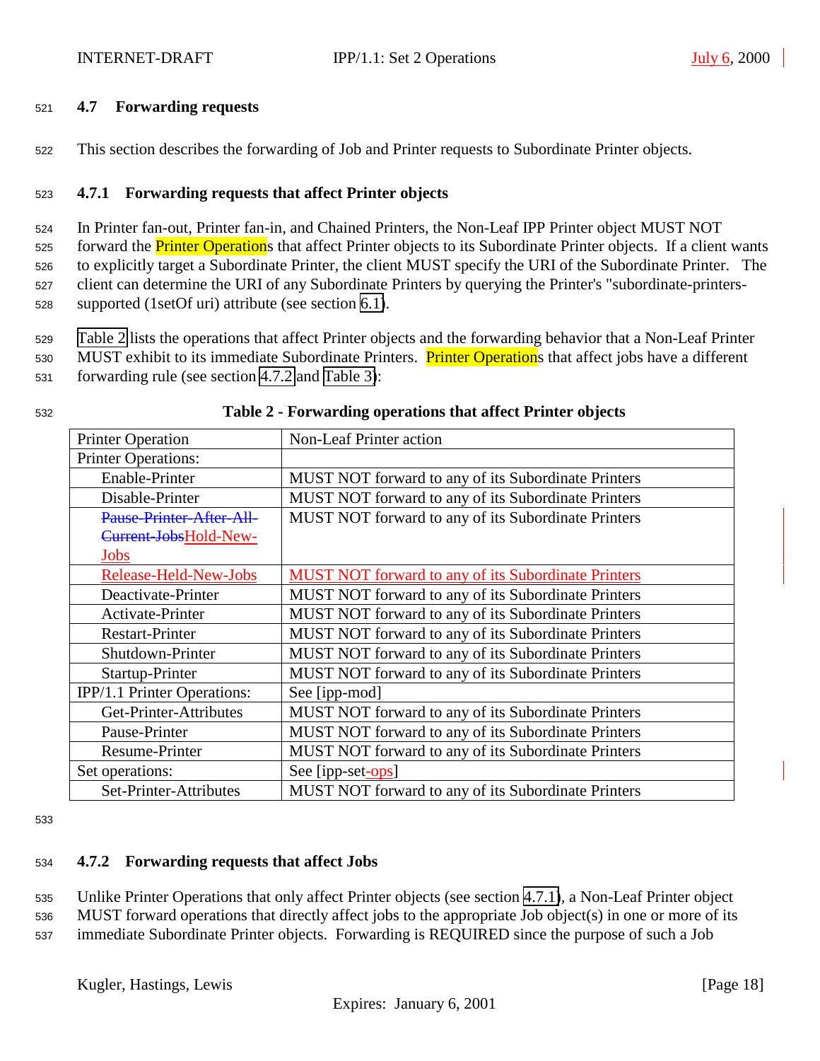## 4.7 Forwarding requests

This section describes the forwarding of Job and Printer requests to Subordinate Printer objects.

### 4.7.1 Forwarding requests that affect Printer objects

In Printer fan-out, Printer fan-in, and Chained Printers, the Non-Leaf IPP Printer object MUST NOT forward the Printer Operations that affect Printer objects to its Subordinate Printer objects. If a client wants to explicitly target a Subordinate Printer, the client MUST specify the URI of the Subordinate Printer. The client can determine the URI of any Subordinate Printers by querying the Printer's "subordinate-printers-supported (1setOf uri) attribute (see section 6.1).

Table 2 lists the operations that affect Printer objects and the forwarding behavior that a Non-Leaf Printer MUST exhibit to its immediate Subordinate Printers. Printer Operations that affect jobs have a different forwarding rule (see section 4.7.2 and Table 3):

**Table 2 - Forwarding operations that affect Printer objects**

| Printer Operation | Non-Leaf Printer action |
|---|---|
| Printer Operations: | |
| Enable-Printer | MUST NOT forward to any of its Subordinate Printers |
| Disable-Printer | MUST NOT forward to any of its Subordinate Printers |
| ~~Pause-Printer-After-All-Current-Jobs~~Hold-New-Jobs | MUST NOT forward to any of its Subordinate Printers |
| Release-Held-New-Jobs | MUST NOT forward to any of its Subordinate Printers |
| Deactivate-Printer | MUST NOT forward to any of its Subordinate Printers |
| Activate-Printer | MUST NOT forward to any of its Subordinate Printers |
| Restart-Printer | MUST NOT forward to any of its Subordinate Printers |
| Shutdown-Printer | MUST NOT forward to any of its Subordinate Printers |
| Startup-Printer | MUST NOT forward to any of its Subordinate Printers |
| IPP/1.1 Printer Operations: | See [ipp-mod] |
| Get-Printer-Attributes | MUST NOT forward to any of its Subordinate Printers |
| Pause-Printer | MUST NOT forward to any of its Subordinate Printers |
| Resume-Printer | MUST NOT forward to any of its Subordinate Printers |
| Set operations: | See [ipp-set-ops] |
| Set-Printer-Attributes | MUST NOT forward to any of its Subordinate Printers |

### 4.7.2 Forwarding requests that affect Jobs

Unlike Printer Operations that only affect Printer objects (see section 4.7.1), a Non-Leaf Printer object MUST forward operations that directly affect jobs to the appropriate Job object(s) in one or more of its immediate Subordinate Printer objects. Forwarding is REQUIRED since the purpose of such a Job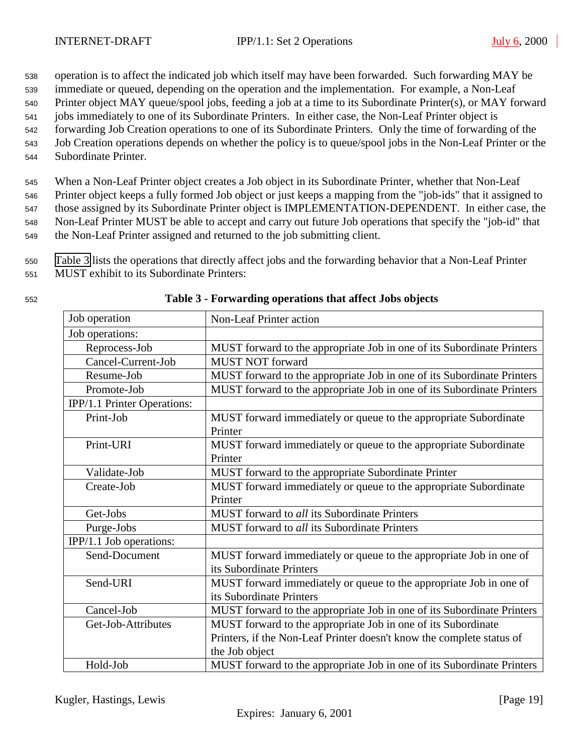operation is to affect the indicated job which itself may have been forwarded. Such forwarding MAY be immediate or queued, depending on the operation and the implementation. For example, a Non-Leaf Printer object MAY queue/spool jobs, feeding a job at a time to its Subordinate Printer(s), or MAY forward jobs immediately to one of its Subordinate Printers. In either case, the Non-Leaf Printer object is forwarding Job Creation operations to one of its Subordinate Printers. Only the time of forwarding of the Job Creation operations depends on whether the policy is to queue/spool jobs in the Non-Leaf Printer or the Subordinate Printer.

When a Non-Leaf Printer object creates a Job object in its Subordinate Printer, whether that Non-Leaf Printer object keeps a fully formed Job object or just keeps a mapping from the "job-ids" that it assigned to those assigned by its Subordinate Printer object is IMPLEMENTATION-DEPENDENT. In either case, the Non-Leaf Printer MUST be able to accept and carry out future Job operations that specify the "job-id" that the Non-Leaf Printer assigned and returned to the job submitting client.

Table 3 lists the operations that directly affect jobs and the forwarding behavior that a Non-Leaf Printer MUST exhibit to its Subordinate Printers:

**Table 3 - Forwarding operations that affect Jobs objects**

| Job operation | Non-Leaf Printer action |
|---|---|
| Job operations: | |
| Reprocess-Job | MUST forward to the appropriate Job in one of its Subordinate Printers |
| Cancel-Current-Job | MUST NOT forward |
| Resume-Job | MUST forward to the appropriate Job in one of its Subordinate Printers |
| Promote-Job | MUST forward to the appropriate Job in one of its Subordinate Printers |
| IPP/1.1 Printer Operations: | |
| Print-Job | MUST forward immediately or queue to the appropriate Subordinate Printer |
| Print-URI | MUST forward immediately or queue to the appropriate Subordinate Printer |
| Validate-Job | MUST forward to the appropriate Subordinate Printer |
| Create-Job | MUST forward immediately or queue to the appropriate Subordinate Printer |
| Get-Jobs | MUST forward to *all* its Subordinate Printers |
| Purge-Jobs | MUST forward to *all* its Subordinate Printers |
| IPP/1.1 Job operations: | |
| Send-Document | MUST forward immediately or queue to the appropriate Job in one of its Subordinate Printers |
| Send-URI | MUST forward immediately or queue to the appropriate Job in one of its Subordinate Printers |
| Cancel-Job | MUST forward to the appropriate Job in one of its Subordinate Printers |
| Get-Job-Attributes | MUST forward to the appropriate Job in one of its Subordinate Printers, if the Non-Leaf Printer doesn't know the complete status of the Job object |
| Hold-Job | MUST forward to the appropriate Job in one of its Subordinate Printers |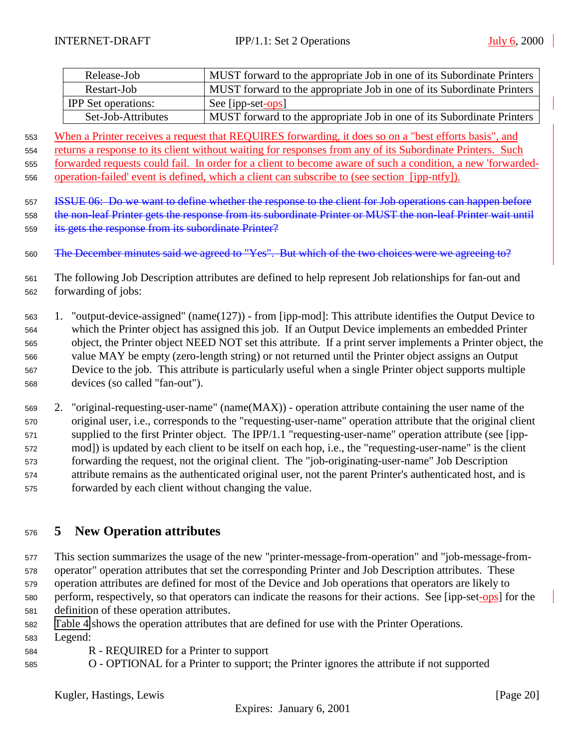| Release-Job | MUST forward to the appropriate Job in one of its Subordinate Printers |
|---|---|
| Restart-Job | MUST forward to the appropriate Job in one of its Subordinate Printers |
| IPP Set operations: | See [ipp-set-ops] |
| Set-Job-Attributes | MUST forward to the appropriate Job in one of its Subordinate Printers |

When a Printer receives a request that REQUIRES forwarding, it does so on a "best efforts basis", and returns a response to its client without waiting for responses from any of its Subordinate Printers. Such forwarded requests could fail. In order for a client to become aware of such a condition, a new 'forwarded-operation-failed' event is defined, which a client can subscribe to (see section [ipp-ntfy]).

~~ISSUE 06: Do we want to define whether the response to the client for Job operations can happen before the non-leaf Printer gets the response from its subordinate Printer or MUST the non-leaf Printer wait until its gets the response from its subordinate Printer?~~

~~The December minutes said we agreed to "Yes". But which of the two choices were we agreeing to?~~

The following Job Description attributes are defined to help represent Job relationships for fan-out and forwarding of jobs:

1. "output-device-assigned" (name(127)) - from [ipp-mod]: This attribute identifies the Output Device to which the Printer object has assigned this job. If an Output Device implements an embedded Printer object, the Printer object NEED NOT set this attribute. If a print server implements a Printer object, the value MAY be empty (zero-length string) or not returned until the Printer object assigns an Output Device to the job. This attribute is particularly useful when a single Printer object supports multiple devices (so called "fan-out").

2. "original-requesting-user-name" (name(MAX)) - operation attribute containing the user name of the original user, i.e., corresponds to the "requesting-user-name" operation attribute that the original client supplied to the first Printer object. The IPP/1.1 "requesting-user-name" operation attribute (see [ipp-mod]) is updated by each client to be itself on each hop, i.e., the "requesting-user-name" is the client forwarding the request, not the original client. The "job-originating-user-name" Job Description attribute remains as the authenticated original user, not the parent Printer's authenticated host, and is forwarded by each client without changing the value.

# 5 New Operation attributes

This section summarizes the usage of the new "printer-message-from-operation" and "job-message-from-operator" operation attributes that set the corresponding Printer and Job Description attributes. These operation attributes are defined for most of the Device and Job operations that operators are likely to perform, respectively, so that operators can indicate the reasons for their actions. See [ipp-set-ops] for the definition of these operation attributes.

Table 4 shows the operation attributes that are defined for use with the Printer Operations.

Legend:

R - REQUIRED for a Printer to support

O - OPTIONAL for a Printer to support; the Printer ignores the attribute if not supported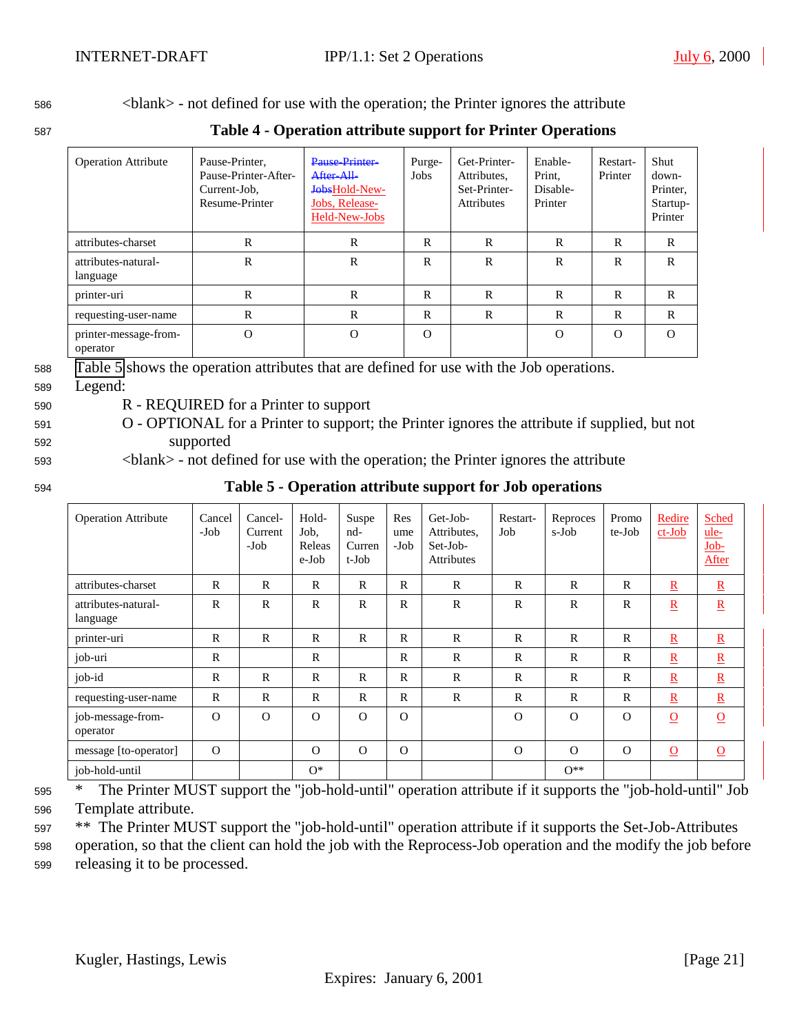<blank> - not defined for use with the operation; the Printer ignores the attribute

**Table 4 - Operation attribute support for Printer Operations**

| Operation Attribute | Pause-Printer, Pause-Printer-After-Current-Job, Resume-Printer | ~~Pause-Printer-After-All-Jobs~~Hold-New-Jobs, Release-Held-New-Jobs | Purge-Jobs | Get-Printer-Attributes, Set-Printer-Attributes | Enable-Print, Disable-Printer | Restart-Printer | Shut down-Printer, Startup-Printer |
|---|---|---|---|---|---|---|---|
| attributes-charset | R | R | R | R | R | R | R |
| attributes-natural-language | R | R | R | R | R | R | R |
| printer-uri | R | R | R | R | R | R | R |
| requesting-user-name | R | R | R | R | R | R | R |
| printer-message-from-operator | O | O | O | | O | O | O |

Table 5 shows the operation attributes that are defined for use with the Job operations.

Legend:

R - REQUIRED for a Printer to support

O - OPTIONAL for a Printer to support; the Printer ignores the attribute if supplied, but not supported

<blank> - not defined for use with the operation; the Printer ignores the attribute

**Table 5 - Operation attribute support for Job operations**

| Operation Attribute | Cancel-Job | Cancel-Current-Job | Hold-Job, Release-Job | Suspend-Current-Job | Resume-Job | Get-Job-Attributes, Set-Job-Attributes | Restart-Job | Reprocess-Job | Promote-Job | Redirect-Job | Schedule-Job-After |
|---|---|---|---|---|---|---|---|---|---|---|---|
| attributes-charset | R | R | R | R | R | R | R | R | R | R | R |
| attributes-natural-language | R | R | R | R | R | R | R | R | R | R | R |
| printer-uri | R | R | R | R | R | R | R | R | R | R | R |
| job-uri | R | | R | | R | R | R | R | R | R | R |
| job-id | R | R | R | R | R | R | R | R | R | R | R |
| requesting-user-name | R | R | R | R | R | R | R | R | R | R | R |
| job-message-from-operator | O | O | O | O | O | | O | O | O | O | O |
| message [to-operator] | O | | O | O | O | | O | O | O | O | O |
| job-hold-until | | | O* | | | | | O** | | | |

\* The Printer MUST support the "job-hold-until" operation attribute if it supports the "job-hold-until" Job Template attribute.

\*\* The Printer MUST support the "job-hold-until" operation attribute if it supports the Set-Job-Attributes operation, so that the client can hold the job with the Reprocess-Job operation and the modify the job before releasing it to be processed.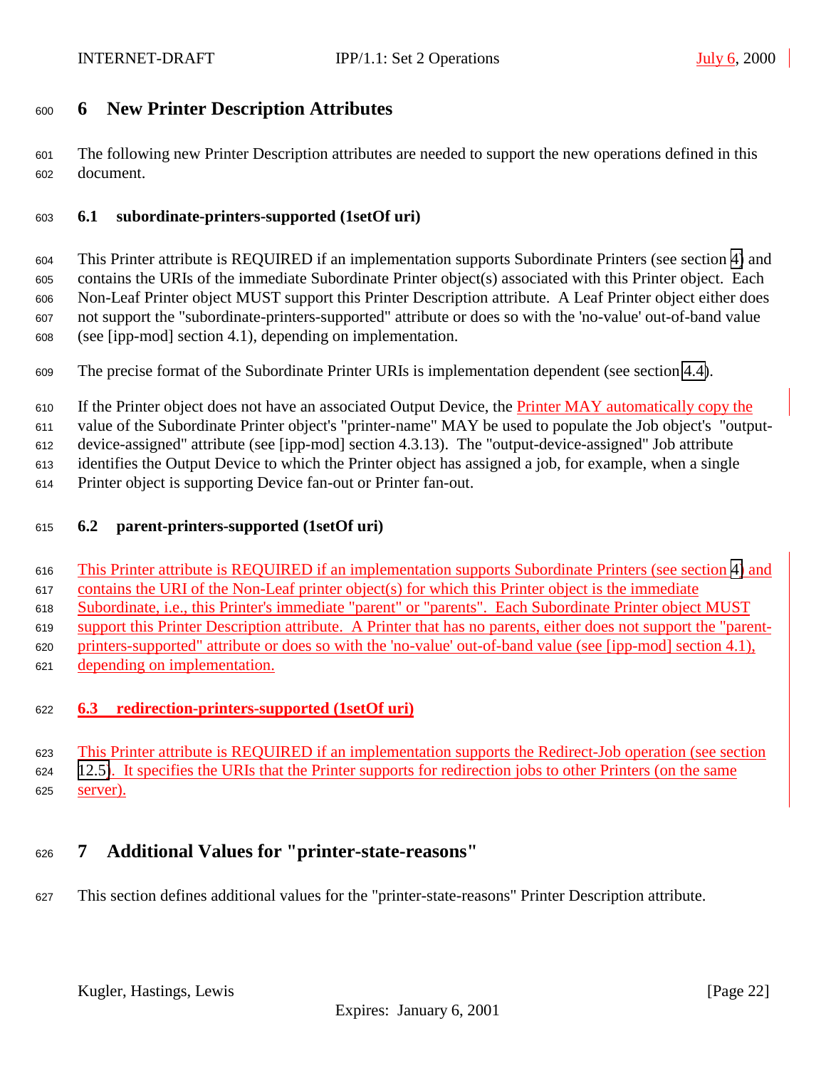# 6 New Printer Description Attributes

The following new Printer Description attributes are needed to support the new operations defined in this document.

## 6.1 subordinate-printers-supported (1setOf uri)

This Printer attribute is REQUIRED if an implementation supports Subordinate Printers (see section 4) and contains the URIs of the immediate Subordinate Printer object(s) associated with this Printer object. Each Non-Leaf Printer object MUST support this Printer Description attribute. A Leaf Printer object either does not support the "subordinate-printers-supported" attribute or does so with the 'no-value' out-of-band value (see [ipp-mod] section 4.1), depending on implementation.

The precise format of the Subordinate Printer URIs is implementation dependent (see section 4.4).

If the Printer object does not have an associated Output Device, the Printer MAY automatically copy the value of the Subordinate Printer object's "printer-name" MAY be used to populate the Job object's "output-device-assigned" attribute (see [ipp-mod] section 4.3.13). The "output-device-assigned" Job attribute identifies the Output Device to which the Printer object has assigned a job, for example, when a single Printer object is supporting Device fan-out or Printer fan-out.

## 6.2 parent-printers-supported (1setOf uri)

This Printer attribute is REQUIRED if an implementation supports Subordinate Printers (see section 4) and contains the URI of the Non-Leaf printer object(s) for which this Printer object is the immediate Subordinate, i.e., this Printer's immediate "parent" or "parents". Each Subordinate Printer object MUST support this Printer Description attribute. A Printer that has no parents, either does not support the "parent-printers-supported" attribute or does so with the 'no-value' out-of-band value (see [ipp-mod] section 4.1), depending on implementation.

## 6.3 redirection-printers-supported (1setOf uri)

This Printer attribute is REQUIRED if an implementation supports the Redirect-Job operation (see section 12.5). It specifies the URIs that the Printer supports for redirection jobs to other Printers (on the same server).

# 7 Additional Values for "printer-state-reasons"

This section defines additional values for the "printer-state-reasons" Printer Description attribute.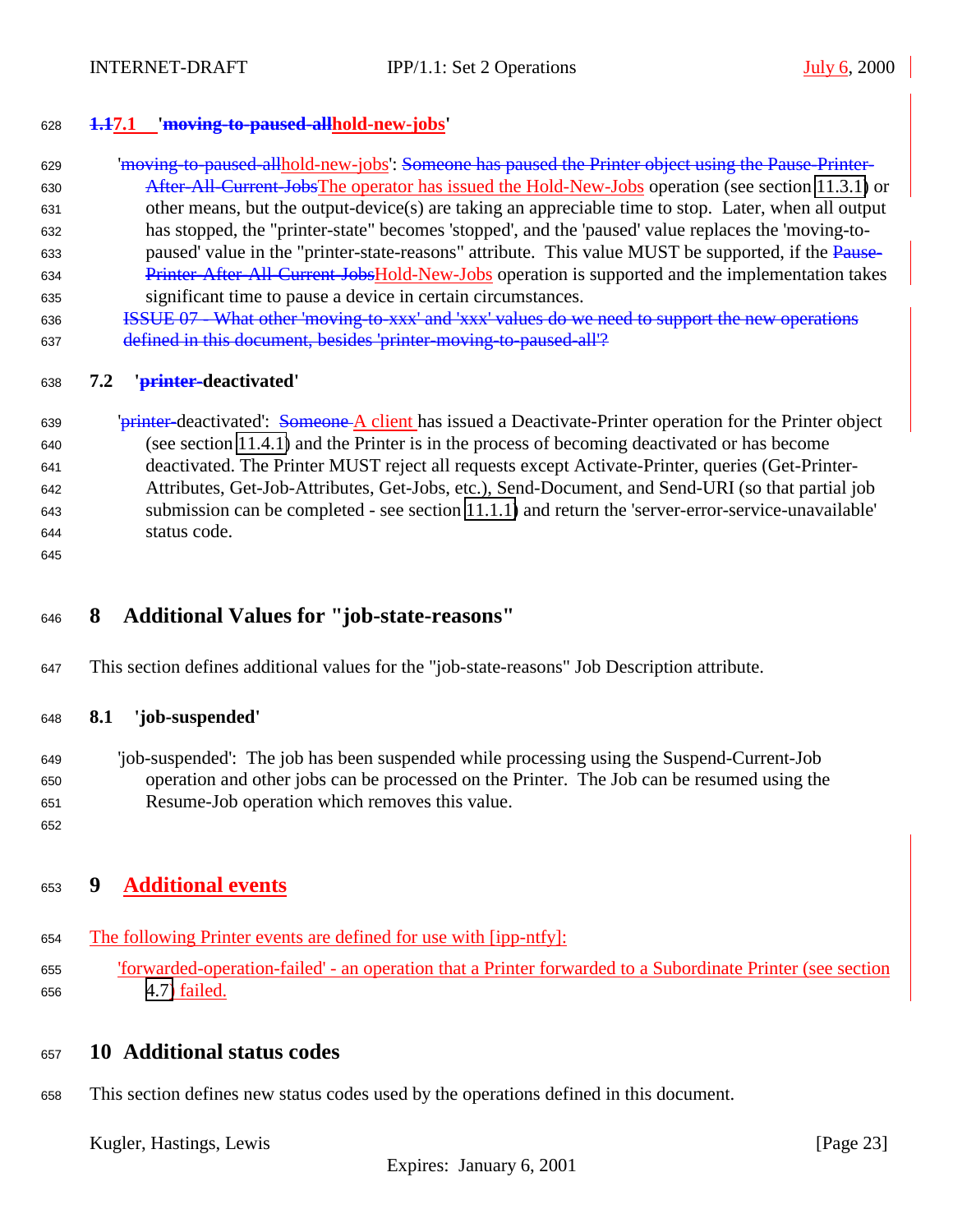### ~~1.1~~7.1 '~~moving-to-paused-all~~hold-new-jobs'

'~~moving-to-paused-all~~hold-new-jobs': ~~Someone has paused the Printer object using the Pause-Printer-After-All-Current-Jobs~~The operator has issued the Hold-New-Jobs operation (see section 11.3.1) or other means, but the output-device(s) are taking an appreciable time to stop. Later, when all output has stopped, the "printer-state" becomes 'stopped', and the 'paused' value replaces the 'moving-to-paused' value in the "printer-state-reasons" attribute. This value MUST be supported, if the ~~Pause-Printer-After-All-Current-Jobs~~Hold-New-Jobs operation is supported and the implementation takes significant time to pause a device in certain circumstances.

~~ISSUE 07 - What other 'moving-to-xxx' and 'xxx' values do we need to support the new operations defined in this document, besides 'printer-moving-to-paused-all'?~~

### 7.2 '~~printer-~~deactivated'

'~~printer-~~deactivated': ~~Someone~~ A client has issued a Deactivate-Printer operation for the Printer object (see section 11.4.1) and the Printer is in the process of becoming deactivated or has become deactivated. The Printer MUST reject all requests except Activate-Printer, queries (Get-Printer-Attributes, Get-Job-Attributes, Get-Jobs, etc.), Send-Document, and Send-URI (so that partial job submission can be completed - see section 11.1.1) and return the 'server-error-service-unavailable' status code.

## 8 Additional Values for "job-state-reasons"

This section defines additional values for the "job-state-reasons" Job Description attribute.

### 8.1 'job-suspended'

'job-suspended': The job has been suspended while processing using the Suspend-Current-Job operation and other jobs can be processed on the Printer. The Job can be resumed using the Resume-Job operation which removes this value.

## 9 Additional events

The following Printer events are defined for use with [ipp-ntfy]:

'forwarded-operation-failed' - an operation that a Printer forwarded to a Subordinate Printer (see section 4.7) failed.

## 10 Additional status codes

This section defines new status codes used by the operations defined in this document.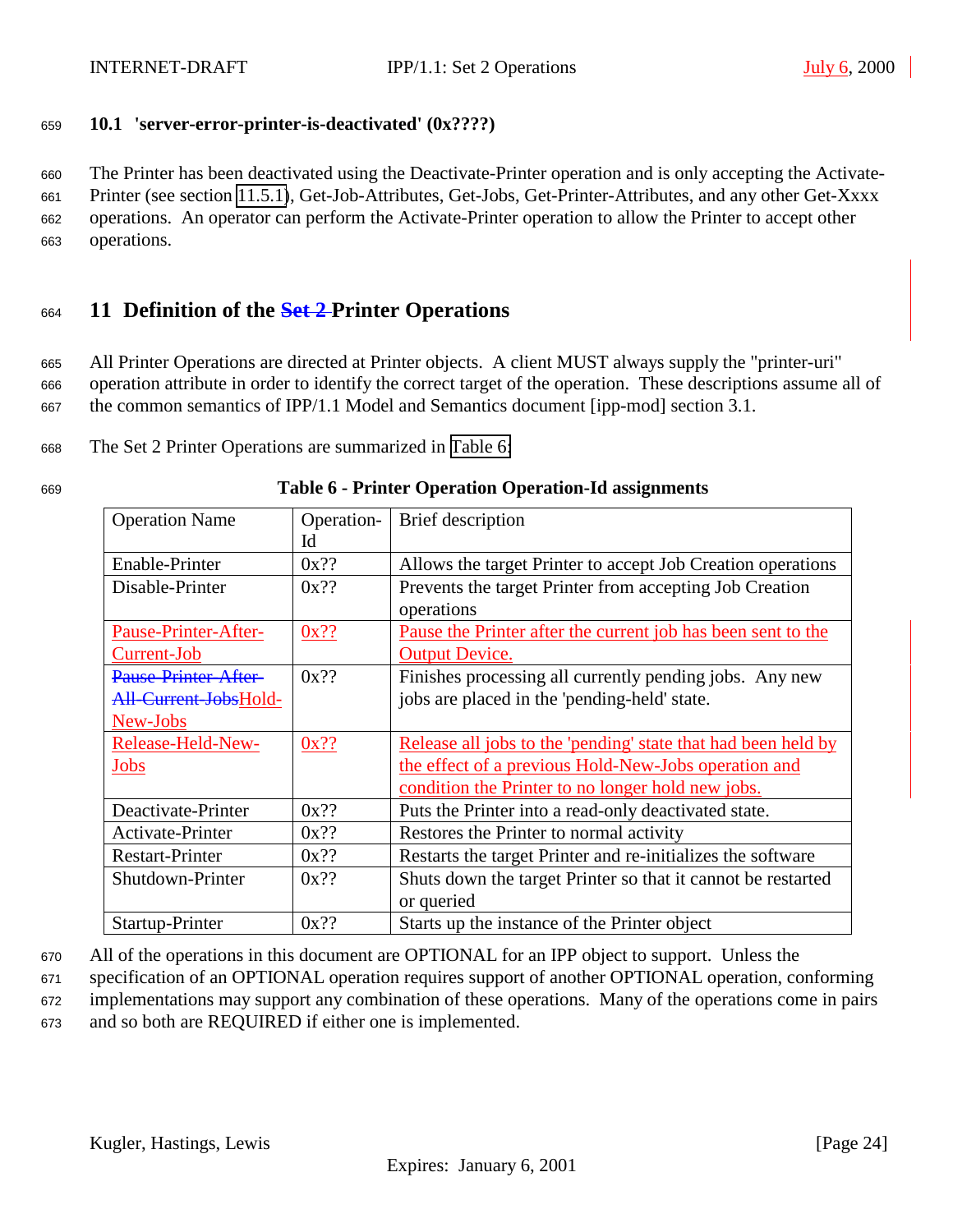### 10.1 'server-error-printer-is-deactivated' (0x????)

The Printer has been deactivated using the Deactivate-Printer operation and is only accepting the Activate-Printer (see section 11.5.1), Get-Job-Attributes, Get-Jobs, Get-Printer-Attributes, and any other Get-Xxxx operations. An operator can perform the Activate-Printer operation to allow the Printer to accept other operations.

## 11 Definition of the ~~Set 2~~ Printer Operations

All Printer Operations are directed at Printer objects. A client MUST always supply the "printer-uri" operation attribute in order to identify the correct target of the operation. These descriptions assume all of the common semantics of IPP/1.1 Model and Semantics document [ipp-mod] section 3.1.

The Set 2 Printer Operations are summarized in Table 6:

**Table 6 - Printer Operation Operation-Id assignments**

| Operation Name | Operation-Id | Brief description |
|---|---|---|
| Enable-Printer | 0x?? | Allows the target Printer to accept Job Creation operations |
| Disable-Printer | 0x?? | Prevents the target Printer from accepting Job Creation operations |
| Pause-Printer-After-Current-Job | 0x?? | Pause the Printer after the current job has been sent to the Output Device. |
| ~~Pause-Printer-After-All-Current-Jobs~~Hold-New-Jobs | 0x?? | Finishes processing all currently pending jobs. Any new jobs are placed in the 'pending-held' state. |
| Release-Held-New-Jobs | 0x?? | Release all jobs to the 'pending' state that had been held by the effect of a previous Hold-New-Jobs operation and condition the Printer to no longer hold new jobs. |
| Deactivate-Printer | 0x?? | Puts the Printer into a read-only deactivated state. |
| Activate-Printer | 0x?? | Restores the Printer to normal activity |
| Restart-Printer | 0x?? | Restarts the target Printer and re-initializes the software |
| Shutdown-Printer | 0x?? | Shuts down the target Printer so that it cannot be restarted or queried |
| Startup-Printer | 0x?? | Starts up the instance of the Printer object |

All of the operations in this document are OPTIONAL for an IPP object to support. Unless the specification of an OPTIONAL operation requires support of another OPTIONAL operation, conforming implementations may support any combination of these operations. Many of the operations come in pairs and so both are REQUIRED if either one is implemented.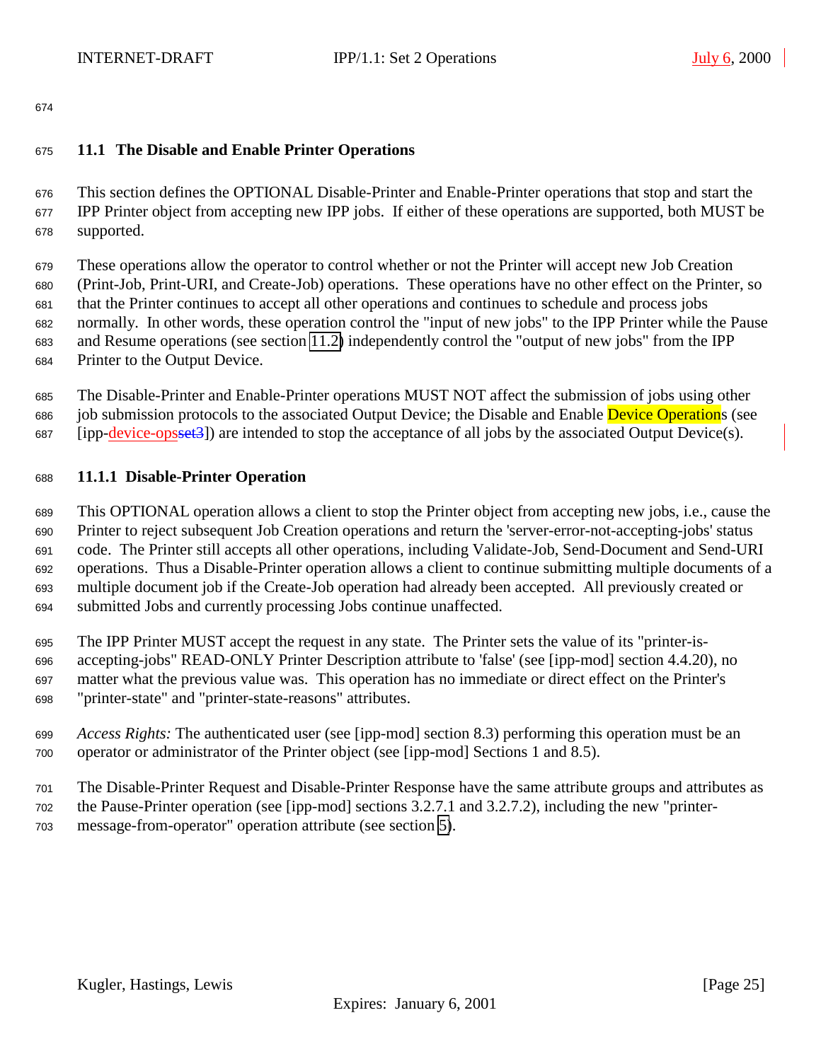## 11.1 The Disable and Enable Printer Operations

This section defines the OPTIONAL Disable-Printer and Enable-Printer operations that stop and start the IPP Printer object from accepting new IPP jobs. If either of these operations are supported, both MUST be supported.

These operations allow the operator to control whether or not the Printer will accept new Job Creation (Print-Job, Print-URI, and Create-Job) operations. These operations have no other effect on the Printer, so that the Printer continues to accept all other operations and continues to schedule and process jobs normally. In other words, these operation control the "input of new jobs" to the IPP Printer while the Pause and Resume operations (see section 11.2) independently control the "output of new jobs" from the IPP Printer to the Output Device.

The Disable-Printer and Enable-Printer operations MUST NOT affect the submission of jobs using other job submission protocols to the associated Output Device; the Disable and Enable Device Operations (see [ipp-device-opsset3]) are intended to stop the acceptance of all jobs by the associated Output Device(s).

### 11.1.1 Disable-Printer Operation

This OPTIONAL operation allows a client to stop the Printer object from accepting new jobs, i.e., cause the Printer to reject subsequent Job Creation operations and return the 'server-error-not-accepting-jobs' status code. The Printer still accepts all other operations, including Validate-Job, Send-Document and Send-URI operations. Thus a Disable-Printer operation allows a client to continue submitting multiple documents of a multiple document job if the Create-Job operation had already been accepted. All previously created or submitted Jobs and currently processing Jobs continue unaffected.

The IPP Printer MUST accept the request in any state. The Printer sets the value of its "printer-is-accepting-jobs" READ-ONLY Printer Description attribute to 'false' (see [ipp-mod] section 4.4.20), no matter what the previous value was. This operation has no immediate or direct effect on the Printer's "printer-state" and "printer-state-reasons" attributes.

*Access Rights:* The authenticated user (see [ipp-mod] section 8.3) performing this operation must be an operator or administrator of the Printer object (see [ipp-mod] Sections 1 and 8.5).

The Disable-Printer Request and Disable-Printer Response have the same attribute groups and attributes as the Pause-Printer operation (see [ipp-mod] sections 3.2.7.1 and 3.2.7.2), including the new "printer-message-from-operator" operation attribute (see section 5).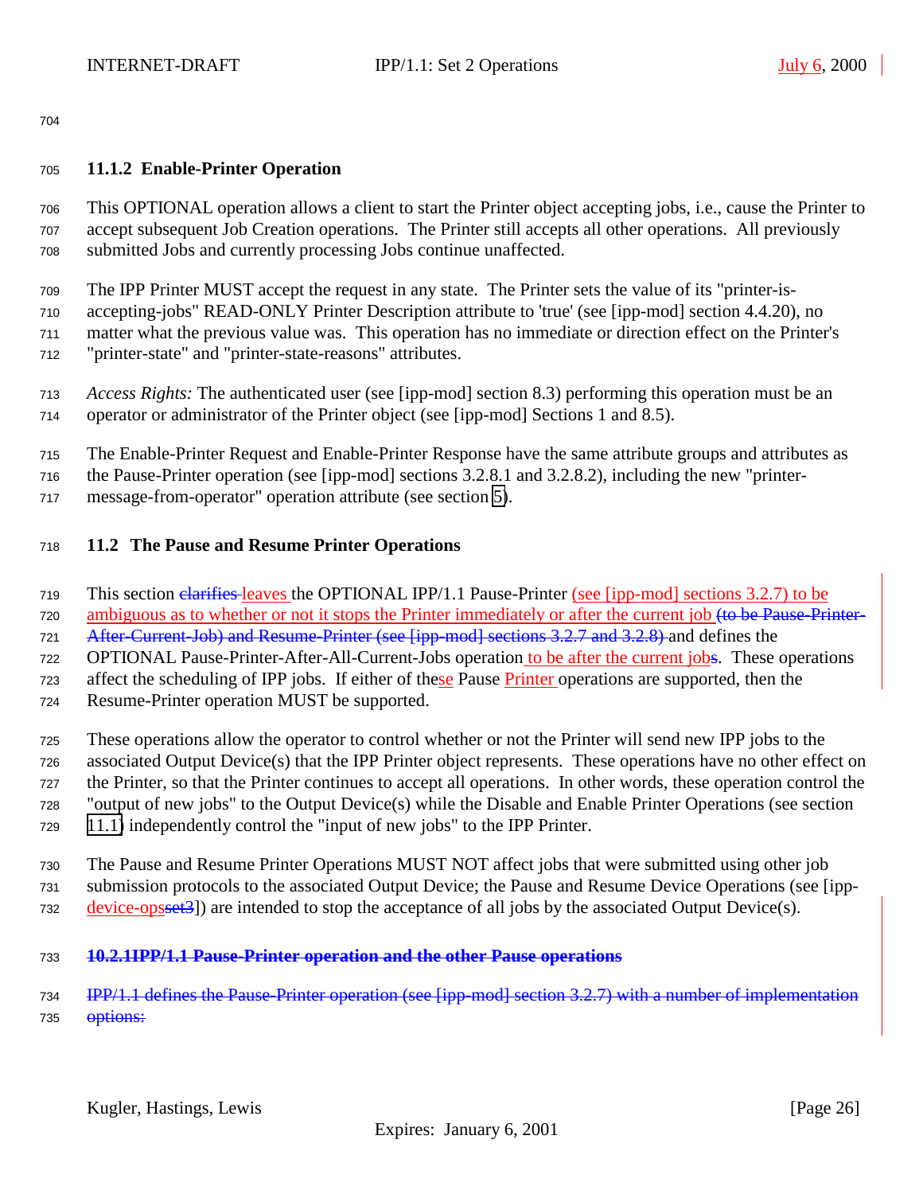### 11.1.2 Enable-Printer Operation

This OPTIONAL operation allows a client to start the Printer object accepting jobs, i.e., cause the Printer to accept subsequent Job Creation operations. The Printer still accepts all other operations. All previously submitted Jobs and currently processing Jobs continue unaffected.

The IPP Printer MUST accept the request in any state. The Printer sets the value of its "printer-is-accepting-jobs" READ-ONLY Printer Description attribute to 'true' (see [ipp-mod] section 4.4.20), no matter what the previous value was. This operation has no immediate or direction effect on the Printer's "printer-state" and "printer-state-reasons" attributes.

*Access Rights:* The authenticated user (see [ipp-mod] section 8.3) performing this operation must be an operator or administrator of the Printer object (see [ipp-mod] Sections 1 and 8.5).

The Enable-Printer Request and Enable-Printer Response have the same attribute groups and attributes as the Pause-Printer operation (see [ipp-mod] sections 3.2.8.1 and 3.2.8.2), including the new "printer-message-from-operator" operation attribute (see section 5).

## 11.2 The Pause and Resume Printer Operations

This section ~~clarifies~~ leaves the OPTIONAL IPP/1.1 Pause-Printer (see [ipp-mod] sections 3.2.7) to be ambiguous as to whether or not it stops the Printer immediately or after the current job ~~(to be Pause-Printer-After-Current-Job) and Resume-Printer (see [ipp-mod] sections 3.2.7 and 3.2.8)~~ and defines the OPTIONAL Pause-Printer-After-All-Current-Jobs operation to be after the current job~~s~~. These operations affect the scheduling of IPP jobs. If either of these Pause Printer operations are supported, then the Resume-Printer operation MUST be supported.

These operations allow the operator to control whether or not the Printer will send new IPP jobs to the associated Output Device(s) that the IPP Printer object represents. These operations have no other effect on the Printer, so that the Printer continues to accept all operations. In other words, these operation control the "output of new jobs" to the Output Device(s) while the Disable and Enable Printer Operations (see section 11.1) independently control the "input of new jobs" to the IPP Printer.

The Pause and Resume Printer Operations MUST NOT affect jobs that were submitted using other job submission protocols to the associated Output Device; the Pause and Resume Device Operations (see [ipp-device-ops~~set3~~]) are intended to stop the acceptance of all jobs by the associated Output Device(s).

~~**10.2.1IPP/1.1 Pause-Printer operation and the other Pause operations**~~

~~IPP/1.1 defines the Pause-Printer operation (see [ipp-mod] section 3.2.7) with a number of implementation options:~~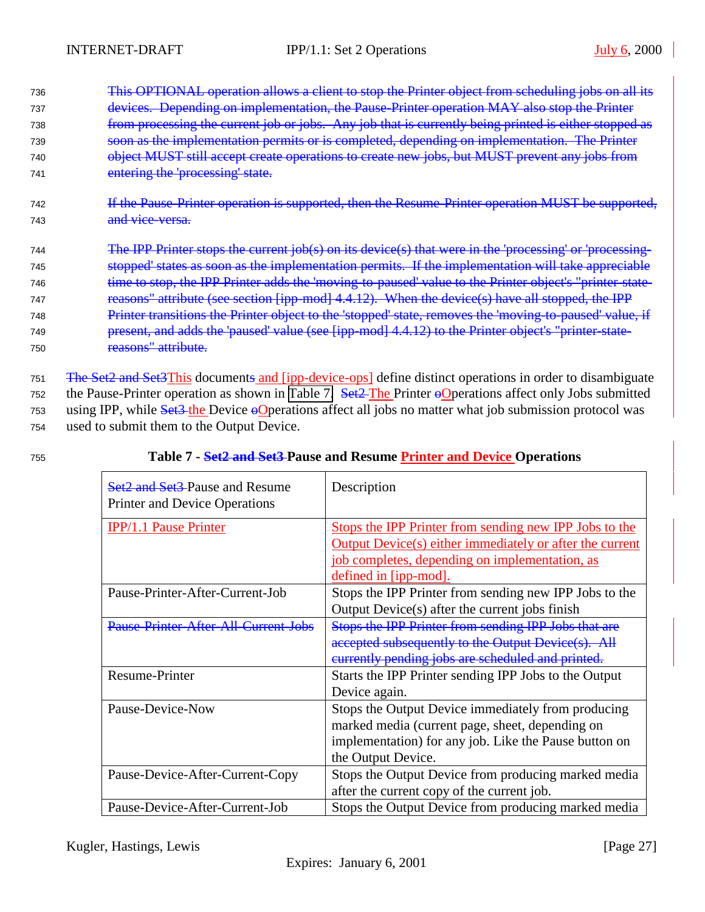This OPTIONAL operation allows a client to stop the Printer object from scheduling jobs on all its devices. Depending on implementation, the Pause-Printer operation MAY also stop the Printer from processing the current job or jobs. Any job that is currently being printed is either stopped as soon as the implementation permits or is completed, depending on implementation. The Printer object MUST still accept create operations to create new jobs, but MUST prevent any jobs from entering the 'processing' state.

If the Pause-Printer operation is supported, then the Resume-Printer operation MUST be supported, and vice-versa.

The IPP Printer stops the current job(s) on its device(s) that were in the 'processing' or 'processing-stopped' states as soon as the implementation permits. If the implementation will take appreciable time to stop, the IPP Printer adds the 'moving-to-paused' value to the Printer object's "printer-state-reasons" attribute (see section [ipp-mod] 4.4.12). When the device(s) have all stopped, the IPP Printer transitions the Printer object to the 'stopped' state, removes the 'moving-to-paused' value, if present, and adds the 'paused' value (see [ipp-mod] 4.4.12) to the Printer object's "printer-state-reasons" attribute.

The Set2 and Set3This documents and [ipp-device-ops] define distinct operations in order to disambiguate the Pause-Printer operation as shown in Table 7. Set2 The Printer oOperations affect only Jobs submitted using IPP, while Set3 the Device oOperations affect all jobs no matter what job submission protocol was used to submit them to the Output Device.

**Table 7 - Set2 and Set3 Pause and Resume Printer and Device Operations**

| Set2 and Set3 Pause and Resume Printer and Device Operations | Description |
|---|---|
| IPP/1.1 Pause Printer | Stops the IPP Printer from sending new IPP Jobs to the Output Device(s) either immediately or after the current job completes, depending on implementation, as defined in [ipp-mod]. |
| Pause-Printer-After-Current-Job | Stops the IPP Printer from sending new IPP Jobs to the Output Device(s) after the current jobs finish |
| Pause-Printer-After-All-Current-Jobs | Stops the IPP Printer from sending IPP Jobs that are accepted subsequently to the Output Device(s). All currently pending jobs are scheduled and printed. |
| Resume-Printer | Starts the IPP Printer sending IPP Jobs to the Output Device again. |
| Pause-Device-Now | Stops the Output Device immediately from producing marked media (current page, sheet, depending on implementation) for any job. Like the Pause button on the Output Device. |
| Pause-Device-After-Current-Copy | Stops the Output Device from producing marked media after the current copy of the current job. |
| Pause-Device-After-Current-Job | Stops the Output Device from producing marked media |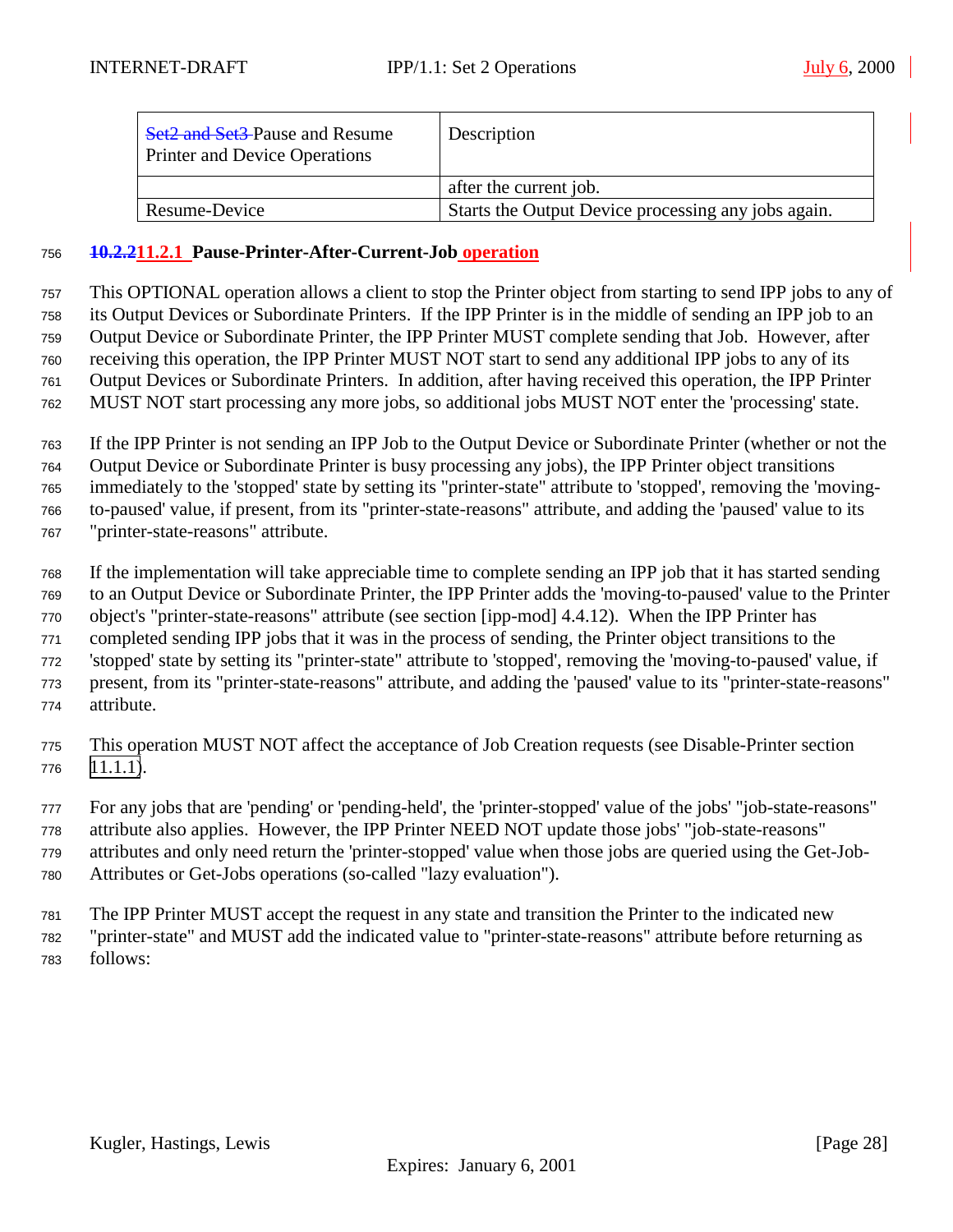| Set2 and Set3 Pause and Resume Printer and Device Operations | Description |
|---|---|
| | after the current job. |
| Resume-Device | Starts the Output Device processing any jobs again. |

### 10.2.211.2.1 Pause-Printer-After-Current-Job operation

This OPTIONAL operation allows a client to stop the Printer object from starting to send IPP jobs to any of its Output Devices or Subordinate Printers. If the IPP Printer is in the middle of sending an IPP job to an Output Device or Subordinate Printer, the IPP Printer MUST complete sending that Job. However, after receiving this operation, the IPP Printer MUST NOT start to send any additional IPP jobs to any of its Output Devices or Subordinate Printers. In addition, after having received this operation, the IPP Printer MUST NOT start processing any more jobs, so additional jobs MUST NOT enter the 'processing' state.

If the IPP Printer is not sending an IPP Job to the Output Device or Subordinate Printer (whether or not the Output Device or Subordinate Printer is busy processing any jobs), the IPP Printer object transitions immediately to the 'stopped' state by setting its "printer-state" attribute to 'stopped', removing the 'moving-to-paused' value, if present, from its "printer-state-reasons" attribute, and adding the 'paused' value to its "printer-state-reasons" attribute.

If the implementation will take appreciable time to complete sending an IPP job that it has started sending to an Output Device or Subordinate Printer, the IPP Printer adds the 'moving-to-paused' value to the Printer object's "printer-state-reasons" attribute (see section [ipp-mod] 4.4.12). When the IPP Printer has completed sending IPP jobs that it was in the process of sending, the Printer object transitions to the 'stopped' state by setting its "printer-state" attribute to 'stopped', removing the 'moving-to-paused' value, if present, from its "printer-state-reasons" attribute, and adding the 'paused' value to its "printer-state-reasons" attribute.

This operation MUST NOT affect the acceptance of Job Creation requests (see Disable-Printer section 11.1.1).

For any jobs that are 'pending' or 'pending-held', the 'printer-stopped' value of the jobs' "job-state-reasons" attribute also applies. However, the IPP Printer NEED NOT update those jobs' "job-state-reasons" attributes and only need return the 'printer-stopped' value when those jobs are queried using the Get-Job-Attributes or Get-Jobs operations (so-called "lazy evaluation").

The IPP Printer MUST accept the request in any state and transition the Printer to the indicated new "printer-state" and MUST add the indicated value to "printer-state-reasons" attribute before returning as follows: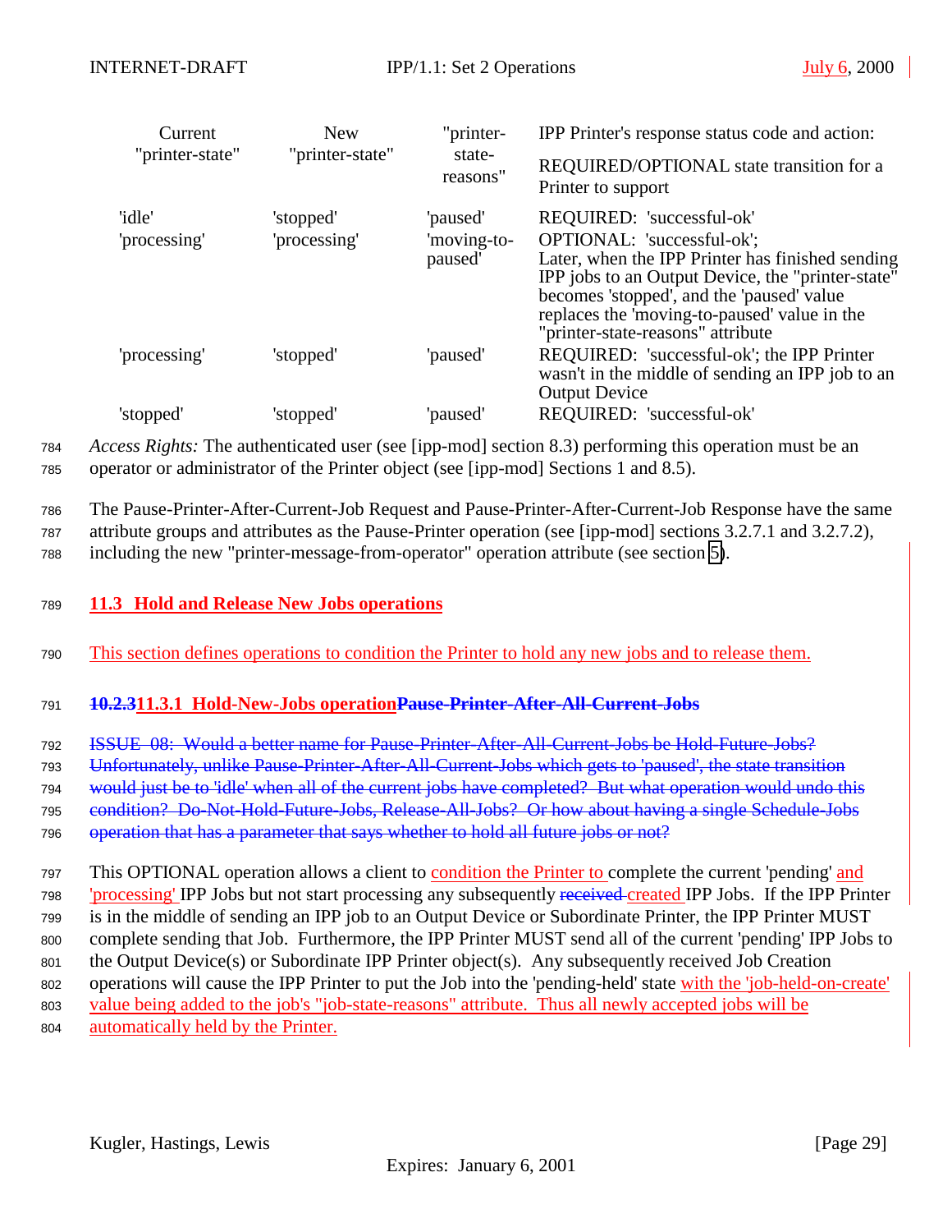| Current "printer-state" | New "printer-state" | "printer-state-reasons" | IPP Printer's response status code and action: REQUIRED/OPTIONAL state transition for a Printer to support |
|---|---|---|---|
| 'idle' | 'stopped' | 'paused' | REQUIRED: 'successful-ok' |
| 'processing' | 'processing' | 'moving-to-paused' | OPTIONAL: 'successful-ok'; Later, when the IPP Printer has finished sending IPP jobs to an Output Device, the "printer-state" becomes 'stopped', and the 'paused' value replaces the 'moving-to-paused' value in the "printer-state-reasons" attribute |
| 'processing' | 'stopped' | 'paused' | REQUIRED: 'successful-ok'; the IPP Printer wasn't in the middle of sending an IPP job to an Output Device |
| 'stopped' | 'stopped' | 'paused' | REQUIRED: 'successful-ok' |

*Access Rights:* The authenticated user (see [ipp-mod] section 8.3) performing this operation must be an operator or administrator of the Printer object (see [ipp-mod] Sections 1 and 8.5).

The Pause-Printer-After-Current-Job Request and Pause-Printer-After-Current-Job Response have the same attribute groups and attributes as the Pause-Printer operation (see [ipp-mod] sections 3.2.7.1 and 3.2.7.2), including the new "printer-message-from-operator" operation attribute (see section 5).

## 11.3 Hold and Release New Jobs operations

This section defines operations to condition the Printer to hold any new jobs and to release them.

### ~~10.2.3~~11.3.1 Hold-New-Jobs operation~~Pause-Printer-After-All-Current-Jobs~~

~~ISSUE 08: Would a better name for Pause-Printer-After-All-Current-Jobs be Hold-Future-Jobs? Unfortunately, unlike Pause-Printer-After-All-Current-Jobs which gets to 'paused', the state transition would just be to 'idle' when all of the current jobs have completed? But what operation would undo this condition? Do-Not-Hold-Future-Jobs, Release-All-Jobs? Or how about having a single Schedule-Jobs operation that has a parameter that says whether to hold all future jobs or not?~~

This OPTIONAL operation allows a client to condition the Printer to complete the current 'pending' and 'processing' IPP Jobs but not start processing any subsequently ~~received~~ created IPP Jobs. If the IPP Printer is in the middle of sending an IPP job to an Output Device or Subordinate Printer, the IPP Printer MUST complete sending that Job. Furthermore, the IPP Printer MUST send all of the current 'pending' IPP Jobs to the Output Device(s) or Subordinate IPP Printer object(s). Any subsequently received Job Creation operations will cause the IPP Printer to put the Job into the 'pending-held' state with the 'job-held-on-create' value being added to the job's "job-state-reasons" attribute. Thus all newly accepted jobs will be automatically held by the Printer.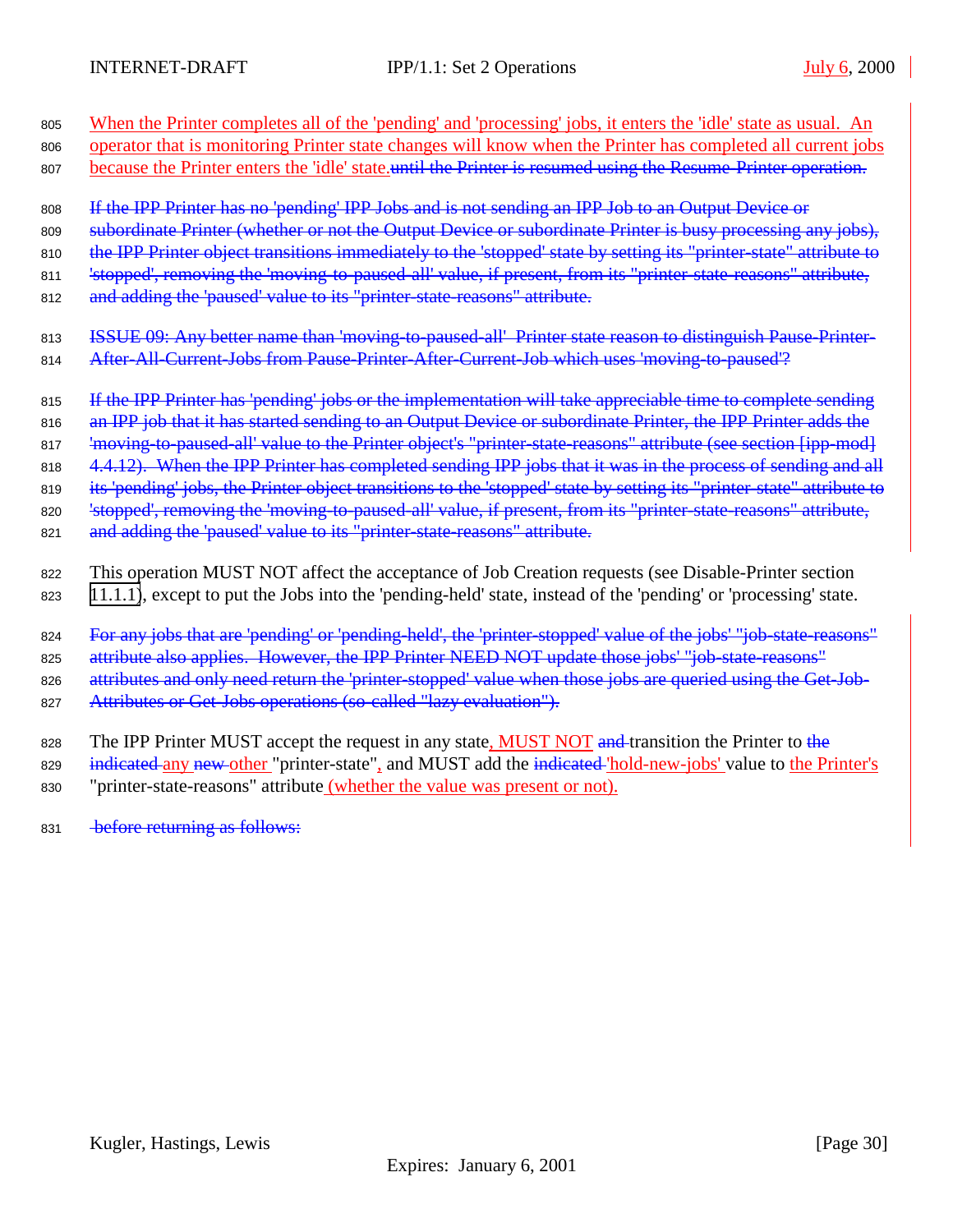When the Printer completes all of the 'pending' and 'processing' jobs, it enters the 'idle' state as usual. An operator that is monitoring Printer state changes will know when the Printer has completed all current jobs because the Printer enters the 'idle' state.~~until the Printer is resumed using the Resume-Printer operation.~~

~~If the IPP Printer has no 'pending' IPP Jobs and is not sending an IPP Job to an Output Device or subordinate Printer (whether or not the Output Device or subordinate Printer is busy processing any jobs), the IPP Printer object transitions immediately to the 'stopped' state by setting its "printer-state" attribute to 'stopped', removing the 'moving-to-paused-all' value, if present, from its "printer-state-reasons" attribute, and adding the 'paused' value to its "printer-state-reasons" attribute.~~

~~ISSUE 09: Any better name than 'moving-to-paused-all' Printer state reason to distinguish Pause-Printer-After-All-Current-Jobs from Pause-Printer-After-Current-Job which uses 'moving-to-paused'?~~

~~If the IPP Printer has 'pending' jobs or the implementation will take appreciable time to complete sending an IPP job that it has started sending to an Output Device or subordinate Printer, the IPP Printer adds the 'moving-to-paused-all' value to the Printer object's "printer-state-reasons" attribute (see section [ipp-mod] 4.4.12). When the IPP Printer has completed sending IPP jobs that it was in the process of sending and all its 'pending' jobs, the Printer object transitions to the 'stopped' state by setting its "printer-state" attribute to 'stopped', removing the 'moving-to-paused-all' value, if present, from its "printer-state-reasons" attribute, and adding the 'paused' value to its "printer-state-reasons" attribute.~~

This operation MUST NOT affect the acceptance of Job Creation requests (see Disable-Printer section 11.1.1), except to put the Jobs into the 'pending-held' state, instead of the 'pending' or 'processing' state.

~~For any jobs that are 'pending' or 'pending-held', the 'printer-stopped' value of the jobs' "job-state-reasons" attribute also applies. However, the IPP Printer NEED NOT update those jobs' "job-state-reasons" attributes and only need return the 'printer-stopped' value when those jobs are queried using the Get-Job-Attributes or Get-Jobs operations (so-called "lazy evaluation").~~

The IPP Printer MUST accept the request in any state, MUST NOT ~~and~~ transition the Printer to ~~the indicated~~ any ~~new~~ other "printer-state", and MUST add the ~~indicated~~ 'hold-new-jobs' value to the Printer's "printer-state-reasons" attribute (whether the value was present or not).

~~before returning as follows:~~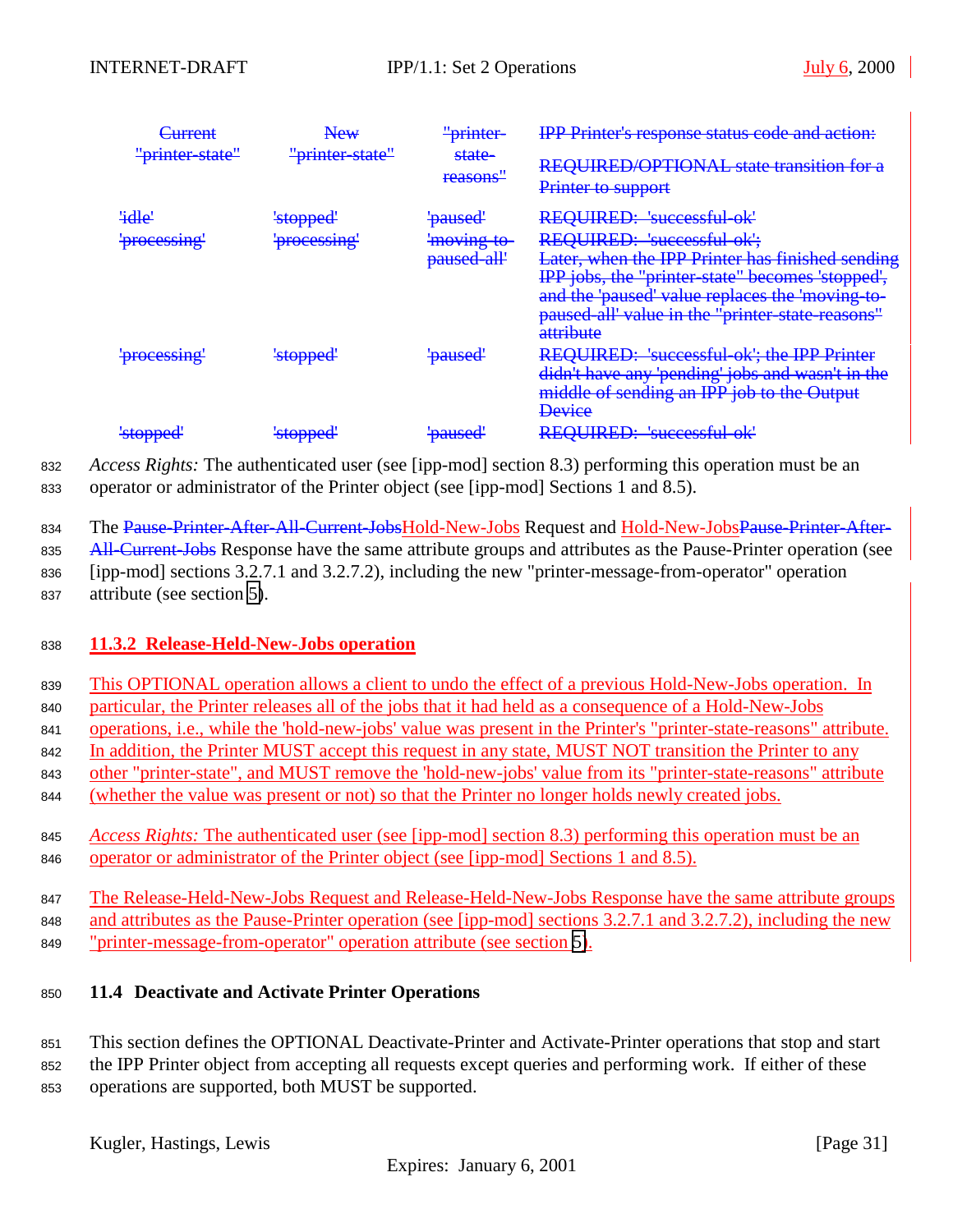| Current "printer-state" | New "printer-state" | "printer-state-reasons" | IPP Printer's response status code and action: REQUIRED/OPTIONAL state transition for a Printer to support |
|---|---|---|---|
| 'idle' | 'stopped' | 'paused' | REQUIRED: 'successful-ok' |
| 'processing' | 'processing' | 'moving-to-paused-all' | REQUIRED: 'successful-ok'; Later, when the IPP Printer has finished sending IPP jobs, the "printer-state" becomes 'stopped', and the 'paused' value replaces the 'moving-to-paused-all' value in the "printer-state-reasons" attribute |
| 'processing' | 'stopped' | 'paused' | REQUIRED: 'successful-ok'; the IPP Printer didn't have any 'pending' jobs and wasn't in the middle of sending an IPP job to the Output Device |
| 'stopped' | 'stopped' | 'paused' | REQUIRED: 'successful-ok' |

*Access Rights:* The authenticated user (see [ipp-mod] section 8.3) performing this operation must be an operator or administrator of the Printer object (see [ipp-mod] Sections 1 and 8.5).

The ~~Pause-Printer-After-All-Current-Jobs~~Hold-New-Jobs Request and Hold-New-Jobs~~Pause-Printer-After-All-Current-Jobs~~ Response have the same attribute groups and attributes as the Pause-Printer operation (see [ipp-mod] sections 3.2.7.1 and 3.2.7.2), including the new "printer-message-from-operator" operation attribute (see section 5).

### 11.3.2 Release-Held-New-Jobs operation

This OPTIONAL operation allows a client to undo the effect of a previous Hold-New-Jobs operation. In particular, the Printer releases all of the jobs that it had held as a consequence of a Hold-New-Jobs operations, i.e., while the 'hold-new-jobs' value was present in the Printer's "printer-state-reasons" attribute. In addition, the Printer MUST accept this request in any state, MUST NOT transition the Printer to any other "printer-state", and MUST remove the 'hold-new-jobs' value from its "printer-state-reasons" attribute (whether the value was present or not) so that the Printer no longer holds newly created jobs.

*Access Rights:* The authenticated user (see [ipp-mod] section 8.3) performing this operation must be an operator or administrator of the Printer object (see [ipp-mod] Sections 1 and 8.5).

The Release-Held-New-Jobs Request and Release-Held-New-Jobs Response have the same attribute groups and attributes as the Pause-Printer operation (see [ipp-mod] sections 3.2.7.1 and 3.2.7.2), including the new "printer-message-from-operator" operation attribute (see section 5).

## 11.4 Deactivate and Activate Printer Operations

This section defines the OPTIONAL Deactivate-Printer and Activate-Printer operations that stop and start the IPP Printer object from accepting all requests except queries and performing work. If either of these operations are supported, both MUST be supported.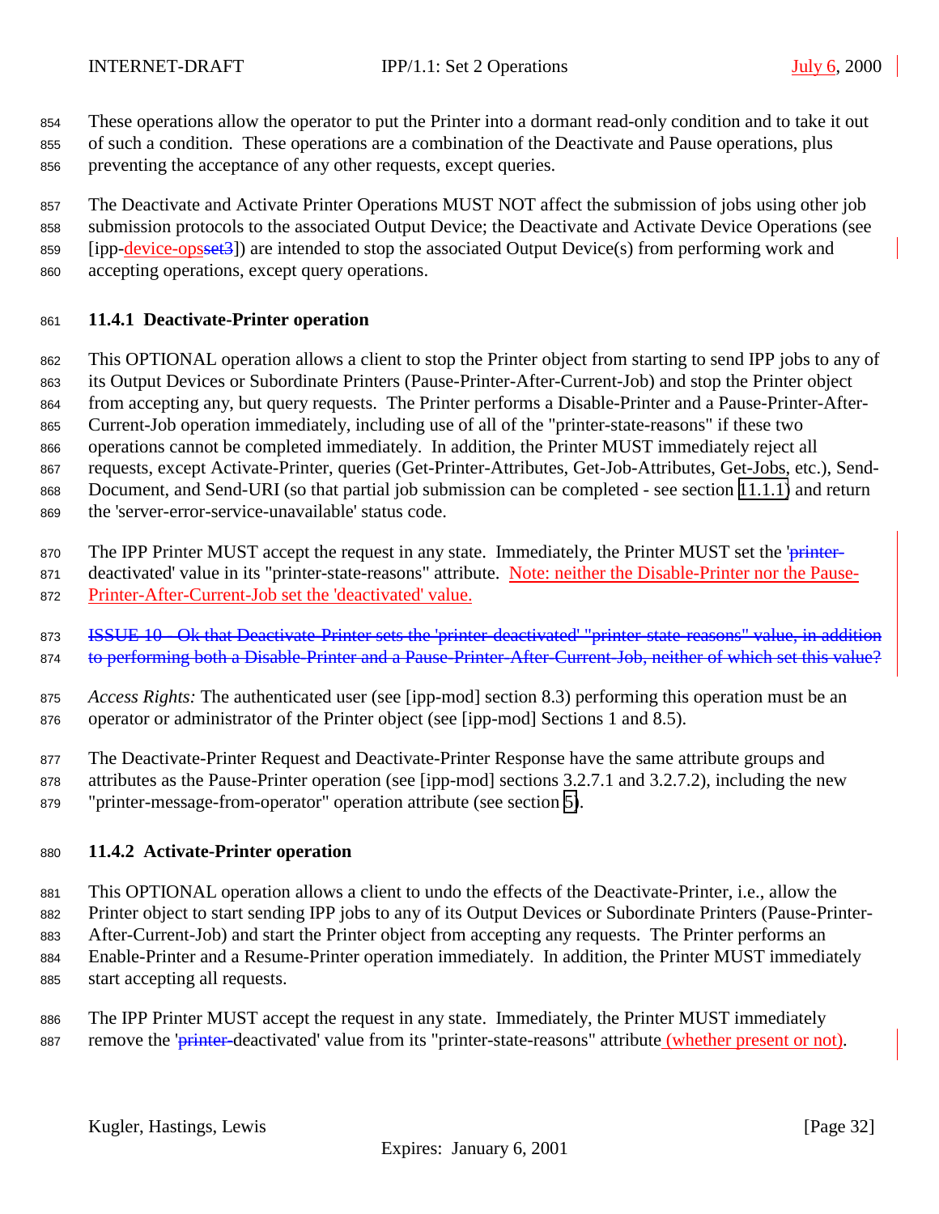These operations allow the operator to put the Printer into a dormant read-only condition and to take it out of such a condition. These operations are a combination of the Deactivate and Pause operations, plus preventing the acceptance of any other requests, except queries.

The Deactivate and Activate Printer Operations MUST NOT affect the submission of jobs using other job submission protocols to the associated Output Device; the Deactivate and Activate Device Operations (see [ipp-device-opsset3]) are intended to stop the associated Output Device(s) from performing work and accepting operations, except query operations.

### 11.4.1 Deactivate-Printer operation

This OPTIONAL operation allows a client to stop the Printer object from starting to send IPP jobs to any of its Output Devices or Subordinate Printers (Pause-Printer-After-Current-Job) and stop the Printer object from accepting any, but query requests. The Printer performs a Disable-Printer and a Pause-Printer-After-Current-Job operation immediately, including use of all of the "printer-state-reasons" if these two operations cannot be completed immediately. In addition, the Printer MUST immediately reject all requests, except Activate-Printer, queries (Get-Printer-Attributes, Get-Job-Attributes, Get-Jobs, etc.), Send-Document, and Send-URI (so that partial job submission can be completed - see section 11.1.1) and return the 'server-error-service-unavailable' status code.

The IPP Printer MUST accept the request in any state. Immediately, the Printer MUST set the 'printer-deactivated' value in its "printer-state-reasons" attribute. Note: neither the Disable-Printer nor the Pause-Printer-After-Current-Job set the 'deactivated' value.

ISSUE 10 - Ok that Deactivate-Printer sets the 'printer-deactivated' "printer-state-reasons" value, in addition to performing both a Disable-Printer and a Pause-Printer-After-Current-Job, neither of which set this value?

*Access Rights:* The authenticated user (see [ipp-mod] section 8.3) performing this operation must be an operator or administrator of the Printer object (see [ipp-mod] Sections 1 and 8.5).

The Deactivate-Printer Request and Deactivate-Printer Response have the same attribute groups and attributes as the Pause-Printer operation (see [ipp-mod] sections 3.2.7.1 and 3.2.7.2), including the new "printer-message-from-operator" operation attribute (see section 5).

### 11.4.2 Activate-Printer operation

This OPTIONAL operation allows a client to undo the effects of the Deactivate-Printer, i.e., allow the Printer object to start sending IPP jobs to any of its Output Devices or Subordinate Printers (Pause-Printer-After-Current-Job) and start the Printer object from accepting any requests. The Printer performs an Enable-Printer and a Resume-Printer operation immediately. In addition, the Printer MUST immediately start accepting all requests.

The IPP Printer MUST accept the request in any state. Immediately, the Printer MUST immediately remove the 'printer-deactivated' value from its "printer-state-reasons" attribute (whether present or not).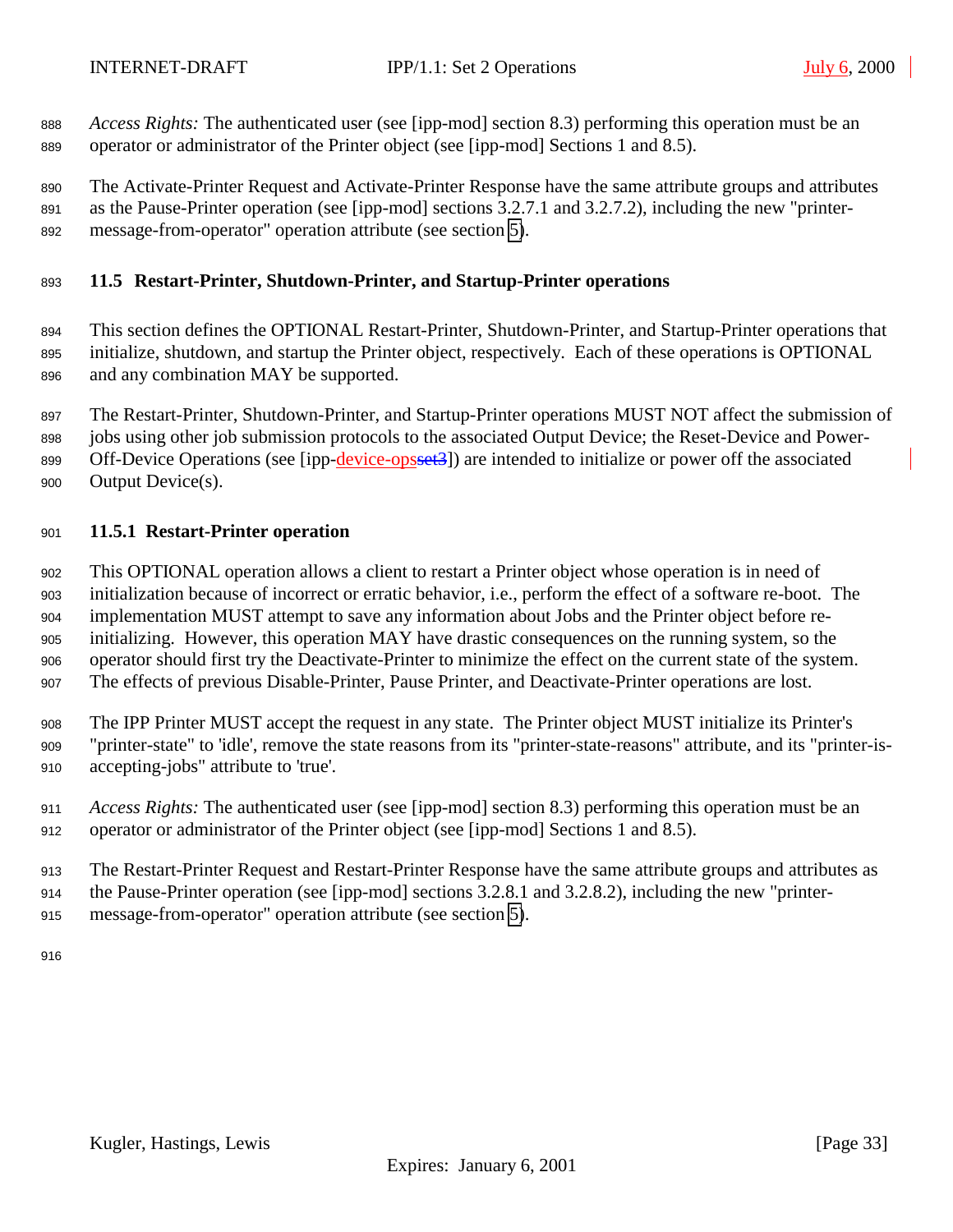*Access Rights:* The authenticated user (see [ipp-mod] section 8.3) performing this operation must be an operator or administrator of the Printer object (see [ipp-mod] Sections 1 and 8.5).

The Activate-Printer Request and Activate-Printer Response have the same attribute groups and attributes as the Pause-Printer operation (see [ipp-mod] sections 3.2.7.1 and 3.2.7.2), including the new "printer-message-from-operator" operation attribute (see section 5).

### 11.5 Restart-Printer, Shutdown-Printer, and Startup-Printer operations

This section defines the OPTIONAL Restart-Printer, Shutdown-Printer, and Startup-Printer operations that initialize, shutdown, and startup the Printer object, respectively. Each of these operations is OPTIONAL and any combination MAY be supported.

The Restart-Printer, Shutdown-Printer, and Startup-Printer operations MUST NOT affect the submission of jobs using other job submission protocols to the associated Output Device; the Reset-Device and Power-Off-Device Operations (see [ipp-device-ops]) are intended to initialize or power off the associated Output Device(s).

#### 11.5.1 Restart-Printer operation

This OPTIONAL operation allows a client to restart a Printer object whose operation is in need of initialization because of incorrect or erratic behavior, i.e., perform the effect of a software re-boot. The implementation MUST attempt to save any information about Jobs and the Printer object before re-initializing. However, this operation MAY have drastic consequences on the running system, so the operator should first try the Deactivate-Printer to minimize the effect on the current state of the system. The effects of previous Disable-Printer, Pause Printer, and Deactivate-Printer operations are lost.

The IPP Printer MUST accept the request in any state. The Printer object MUST initialize its Printer's "printer-state" to 'idle', remove the state reasons from its "printer-state-reasons" attribute, and its "printer-is-accepting-jobs" attribute to 'true'.

*Access Rights:* The authenticated user (see [ipp-mod] section 8.3) performing this operation must be an operator or administrator of the Printer object (see [ipp-mod] Sections 1 and 8.5).

The Restart-Printer Request and Restart-Printer Response have the same attribute groups and attributes as the Pause-Printer operation (see [ipp-mod] sections 3.2.8.1 and 3.2.8.2), including the new "printer-message-from-operator" operation attribute (see section 5).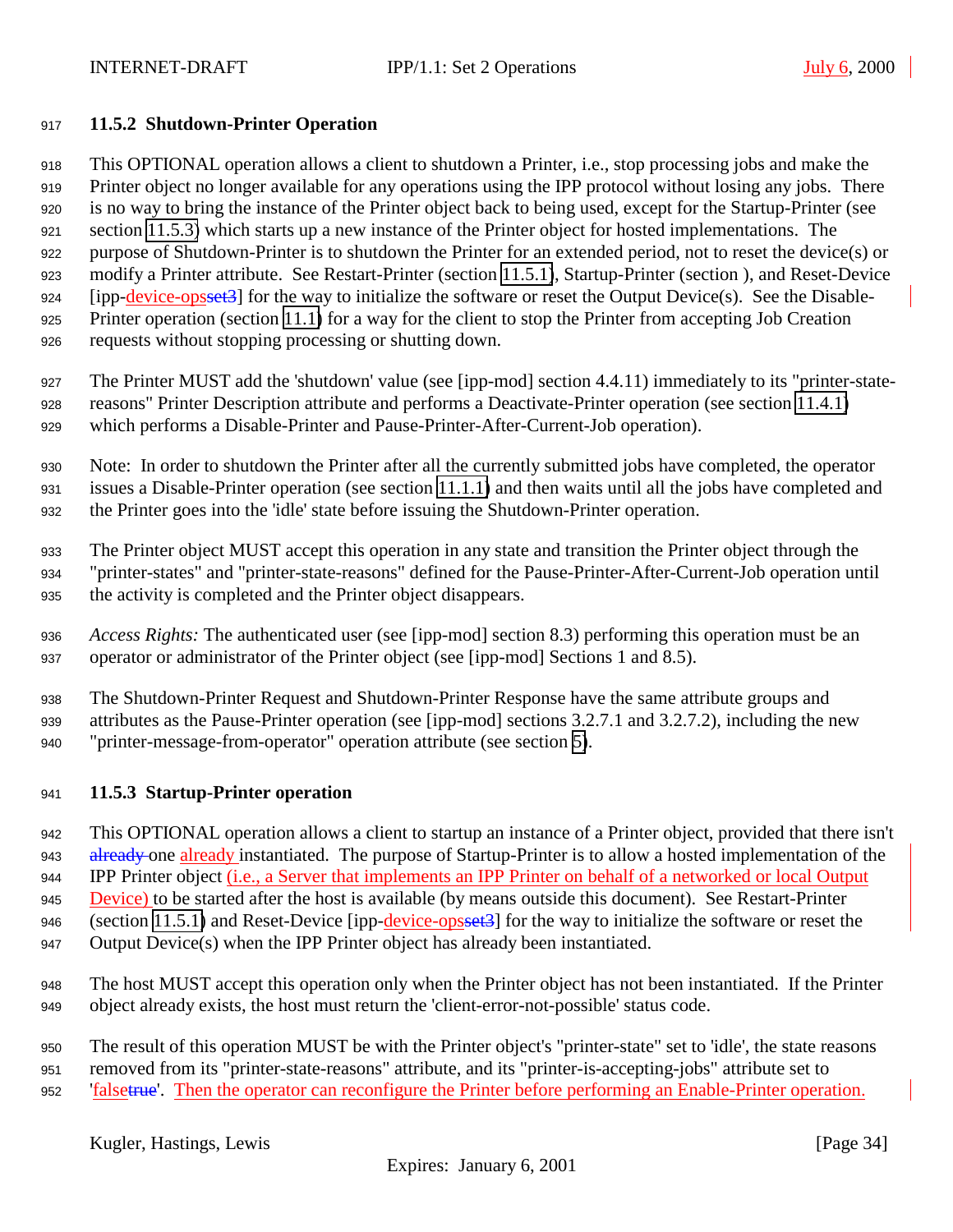### 11.5.2 Shutdown-Printer Operation

This OPTIONAL operation allows a client to shutdown a Printer, i.e., stop processing jobs and make the Printer object no longer available for any operations using the IPP protocol without losing any jobs. There is no way to bring the instance of the Printer object back to being used, except for the Startup-Printer (see section 11.5.3) which starts up a new instance of the Printer object for hosted implementations. The purpose of Shutdown-Printer is to shutdown the Printer for an extended period, not to reset the device(s) or modify a Printer attribute. See Restart-Printer (section 11.5.1), Startup-Printer (section ), and Reset-Device [ipp-device-opsset3] for the way to initialize the software or reset the Output Device(s). See the Disable-Printer operation (section 11.1) for a way for the client to stop the Printer from accepting Job Creation requests without stopping processing or shutting down.

The Printer MUST add the 'shutdown' value (see [ipp-mod] section 4.4.11) immediately to its "printer-state-reasons" Printer Description attribute and performs a Deactivate-Printer operation (see section 11.4.1) which performs a Disable-Printer and Pause-Printer-After-Current-Job operation).

Note: In order to shutdown the Printer after all the currently submitted jobs have completed, the operator issues a Disable-Printer operation (see section 11.1.1) and then waits until all the jobs have completed and the Printer goes into the 'idle' state before issuing the Shutdown-Printer operation.

The Printer object MUST accept this operation in any state and transition the Printer object through the "printer-states" and "printer-state-reasons" defined for the Pause-Printer-After-Current-Job operation until the activity is completed and the Printer object disappears.

*Access Rights:* The authenticated user (see [ipp-mod] section 8.3) performing this operation must be an operator or administrator of the Printer object (see [ipp-mod] Sections 1 and 8.5).

The Shutdown-Printer Request and Shutdown-Printer Response have the same attribute groups and attributes as the Pause-Printer operation (see [ipp-mod] sections 3.2.7.1 and 3.2.7.2), including the new "printer-message-from-operator" operation attribute (see section 5).

### 11.5.3 Startup-Printer operation

This OPTIONAL operation allows a client to startup an instance of a Printer object, provided that there isn't already one already instantiated. The purpose of Startup-Printer is to allow a hosted implementation of the IPP Printer object (i.e., a Server that implements an IPP Printer on behalf of a networked or local Output Device) to be started after the host is available (by means outside this document). See Restart-Printer (section 11.5.1) and Reset-Device [ipp-device-opsset3] for the way to initialize the software or reset the Output Device(s) when the IPP Printer object has already been instantiated.

The host MUST accept this operation only when the Printer object has not been instantiated. If the Printer object already exists, the host must return the 'client-error-not-possible' status code.

The result of this operation MUST be with the Printer object's "printer-state" set to 'idle', the state reasons removed from its "printer-state-reasons" attribute, and its "printer-is-accepting-jobs" attribute set to 'falsetrue'. Then the operator can reconfigure the Printer before performing an Enable-Printer operation.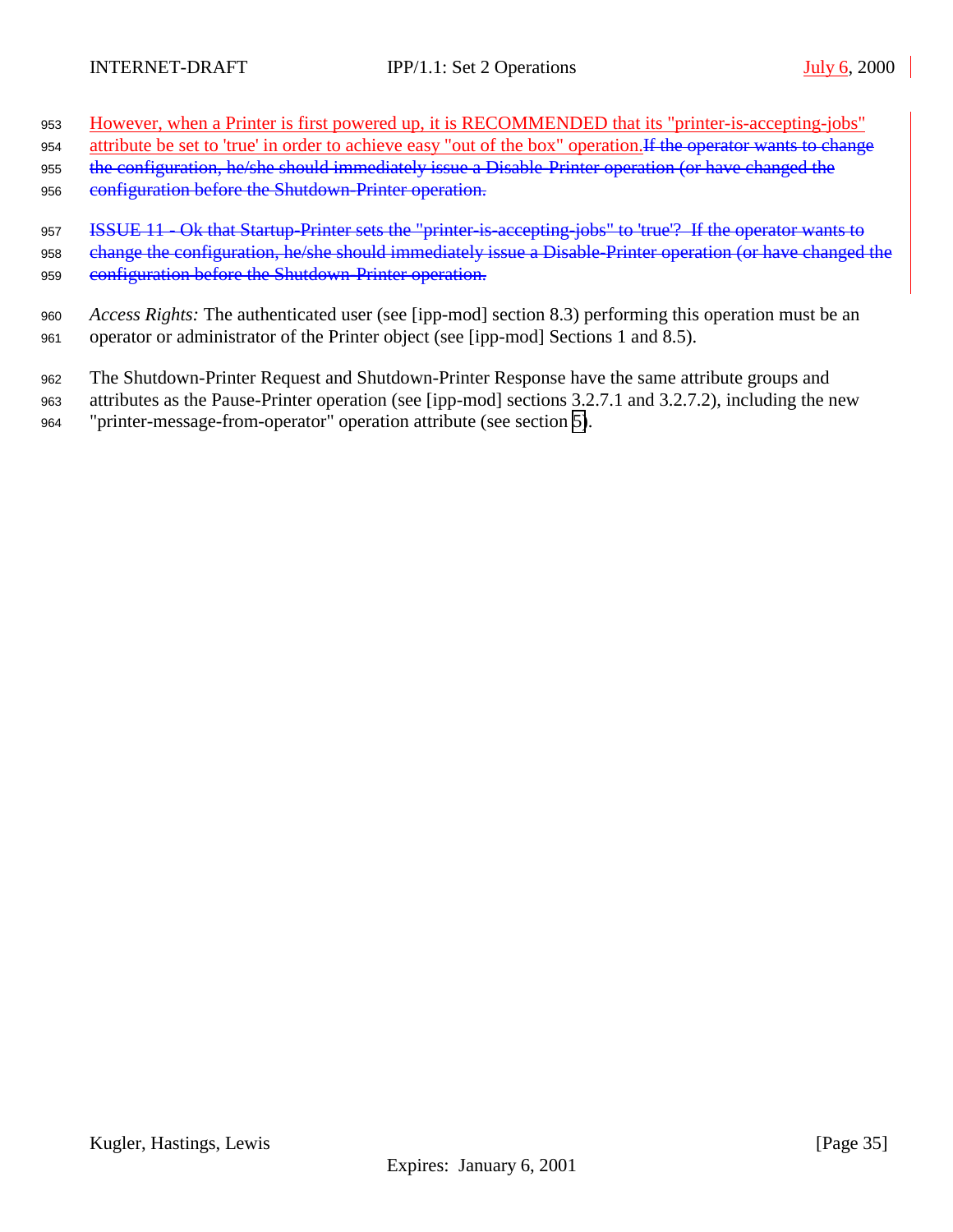However, when a Printer is first powered up, it is RECOMMENDED that its "printer-is-accepting-jobs" attribute be set to 'true' in order to achieve easy "out of the box" operation.~~If the operator wants to change the configuration, he/she should immediately issue a Disable-Printer operation (or have changed the configuration before the Shutdown-Printer operation.~~

~~ISSUE 11 - Ok that Startup-Printer sets the "printer-is-accepting-jobs" to 'true'? If the operator wants to change the configuration, he/she should immediately issue a Disable-Printer operation (or have changed the configuration before the Shutdown-Printer operation.~~

*Access Rights:* The authenticated user (see [ipp-mod] section 8.3) performing this operation must be an operator or administrator of the Printer object (see [ipp-mod] Sections 1 and 8.5).

The Shutdown-Printer Request and Shutdown-Printer Response have the same attribute groups and attributes as the Pause-Printer operation (see [ipp-mod] sections 3.2.7.1 and 3.2.7.2), including the new "printer-message-from-operator" operation attribute (see section 5).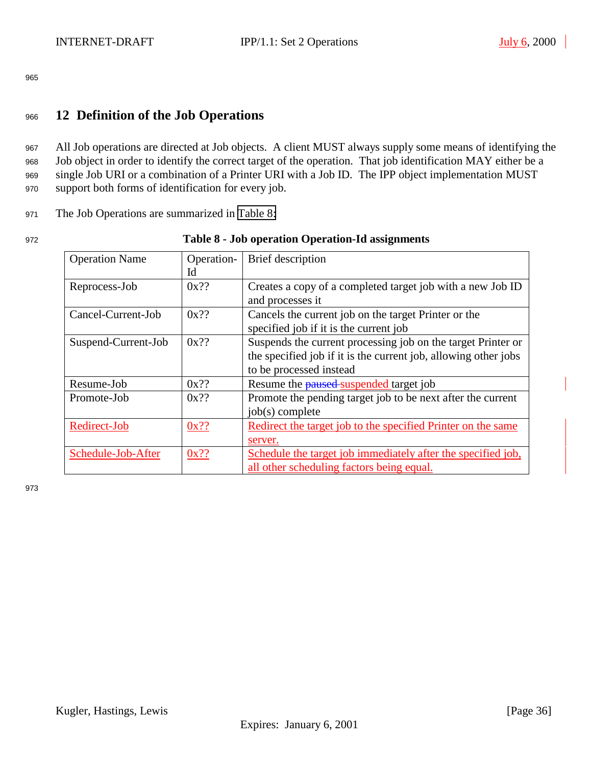# 12 Definition of the Job Operations

All Job operations are directed at Job objects. A client MUST always supply some means of identifying the Job object in order to identify the correct target of the operation. That job identification MAY either be a single Job URI or a combination of a Printer URI with a Job ID. The IPP object implementation MUST support both forms of identification for every job.

The Job Operations are summarized in Table 8:

**Table 8 - Job operation Operation-Id assignments**

| Operation Name | Operation-Id | Brief description |
|---|---|---|
| Reprocess-Job | 0x?? | Creates a copy of a completed target job with a new Job ID and processes it |
| Cancel-Current-Job | 0x?? | Cancels the current job on the target Printer or the specified job if it is the current job |
| Suspend-Current-Job | 0x?? | Suspends the current processing job on the target Printer or the specified job if it is the current job, allowing other jobs to be processed instead |
| Resume-Job | 0x?? | Resume the ~~paused~~ suspended target job |
| Promote-Job | 0x?? | Promote the pending target job to be next after the current job(s) complete |
| Redirect-Job | 0x?? | Redirect the target job to the specified Printer on the same server. |
| Schedule-Job-After | 0x?? | Schedule the target job immediately after the specified job, all other scheduling factors being equal. |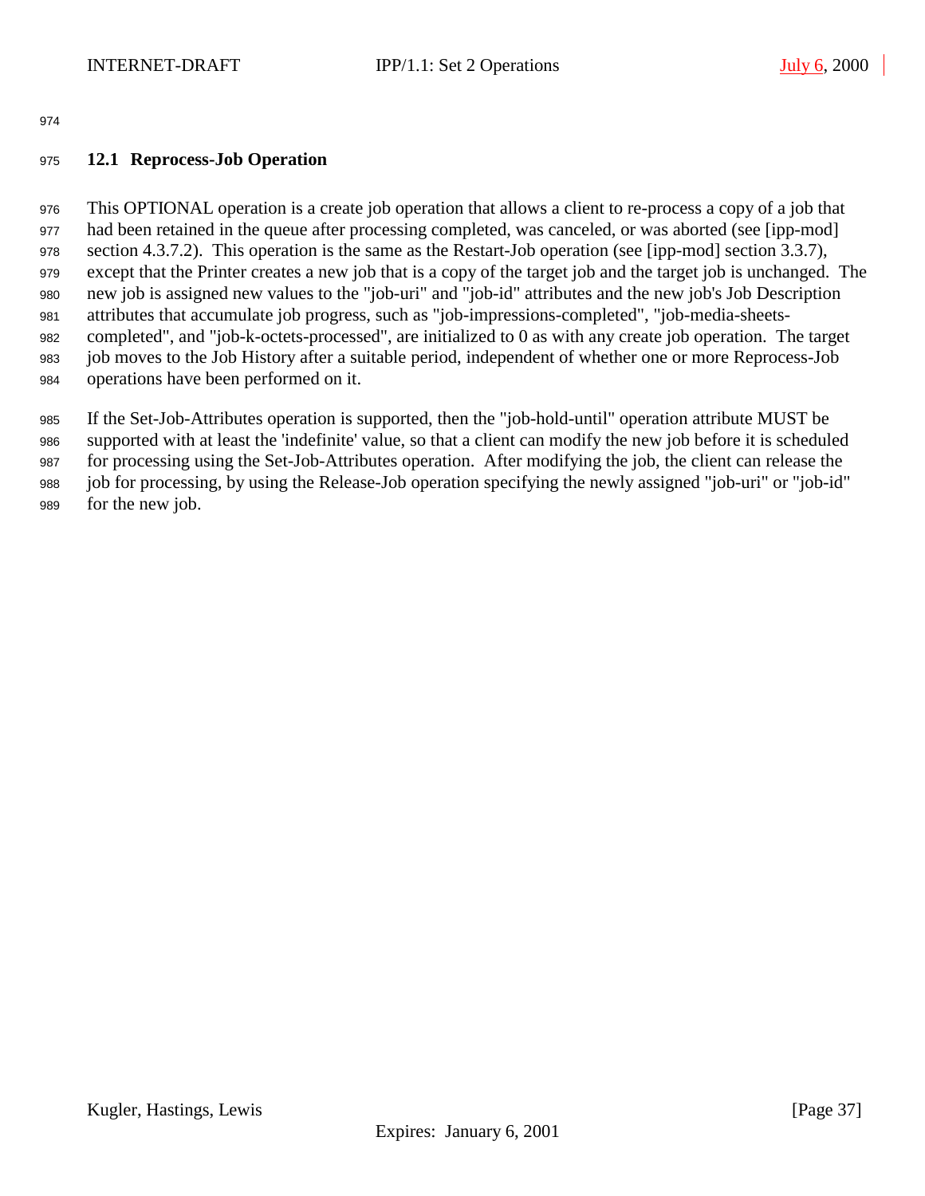### 12.1 Reprocess-Job Operation

This OPTIONAL operation is a create job operation that allows a client to re-process a copy of a job that had been retained in the queue after processing completed, was canceled, or was aborted (see [ipp-mod] section 4.3.7.2). This operation is the same as the Restart-Job operation (see [ipp-mod] section 3.3.7), except that the Printer creates a new job that is a copy of the target job and the target job is unchanged. The new job is assigned new values to the "job-uri" and "job-id" attributes and the new job's Job Description attributes that accumulate job progress, such as "job-impressions-completed", "job-media-sheets-completed", and "job-k-octets-processed", are initialized to 0 as with any create job operation. The target job moves to the Job History after a suitable period, independent of whether one or more Reprocess-Job operations have been performed on it.

If the Set-Job-Attributes operation is supported, then the "job-hold-until" operation attribute MUST be supported with at least the 'indefinite' value, so that a client can modify the new job before it is scheduled for processing using the Set-Job-Attributes operation. After modifying the job, the client can release the job for processing, by using the Release-Job operation specifying the newly assigned "job-uri" or "job-id" for the new job.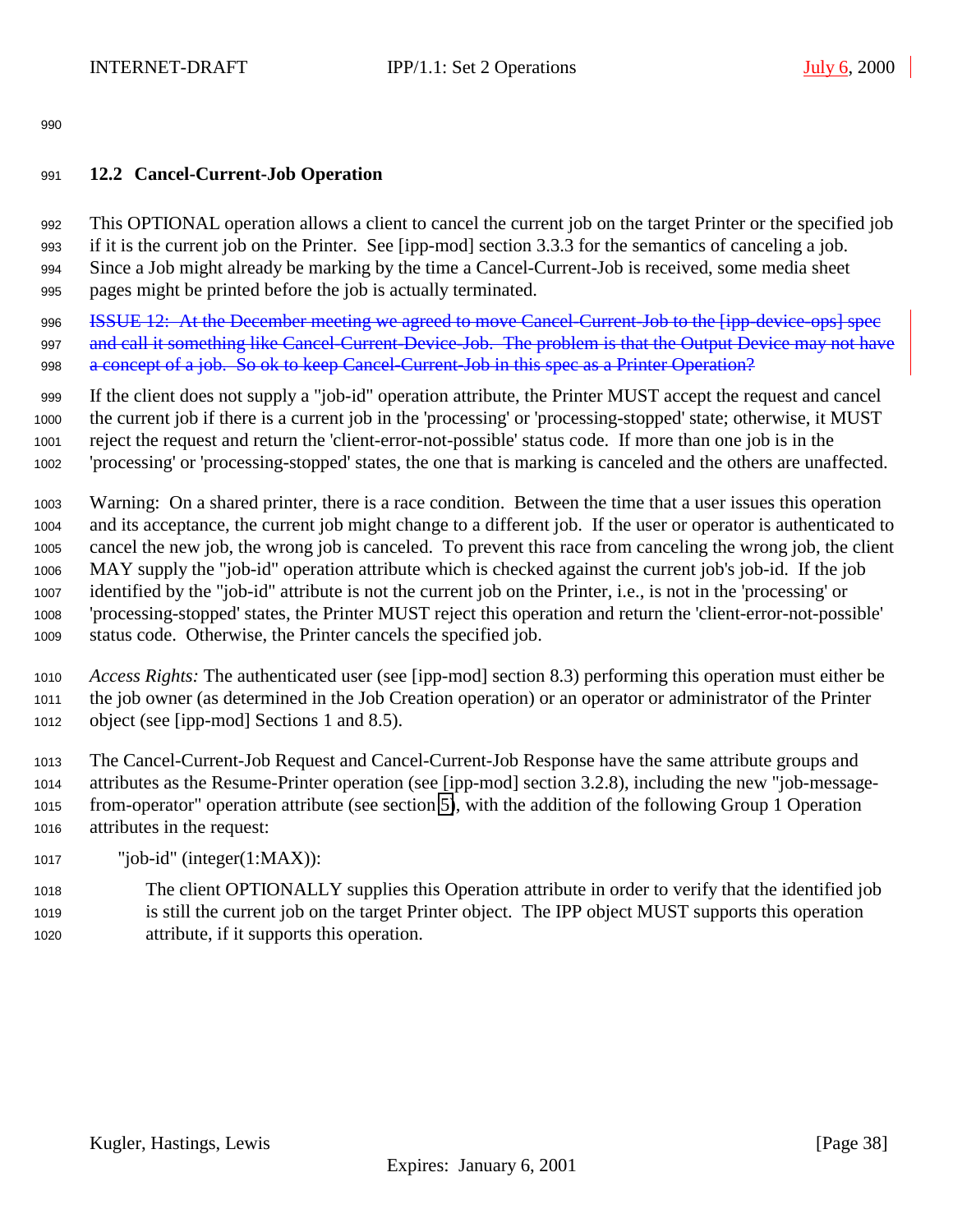### 12.2 Cancel-Current-Job Operation

This OPTIONAL operation allows a client to cancel the current job on the target Printer or the specified job if it is the current job on the Printer. See [ipp-mod] section 3.3.3 for the semantics of canceling a job. Since a Job might already be marking by the time a Cancel-Current-Job is received, some media sheet pages might be printed before the job is actually terminated.

~~ISSUE 12: At the December meeting we agreed to move Cancel-Current-Job to the [ipp-device-ops] spec and call it something like Cancel-Current-Device-Job. The problem is that the Output Device may not have a concept of a job. So ok to keep Cancel-Current-Job in this spec as a Printer Operation?~~

If the client does not supply a "job-id" operation attribute, the Printer MUST accept the request and cancel the current job if there is a current job in the 'processing' or 'processing-stopped' state; otherwise, it MUST reject the request and return the 'client-error-not-possible' status code. If more than one job is in the 'processing' or 'processing-stopped' states, the one that is marking is canceled and the others are unaffected.

Warning: On a shared printer, there is a race condition. Between the time that a user issues this operation and its acceptance, the current job might change to a different job. If the user or operator is authenticated to cancel the new job, the wrong job is canceled. To prevent this race from canceling the wrong job, the client MAY supply the "job-id" operation attribute which is checked against the current job's job-id. If the job identified by the "job-id" attribute is not the current job on the Printer, i.e., is not in the 'processing' or 'processing-stopped' states, the Printer MUST reject this operation and return the 'client-error-not-possible' status code. Otherwise, the Printer cancels the specified job.

*Access Rights:* The authenticated user (see [ipp-mod] section 8.3) performing this operation must either be the job owner (as determined in the Job Creation operation) or an operator or administrator of the Printer object (see [ipp-mod] Sections 1 and 8.5).

The Cancel-Current-Job Request and Cancel-Current-Job Response have the same attribute groups and attributes as the Resume-Printer operation (see [ipp-mod] section 3.2.8), including the new "job-message-from-operator" operation attribute (see section 5), with the addition of the following Group 1 Operation attributes in the request:

"job-id" (integer(1:MAX)):

> The client OPTIONALLY supplies this Operation attribute in order to verify that the identified job is still the current job on the target Printer object. The IPP object MUST supports this operation attribute, if it supports this operation.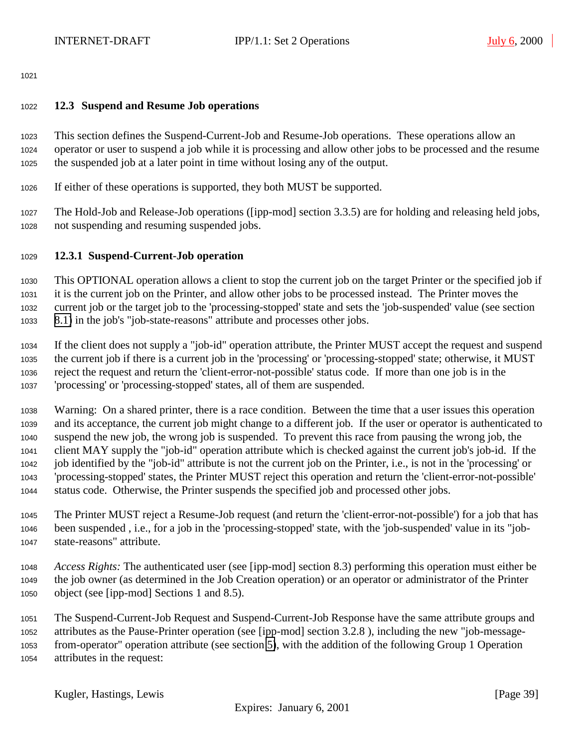### 12.3 Suspend and Resume Job operations

This section defines the Suspend-Current-Job and Resume-Job operations. These operations allow an operator or user to suspend a job while it is processing and allow other jobs to be processed and the resume the suspended job at a later point in time without losing any of the output.

If either of these operations is supported, they both MUST be supported.

The Hold-Job and Release-Job operations ([ipp-mod] section 3.3.5) are for holding and releasing held jobs, not suspending and resuming suspended jobs.

#### 12.3.1 Suspend-Current-Job operation

This OPTIONAL operation allows a client to stop the current job on the target Printer or the specified job if it is the current job on the Printer, and allow other jobs to be processed instead. The Printer moves the current job or the target job to the 'processing-stopped' state and sets the 'job-suspended' value (see section 8.1) in the job's "job-state-reasons" attribute and processes other jobs.

If the client does not supply a "job-id" operation attribute, the Printer MUST accept the request and suspend the current job if there is a current job in the 'processing' or 'processing-stopped' state; otherwise, it MUST reject the request and return the 'client-error-not-possible' status code. If more than one job is in the 'processing' or 'processing-stopped' states, all of them are suspended.

Warning: On a shared printer, there is a race condition. Between the time that a user issues this operation and its acceptance, the current job might change to a different job. If the user or operator is authenticated to suspend the new job, the wrong job is suspended. To prevent this race from pausing the wrong job, the client MAY supply the "job-id" operation attribute which is checked against the current job's job-id. If the job identified by the "job-id" attribute is not the current job on the Printer, i.e., is not in the 'processing' or 'processing-stopped' states, the Printer MUST reject this operation and return the 'client-error-not-possible' status code. Otherwise, the Printer suspends the specified job and processed other jobs.

The Printer MUST reject a Resume-Job request (and return the 'client-error-not-possible') for a job that has been suspended , i.e., for a job in the 'processing-stopped' state, with the 'job-suspended' value in its "job-state-reasons" attribute.

*Access Rights:* The authenticated user (see [ipp-mod] section 8.3) performing this operation must either be the job owner (as determined in the Job Creation operation) or an operator or administrator of the Printer object (see [ipp-mod] Sections 1 and 8.5).

The Suspend-Current-Job Request and Suspend-Current-Job Response have the same attribute groups and attributes as the Pause-Printer operation (see [ipp-mod] section 3.2.8 ), including the new "job-message-from-operator" operation attribute (see section 5), with the addition of the following Group 1 Operation attributes in the request: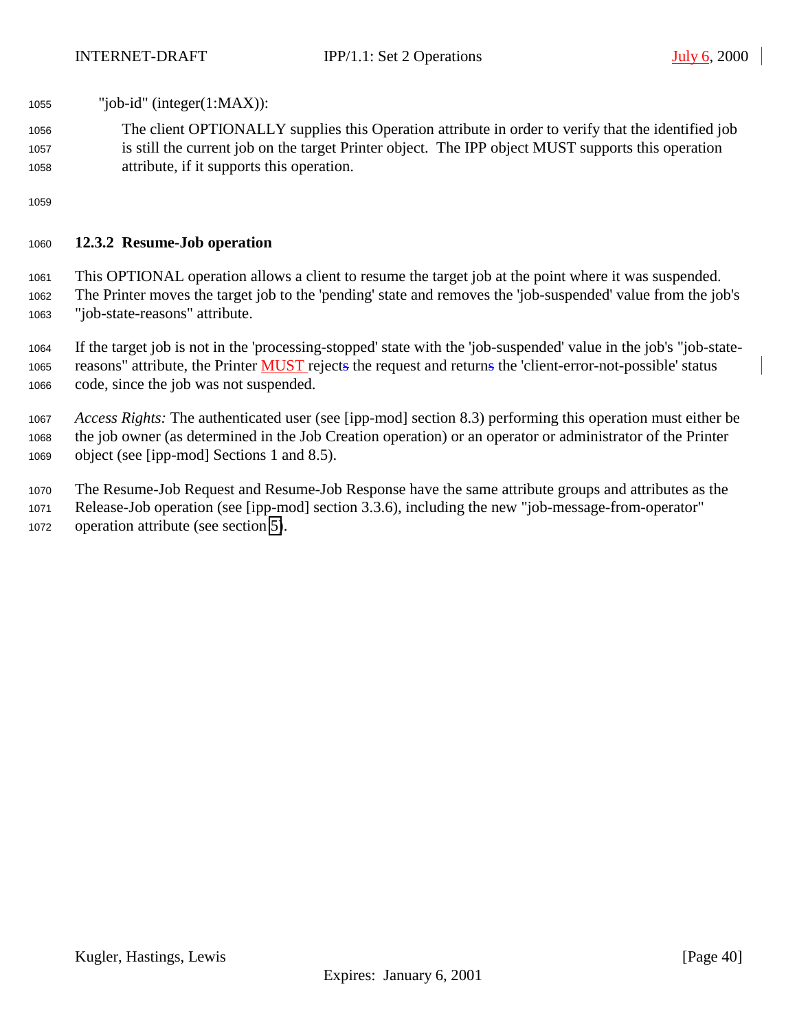"job-id" (integer(1:MAX)):

The client OPTIONALLY supplies this Operation attribute in order to verify that the identified job is still the current job on the target Printer object. The IPP object MUST supports this operation attribute, if it supports this operation.

### 12.3.2 Resume-Job operation

This OPTIONAL operation allows a client to resume the target job at the point where it was suspended. The Printer moves the target job to the 'pending' state and removes the 'job-suspended' value from the job's "job-state-reasons" attribute.

If the target job is not in the 'processing-stopped' state with the 'job-suspended' value in the job's "job-state-reasons" attribute, the Printer MUST rejects the request and returns the 'client-error-not-possible' status code, since the job was not suspended.

*Access Rights:* The authenticated user (see [ipp-mod] section 8.3) performing this operation must either be the job owner (as determined in the Job Creation operation) or an operator or administrator of the Printer object (see [ipp-mod] Sections 1 and 8.5).

The Resume-Job Request and Resume-Job Response have the same attribute groups and attributes as the Release-Job operation (see [ipp-mod] section 3.3.6), including the new "job-message-from-operator" operation attribute (see section 5).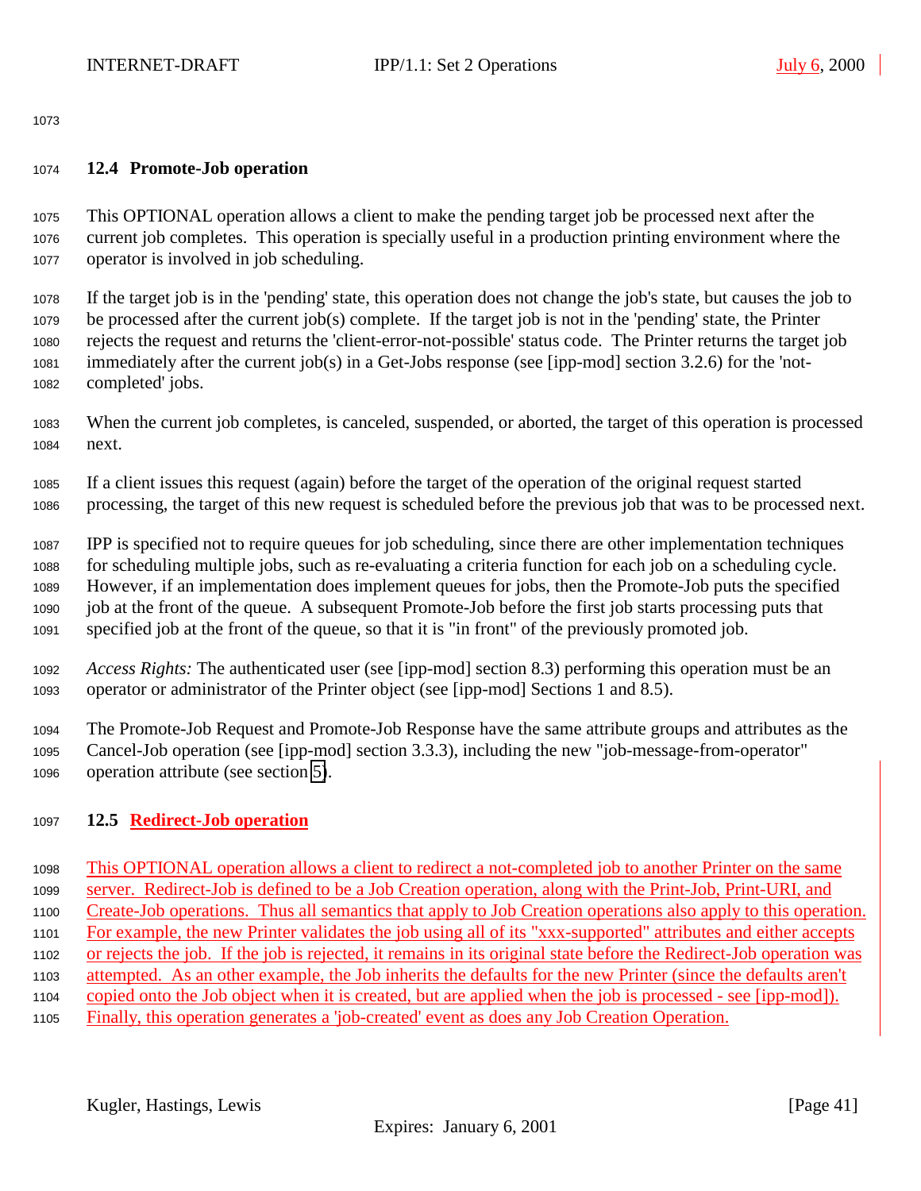## 12.4 Promote-Job operation

This OPTIONAL operation allows a client to make the pending target job be processed next after the current job completes. This operation is specially useful in a production printing environment where the operator is involved in job scheduling.

If the target job is in the 'pending' state, this operation does not change the job's state, but causes the job to be processed after the current job(s) complete. If the target job is not in the 'pending' state, the Printer rejects the request and returns the 'client-error-not-possible' status code. The Printer returns the target job immediately after the current job(s) in a Get-Jobs response (see [ipp-mod] section 3.2.6) for the 'not-completed' jobs.

When the current job completes, is canceled, suspended, or aborted, the target of this operation is processed next.

If a client issues this request (again) before the target of the operation of the original request started processing, the target of this new request is scheduled before the previous job that was to be processed next.

IPP is specified not to require queues for job scheduling, since there are other implementation techniques for scheduling multiple jobs, such as re-evaluating a criteria function for each job on a scheduling cycle. However, if an implementation does implement queues for jobs, then the Promote-Job puts the specified job at the front of the queue. A subsequent Promote-Job before the first job starts processing puts that specified job at the front of the queue, so that it is "in front" of the previously promoted job.

*Access Rights:* The authenticated user (see [ipp-mod] section 8.3) performing this operation must be an operator or administrator of the Printer object (see [ipp-mod] Sections 1 and 8.5).

The Promote-Job Request and Promote-Job Response have the same attribute groups and attributes as the Cancel-Job operation (see [ipp-mod] section 3.3.3), including the new "job-message-from-operator" operation attribute (see section 5).

## 12.5 Redirect-Job operation

This OPTIONAL operation allows a client to redirect a not-completed job to another Printer on the same server. Redirect-Job is defined to be a Job Creation operation, along with the Print-Job, Print-URI, and Create-Job operations. Thus all semantics that apply to Job Creation operations also apply to this operation. For example, the new Printer validates the job using all of its "xxx-supported" attributes and either accepts or rejects the job. If the job is rejected, it remains in its original state before the Redirect-Job operation was attempted. As an other example, the Job inherits the defaults for the new Printer (since the defaults aren't copied onto the Job object when it is created, but are applied when the job is processed - see [ipp-mod]). Finally, this operation generates a 'job-created' event as does any Job Creation Operation.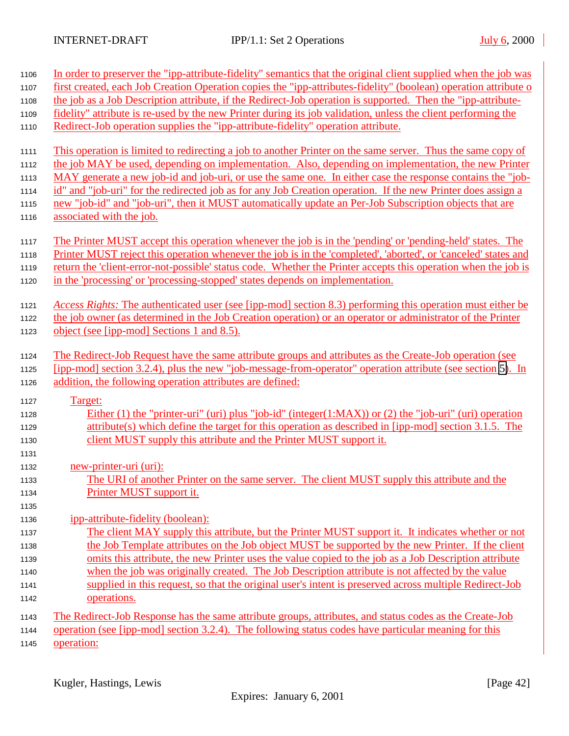In order to preserver the "ipp-attribute-fidelity" semantics that the original client supplied when the job was first created, each Job Creation Operation copies the "ipp-attributes-fidelity" (boolean) operation attribute o the job as a Job Description attribute, if the Redirect-Job operation is supported. Then the "ipp-attribute-fidelity" attribute is re-used by the new Printer during its job validation, unless the client performing the Redirect-Job operation supplies the "ipp-attribute-fidelity" operation attribute.

This operation is limited to redirecting a job to another Printer on the same server. Thus the same copy of the job MAY be used, depending on implementation. Also, depending on implementation, the new Printer MAY generate a new job-id and job-uri, or use the same one. In either case the response contains the "job-id" and "job-uri" for the redirected job as for any Job Creation operation. If the new Printer does assign a new "job-id" and "job-uri", then it MUST automatically update an Per-Job Subscription objects that are associated with the job.

The Printer MUST accept this operation whenever the job is in the 'pending' or 'pending-held' states. The Printer MUST reject this operation whenever the job is in the 'completed', 'aborted', or 'canceled' states and return the 'client-error-not-possible' status code. Whether the Printer accepts this operation when the job is in the 'processing' or 'processing-stopped' states depends on implementation.

*Access Rights:* The authenticated user (see [ipp-mod] section 8.3) performing this operation must either be the job owner (as determined in the Job Creation operation) or an operator or administrator of the Printer object (see [ipp-mod] Sections 1 and 8.5).

The Redirect-Job Request have the same attribute groups and attributes as the Create-Job operation (see [ipp-mod] section 3.2.4), plus the new "job-message-from-operator" operation attribute (see section 5). In addition, the following operation attributes are defined:

Target:
: Either (1) the "printer-uri" (uri) plus "job-id" (integer(1:MAX)) or (2) the "job-uri" (uri) operation attribute(s) which define the target for this operation as described in [ipp-mod] section 3.1.5. The client MUST supply this attribute and the Printer MUST support it.

new-printer-uri (uri):
: The URI of another Printer on the same server. The client MUST supply this attribute and the Printer MUST support it.

ipp-attribute-fidelity (boolean):
: The client MAY supply this attribute, but the Printer MUST support it. It indicates whether or not the Job Template attributes on the Job object MUST be supported by the new Printer. If the client omits this attribute, the new Printer uses the value copied to the job as a Job Description attribute when the job was originally created. The Job Description attribute is not affected by the value supplied in this request, so that the original user's intent is preserved across multiple Redirect-Job operations.

The Redirect-Job Response has the same attribute groups, attributes, and status codes as the Create-Job operation (see [ipp-mod] section 3.2.4). The following status codes have particular meaning for this operation: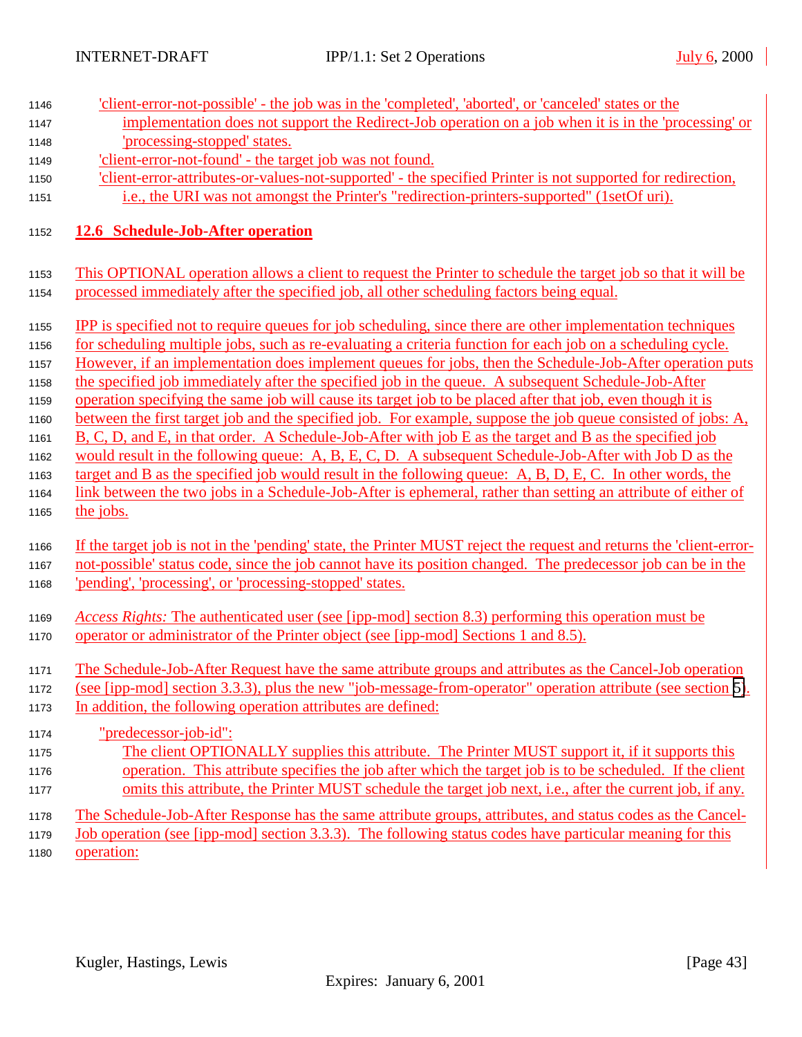'client-error-not-possible' - the job was in the 'completed', 'aborted', or 'canceled' states or the implementation does not support the Redirect-Job operation on a job when it is in the 'processing' or 'processing-stopped' states.

'client-error-not-found' - the target job was not found.

'client-error-attributes-or-values-not-supported' - the specified Printer is not supported for redirection, i.e., the URI was not amongst the Printer's "redirection-printers-supported" (1setOf uri).

## 12.6 Schedule-Job-After operation

This OPTIONAL operation allows a client to request the Printer to schedule the target job so that it will be processed immediately after the specified job, all other scheduling factors being equal.

IPP is specified not to require queues for job scheduling, since there are other implementation techniques for scheduling multiple jobs, such as re-evaluating a criteria function for each job on a scheduling cycle. However, if an implementation does implement queues for jobs, then the Schedule-Job-After operation puts the specified job immediately after the specified job in the queue. A subsequent Schedule-Job-After operation specifying the same job will cause its target job to be placed after that job, even though it is between the first target job and the specified job. For example, suppose the job queue consisted of jobs: A, B, C, D, and E, in that order. A Schedule-Job-After with job E as the target and B as the specified job would result in the following queue: A, B, E, C, D. A subsequent Schedule-Job-After with Job D as the target and B as the specified job would result in the following queue: A, B, D, E, C. In other words, the link between the two jobs in a Schedule-Job-After is ephemeral, rather than setting an attribute of either of the jobs.

If the target job is not in the 'pending' state, the Printer MUST reject the request and returns the 'client-error-not-possible' status code, since the job cannot have its position changed. The predecessor job can be in the 'pending', 'processing', or 'processing-stopped' states.

*Access Rights:* The authenticated user (see [ipp-mod] section 8.3) performing this operation must be operator or administrator of the Printer object (see [ipp-mod] Sections 1 and 8.5).

The Schedule-Job-After Request have the same attribute groups and attributes as the Cancel-Job operation (see [ipp-mod] section 3.3.3), plus the new "job-message-from-operator" operation attribute (see section 5). In addition, the following operation attributes are defined:

"predecessor-job-id":
: The client OPTIONALLY supplies this attribute. The Printer MUST support it, if it supports this operation. This attribute specifies the job after which the target job is to be scheduled. If the client omits this attribute, the Printer MUST schedule the target job next, i.e., after the current job, if any.

The Schedule-Job-After Response has the same attribute groups, attributes, and status codes as the Cancel-Job operation (see [ipp-mod] section 3.3.3). The following status codes have particular meaning for this operation: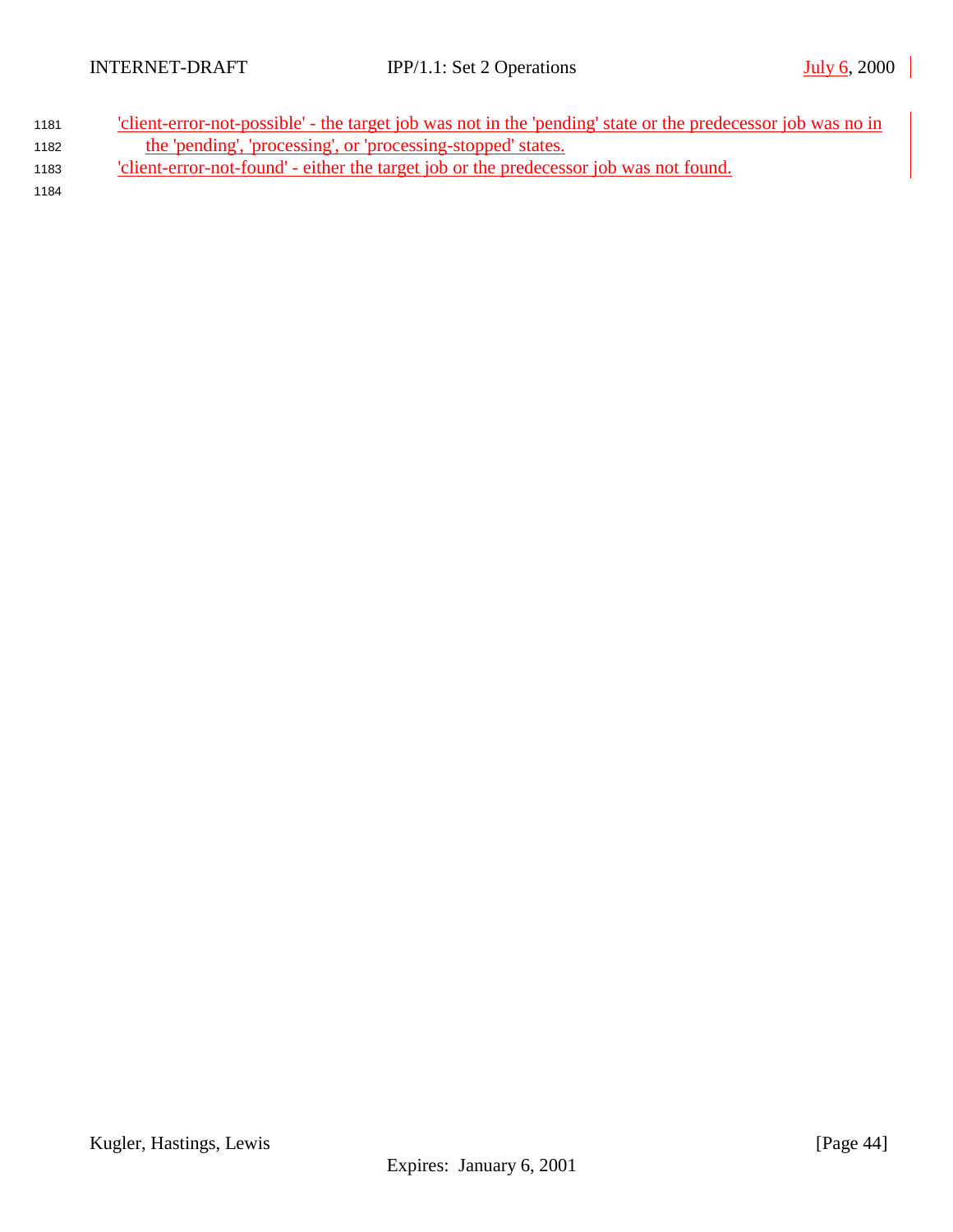'client-error-not-possible' - the target job was not in the 'pending' state or the predecessor job was no in the 'pending', 'processing', or 'processing-stopped' states.

'client-error-not-found' - either the target job or the predecessor job was not found.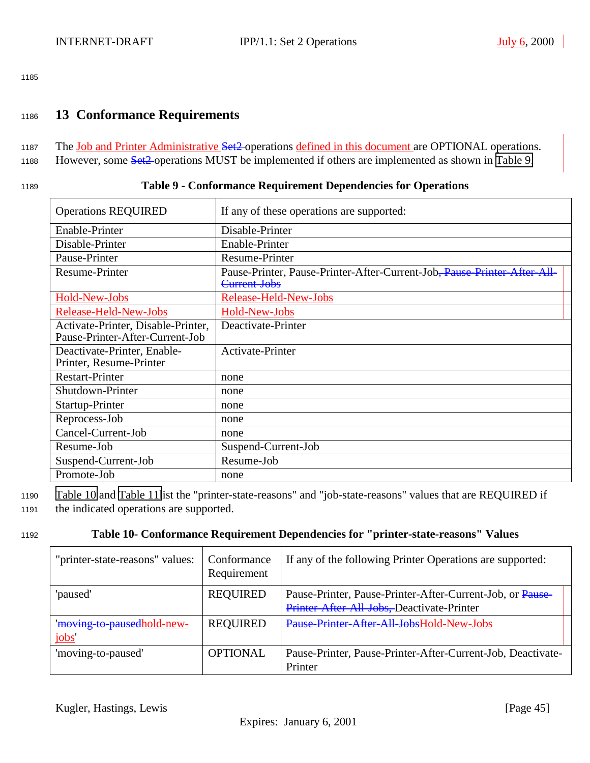## 13 Conformance Requirements

The Job and Printer Administrative ~~Set2~~ operations defined in this document are OPTIONAL operations. However, some ~~Set2~~ operations MUST be implemented if others are implemented as shown in Table 9.

**Table 9 - Conformance Requirement Dependencies for Operations**

| Operations REQUIRED | If any of these operations are supported: |
|---|---|
| Enable-Printer | Disable-Printer |
| Disable-Printer | Enable-Printer |
| Pause-Printer | Resume-Printer |
| Resume-Printer | Pause-Printer, Pause-Printer-After-Current-Job~~, Pause-Printer-After-All-Current-Jobs~~ |
| Hold-New-Jobs | Release-Held-New-Jobs |
| Release-Held-New-Jobs | Hold-New-Jobs |
| Activate-Printer, Disable-Printer, Pause-Printer-After-Current-Job | Deactivate-Printer |
| Deactivate-Printer, Enable-Printer, Resume-Printer | Activate-Printer |
| Restart-Printer | none |
| Shutdown-Printer | none |
| Startup-Printer | none |
| Reprocess-Job | none |
| Cancel-Current-Job | none |
| Resume-Job | Suspend-Current-Job |
| Suspend-Current-Job | Resume-Job |
| Promote-Job | none |

Table 10 and Table 11 list the "printer-state-reasons" and "job-state-reasons" values that are REQUIRED if the indicated operations are supported.

**Table 10- Conformance Requirement Dependencies for "printer-state-reasons" Values**

| "printer-state-reasons" values: | Conformance Requirement | If any of the following Printer Operations are supported: |
|---|---|---|
| 'paused' | REQUIRED | Pause-Printer, Pause-Printer-After-Current-Job, or ~~Pause-Printer-After-All-Jobs,~~ Deactivate-Printer |
| '~~moving-to-paused~~hold-new-jobs' | REQUIRED | ~~Pause-Printer-After-All-Jobs~~Hold-New-Jobs |
| 'moving-to-paused' | OPTIONAL | Pause-Printer, Pause-Printer-After-Current-Job, Deactivate-Printer |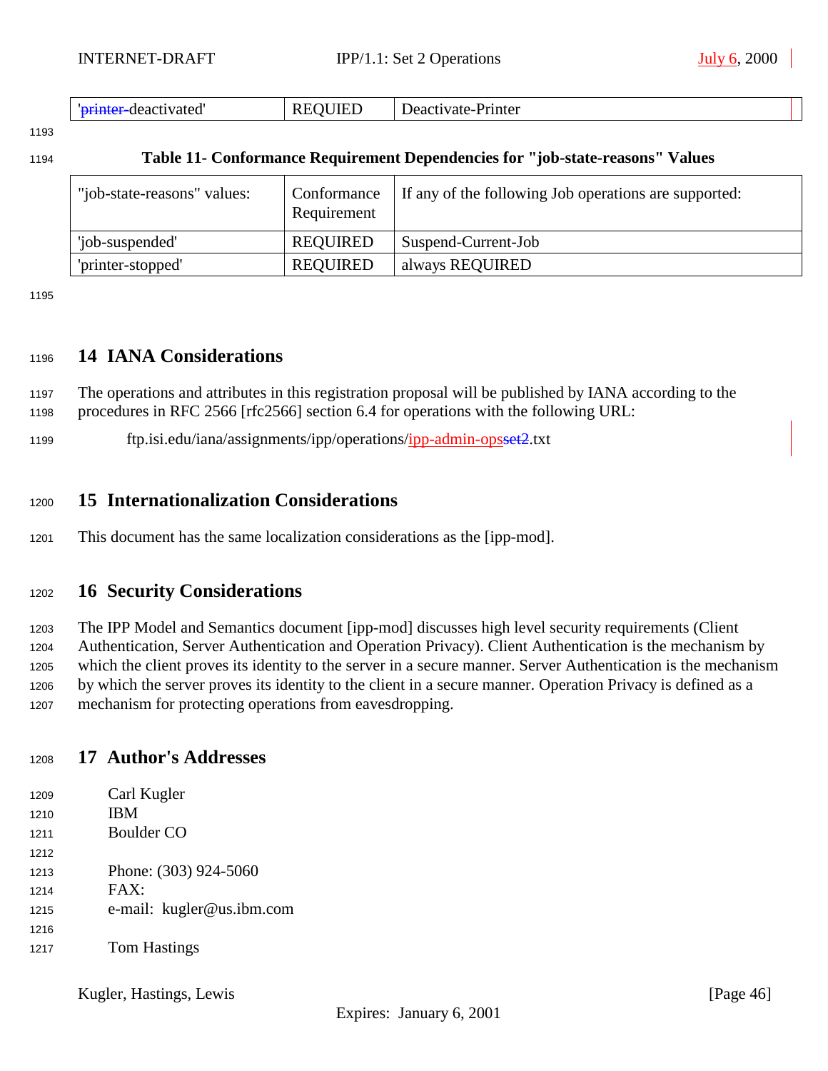| 'printer-deactivated' | REQUIED | Deactivate-Printer |
|---|---|---|

**Table 11- Conformance Requirement Dependencies for "job-state-reasons" Values**

| "job-state-reasons" values: | Conformance Requirement | If any of the following Job operations are supported: |
|---|---|---|
| 'job-suspended' | REQUIRED | Suspend-Current-Job |
| 'printer-stopped' | REQUIRED | always REQUIRED |

# 14 IANA Considerations

The operations and attributes in this registration proposal will be published by IANA according to the procedures in RFC 2566 [rfc2566] section 6.4 for operations with the following URL:

ftp.isi.edu/iana/assignments/ipp/operations/ipp-admin-opsset2.txt

# 15 Internationalization Considerations

This document has the same localization considerations as the [ipp-mod].

# 16 Security Considerations

The IPP Model and Semantics document [ipp-mod] discusses high level security requirements (Client Authentication, Server Authentication and Operation Privacy). Client Authentication is the mechanism by which the client proves its identity to the server in a secure manner. Server Authentication is the mechanism by which the server proves its identity to the client in a secure manner. Operation Privacy is defined as a mechanism for protecting operations from eavesdropping.

# 17 Author's Addresses

Carl Kugler
IBM
Boulder CO

Phone: (303) 924-5060
FAX:
e-mail: kugler@us.ibm.com

Tom Hastings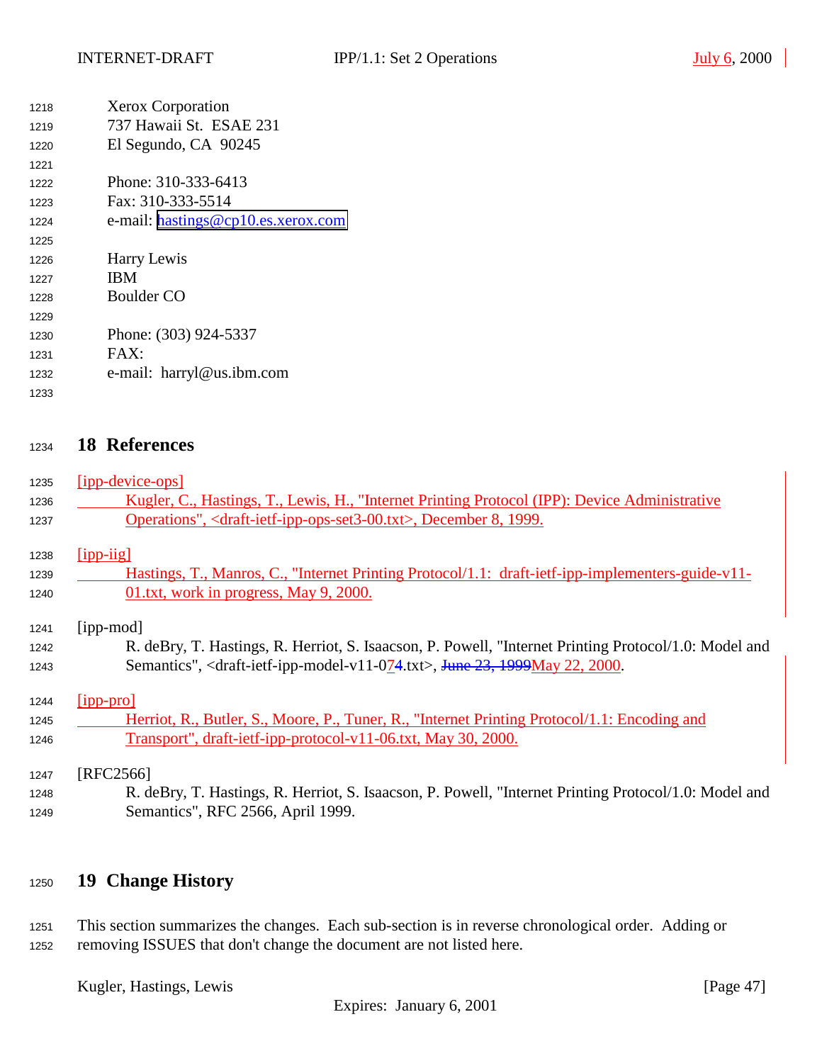Xerox Corporation
737 Hawaii St.  ESAE 231
El Segundo, CA  90245

Phone: 310-333-6413
Fax: 310-333-5514
e-mail: hastings@cp10.es.xerox.com

Harry Lewis
IBM
Boulder CO

Phone: (303) 924-5337
FAX:
e-mail:  harryl@us.ibm.com

# 18 References

[ipp-device-ops]
Kugler, C., Hastings, T., Lewis, H., "Internet Printing Protocol (IPP): Device Administrative Operations", <draft-ietf-ipp-ops-set3-00.txt>, December 8, 1999.

[ipp-iig]
Hastings, T., Manros, C., "Internet Printing Protocol/1.1:  draft-ietf-ipp-implementers-guide-v11-01.txt, work in progress, May 9, 2000.

[ipp-mod]
R. deBry, T. Hastings, R. Herriot, S. Isaacson, P. Powell, "Internet Printing Protocol/1.0: Model and Semantics", <draft-ietf-ipp-model-v11-074.txt>, ~~June 23, 1999~~May 22, 2000.

[ipp-pro]
Herriot, R., Butler, S., Moore, P., Tuner, R., "Internet Printing Protocol/1.1: Encoding and Transport", draft-ietf-ipp-protocol-v11-06.txt, May 30, 2000.

[RFC2566]
R. deBry, T. Hastings, R. Herriot, S. Isaacson, P. Powell, "Internet Printing Protocol/1.0: Model and Semantics", RFC 2566, April 1999.

# 19 Change History

This section summarizes the changes.  Each sub-section is in reverse chronological order.  Adding or removing ISSUES that don't change the document are not listed here.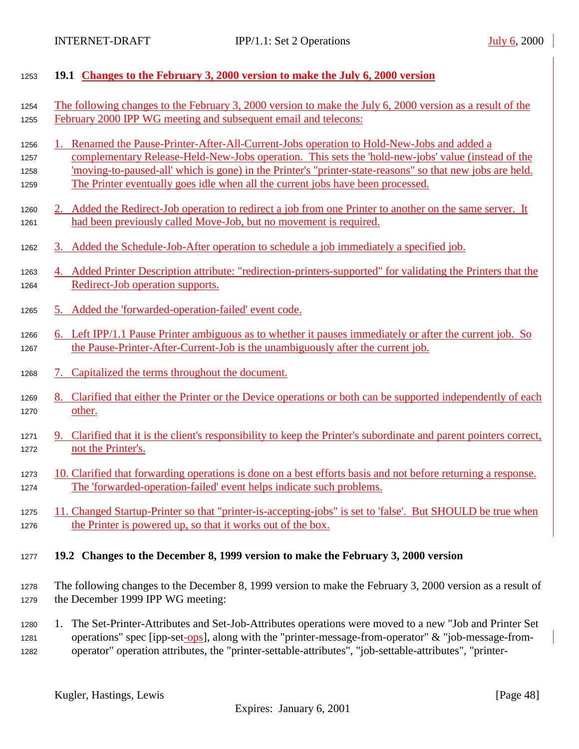### 19.1 Changes to the February 3, 2000 version to make the July 6, 2000 version

The following changes to the February 3, 2000 version to make the July 6, 2000 version as a result of the February 2000 IPP WG meeting and subsequent email and telecons:

1. Renamed the Pause-Printer-After-All-Current-Jobs operation to Hold-New-Jobs and added a complementary Release-Held-New-Jobs operation. This sets the 'hold-new-jobs' value (instead of the 'moving-to-paused-all' which is gone) in the Printer's "printer-state-reasons" so that new jobs are held. The Printer eventually goes idle when all the current jobs have been processed.
2. Added the Redirect-Job operation to redirect a job from one Printer to another on the same server. It had been previously called Move-Job, but no movement is required.
3. Added the Schedule-Job-After operation to schedule a job immediately a specified job.
4. Added Printer Description attribute: "redirection-printers-supported" for validating the Printers that the Redirect-Job operation supports.
5. Added the 'forwarded-operation-failed' event code.
6. Left IPP/1.1 Pause Printer ambiguous as to whether it pauses immediately or after the current job. So the Pause-Printer-After-Current-Job is the unambiguously after the current job.
7. Capitalized the terms throughout the document.
8. Clarified that either the Printer or the Device operations or both can be supported independently of each other.
9. Clarified that it is the client's responsibility to keep the Printer's subordinate and parent pointers correct, not the Printer's.
10. Clarified that forwarding operations is done on a best efforts basis and not before returning a response. The 'forwarded-operation-failed' event helps indicate such problems.
11. Changed Startup-Printer so that "printer-is-accepting-jobs" is set to 'false'. But SHOULD be true when the Printer is powered up, so that it works out of the box.

### 19.2 Changes to the December 8, 1999 version to make the February 3, 2000 version

The following changes to the December 8, 1999 version to make the February 3, 2000 version as a result of the December 1999 IPP WG meeting:

1. The Set-Printer-Attributes and Set-Job-Attributes operations were moved to a new "Job and Printer Set operations" spec [ipp-set-ops], along with the "printer-message-from-operator" & "job-message-from-operator" operation attributes, the "printer-settable-attributes", "job-settable-attributes", "printer-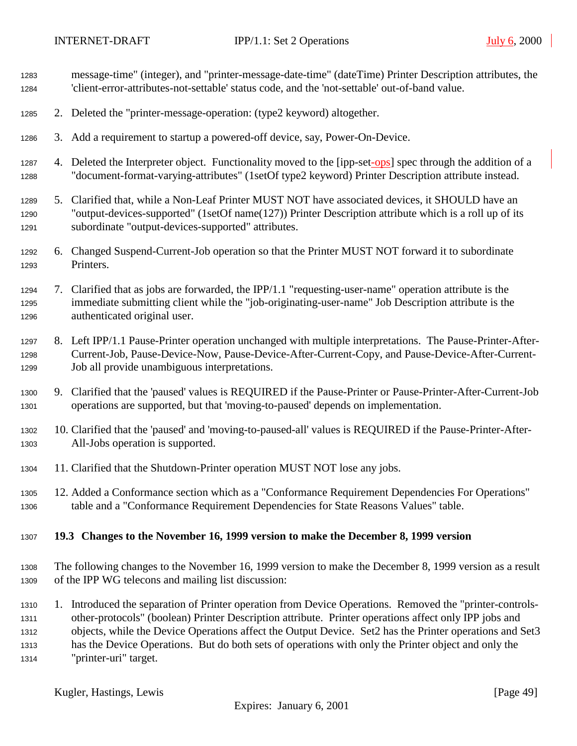message-time" (integer), and "printer-message-date-time" (dateTime) Printer Description attributes, the 'client-error-attributes-not-settable' status code, and the 'not-settable' out-of-band value.

2. Deleted the "printer-message-operation: (type2 keyword) altogether.

3. Add a requirement to startup a powered-off device, say, Power-On-Device.

4. Deleted the Interpreter object. Functionality moved to the [ipp-set-ops] spec through the addition of a "document-format-varying-attributes" (1setOf type2 keyword) Printer Description attribute instead.

5. Clarified that, while a Non-Leaf Printer MUST NOT have associated devices, it SHOULD have an "output-devices-supported" (1setOf name(127)) Printer Description attribute which is a roll up of its subordinate "output-devices-supported" attributes.

6. Changed Suspend-Current-Job operation so that the Printer MUST NOT forward it to subordinate Printers.

7. Clarified that as jobs are forwarded, the IPP/1.1 "requesting-user-name" operation attribute is the immediate submitting client while the "job-originating-user-name" Job Description attribute is the authenticated original user.

8. Left IPP/1.1 Pause-Printer operation unchanged with multiple interpretations. The Pause-Printer-After-Current-Job, Pause-Device-Now, Pause-Device-After-Current-Copy, and Pause-Device-After-Current-Job all provide unambiguous interpretations.

9. Clarified that the 'paused' values is REQUIRED if the Pause-Printer or Pause-Printer-After-Current-Job operations are supported, but that 'moving-to-paused' depends on implementation.

10. Clarified that the 'paused' and 'moving-to-paused-all' values is REQUIRED if the Pause-Printer-After-All-Jobs operation is supported.

11. Clarified that the Shutdown-Printer operation MUST NOT lose any jobs.

12. Added a Conformance section which as a "Conformance Requirement Dependencies For Operations" table and a "Conformance Requirement Dependencies for State Reasons Values" table.

### 19.3 Changes to the November 16, 1999 version to make the December 8, 1999 version

The following changes to the November 16, 1999 version to make the December 8, 1999 version as a result of the IPP WG telecons and mailing list discussion:

1. Introduced the separation of Printer operation from Device Operations. Removed the "printer-controls-other-protocols" (boolean) Printer Description attribute. Printer operations affect only IPP jobs and objects, while the Device Operations affect the Output Device. Set2 has the Printer operations and Set3 has the Device Operations. But do both sets of operations with only the Printer object and only the "printer-uri" target.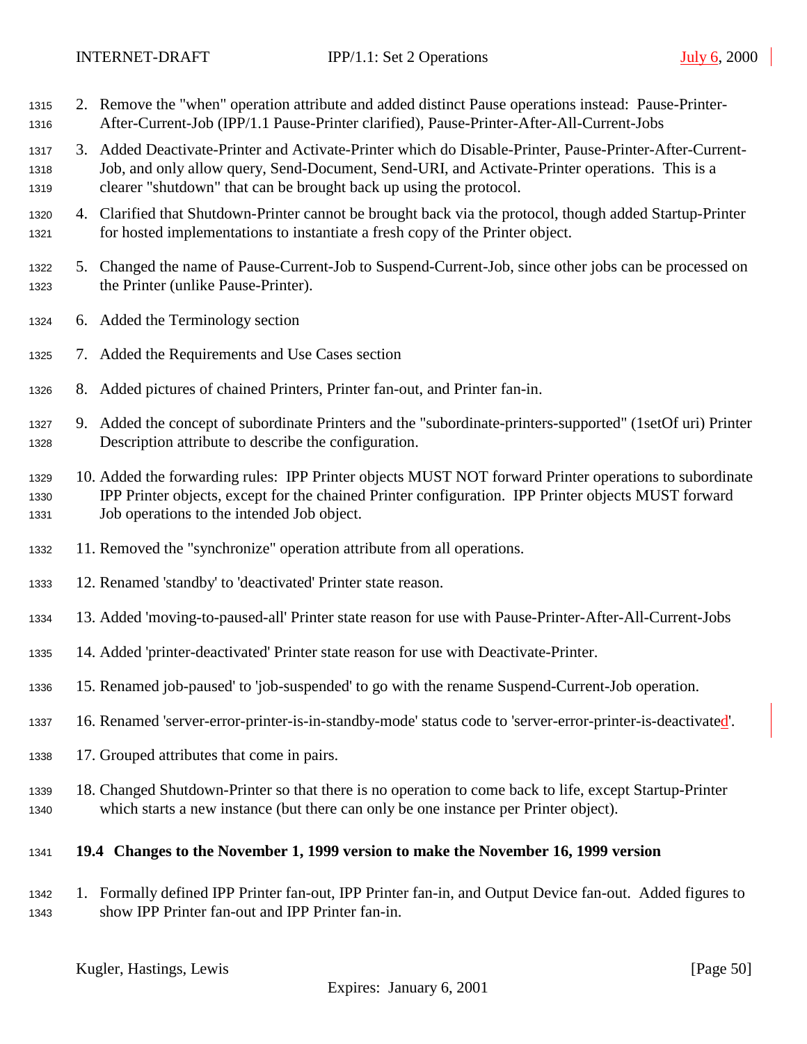2. Remove the "when" operation attribute and added distinct Pause operations instead: Pause-Printer-After-Current-Job (IPP/1.1 Pause-Printer clarified), Pause-Printer-After-All-Current-Jobs

3. Added Deactivate-Printer and Activate-Printer which do Disable-Printer, Pause-Printer-After-Current-Job, and only allow query, Send-Document, Send-URI, and Activate-Printer operations. This is a clearer "shutdown" that can be brought back up using the protocol.

4. Clarified that Shutdown-Printer cannot be brought back via the protocol, though added Startup-Printer for hosted implementations to instantiate a fresh copy of the Printer object.

5. Changed the name of Pause-Current-Job to Suspend-Current-Job, since other jobs can be processed on the Printer (unlike Pause-Printer).

6. Added the Terminology section

7. Added the Requirements and Use Cases section

8. Added pictures of chained Printers, Printer fan-out, and Printer fan-in.

9. Added the concept of subordinate Printers and the "subordinate-printers-supported" (1setOf uri) Printer Description attribute to describe the configuration.

10. Added the forwarding rules: IPP Printer objects MUST NOT forward Printer operations to subordinate IPP Printer objects, except for the chained Printer configuration. IPP Printer objects MUST forward Job operations to the intended Job object.

11. Removed the "synchronize" operation attribute from all operations.

12. Renamed 'standby' to 'deactivated' Printer state reason.

13. Added 'moving-to-paused-all' Printer state reason for use with Pause-Printer-After-All-Current-Jobs

14. Added 'printer-deactivated' Printer state reason for use with Deactivate-Printer.

15. Renamed job-paused' to 'job-suspended' to go with the rename Suspend-Current-Job operation.

16. Renamed 'server-error-printer-is-in-standby-mode' status code to 'server-error-printer-is-deactivated'.

17. Grouped attributes that come in pairs.

18. Changed Shutdown-Printer so that there is no operation to come back to life, except Startup-Printer which starts a new instance (but there can only be one instance per Printer object).

### 19.4 Changes to the November 1, 1999 version to make the November 16, 1999 version

1. Formally defined IPP Printer fan-out, IPP Printer fan-in, and Output Device fan-out. Added figures to show IPP Printer fan-out and IPP Printer fan-in.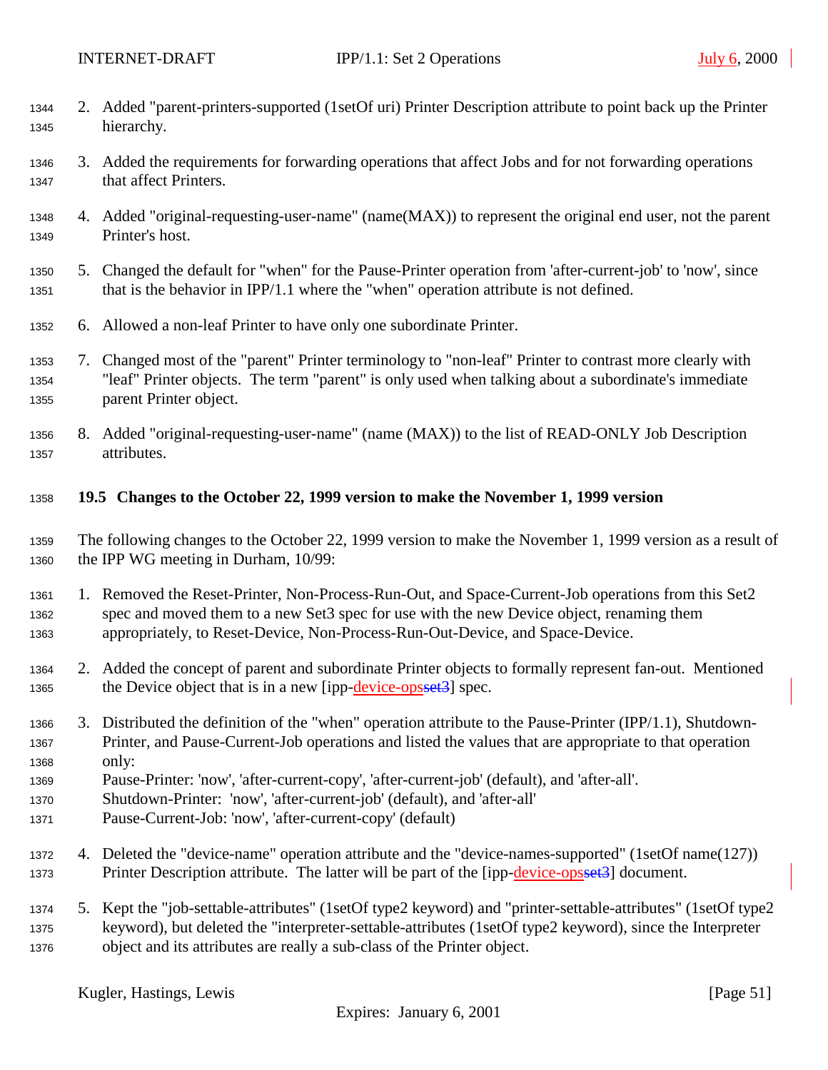2. Added "parent-printers-supported (1setOf uri) Printer Description attribute to point back up the Printer hierarchy.

3. Added the requirements for forwarding operations that affect Jobs and for not forwarding operations that affect Printers.

4. Added "original-requesting-user-name" (name(MAX)) to represent the original end user, not the parent Printer's host.

5. Changed the default for "when" for the Pause-Printer operation from 'after-current-job' to 'now', since that is the behavior in IPP/1.1 where the "when" operation attribute is not defined.

6. Allowed a non-leaf Printer to have only one subordinate Printer.

7. Changed most of the "parent" Printer terminology to "non-leaf" Printer to contrast more clearly with "leaf" Printer objects. The term "parent" is only used when talking about a subordinate's immediate parent Printer object.

8. Added "original-requesting-user-name" (name (MAX)) to the list of READ-ONLY Job Description attributes.

### 19.5 Changes to the October 22, 1999 version to make the November 1, 1999 version

The following changes to the October 22, 1999 version to make the November 1, 1999 version as a result of the IPP WG meeting in Durham, 10/99:

1. Removed the Reset-Printer, Non-Process-Run-Out, and Space-Current-Job operations from this Set2 spec and moved them to a new Set3 spec for use with the new Device object, renaming them appropriately, to Reset-Device, Non-Process-Run-Out-Device, and Space-Device.

2. Added the concept of parent and subordinate Printer objects to formally represent fan-out. Mentioned the Device object that is in a new [ipp-device-ops~~set3~~] spec.

3. Distributed the definition of the "when" operation attribute to the Pause-Printer (IPP/1.1), Shutdown-Printer, and Pause-Current-Job operations and listed the values that are appropriate to that operation only:
   Pause-Printer: 'now', 'after-current-copy', 'after-current-job' (default), and 'after-all'.
   Shutdown-Printer: 'now', 'after-current-job' (default), and 'after-all'
   Pause-Current-Job: 'now', 'after-current-copy' (default)

4. Deleted the "device-name" operation attribute and the "device-names-supported" (1setOf name(127)) Printer Description attribute. The latter will be part of the [ipp-device-ops~~set3~~] document.

5. Kept the "job-settable-attributes" (1setOf type2 keyword) and "printer-settable-attributes" (1setOf type2 keyword), but deleted the "interpreter-settable-attributes (1setOf type2 keyword), since the Interpreter object and its attributes are really a sub-class of the Printer object.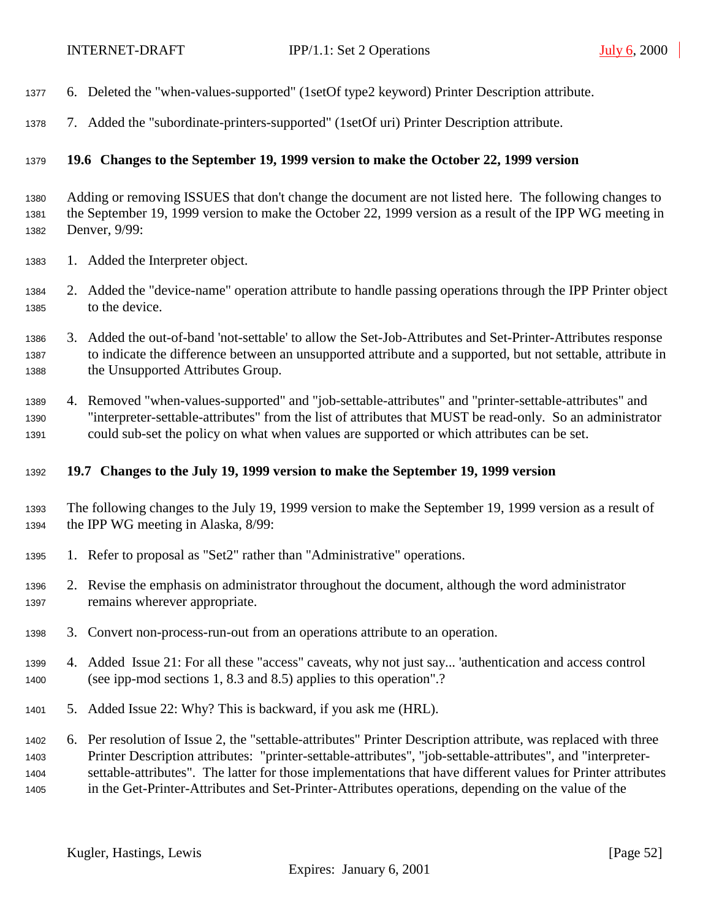6. Deleted the "when-values-supported" (1setOf type2 keyword) Printer Description attribute.

7. Added the "subordinate-printers-supported" (1setOf uri) Printer Description attribute.

### 19.6 Changes to the September 19, 1999 version to make the October 22, 1999 version

Adding or removing ISSUES that don't change the document are not listed here. The following changes to the September 19, 1999 version to make the October 22, 1999 version as a result of the IPP WG meeting in Denver, 9/99:

1. Added the Interpreter object.

2. Added the "device-name" operation attribute to handle passing operations through the IPP Printer object to the device.

3. Added the out-of-band 'not-settable' to allow the Set-Job-Attributes and Set-Printer-Attributes response to indicate the difference between an unsupported attribute and a supported, but not settable, attribute in the Unsupported Attributes Group.

4. Removed "when-values-supported" and "job-settable-attributes" and "printer-settable-attributes" and "interpreter-settable-attributes" from the list of attributes that MUST be read-only. So an administrator could sub-set the policy on what when values are supported or which attributes can be set.

### 19.7 Changes to the July 19, 1999 version to make the September 19, 1999 version

The following changes to the July 19, 1999 version to make the September 19, 1999 version as a result of the IPP WG meeting in Alaska, 8/99:

1. Refer to proposal as "Set2" rather than "Administrative" operations.

2. Revise the emphasis on administrator throughout the document, although the word administrator remains wherever appropriate.

3. Convert non-process-run-out from an operations attribute to an operation.

4. Added Issue 21: For all these "access" caveats, why not just say... 'authentication and access control (see ipp-mod sections 1, 8.3 and 8.5) applies to this operation".?

5. Added Issue 22: Why? This is backward, if you ask me (HRL).

6. Per resolution of Issue 2, the "settable-attributes" Printer Description attribute, was replaced with three Printer Description attributes: "printer-settable-attributes", "job-settable-attributes", and "interpreter-settable-attributes". The latter for those implementations that have different values for Printer attributes in the Get-Printer-Attributes and Set-Printer-Attributes operations, depending on the value of the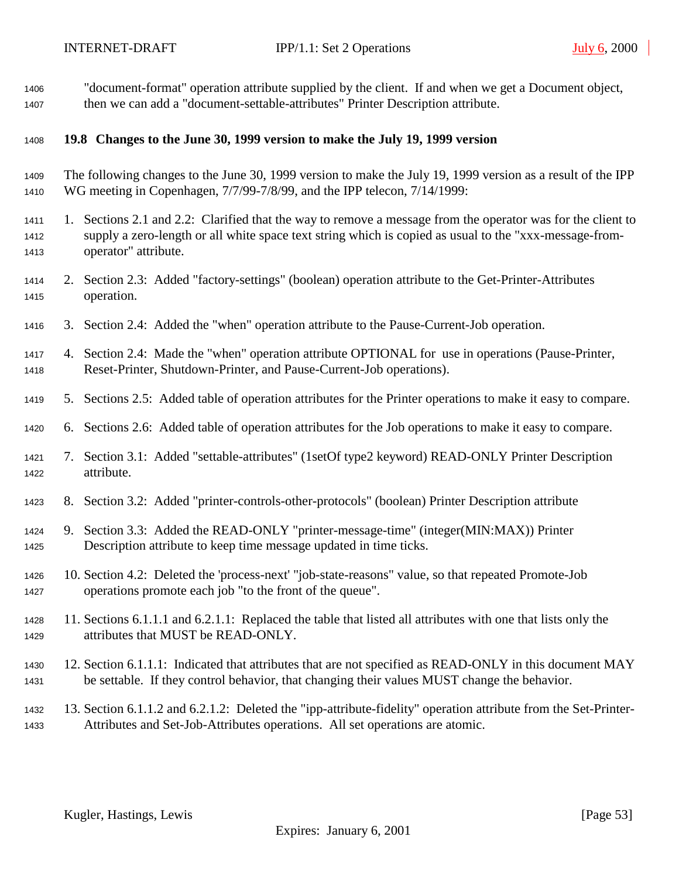"document-format" operation attribute supplied by the client. If and when we get a Document object, then we can add a "document-settable-attributes" Printer Description attribute.

### 19.8 Changes to the June 30, 1999 version to make the July 19, 1999 version

The following changes to the June 30, 1999 version to make the July 19, 1999 version as a result of the IPP WG meeting in Copenhagen, 7/7/99-7/8/99, and the IPP telecon, 7/14/1999:

1. Sections 2.1 and 2.2: Clarified that the way to remove a message from the operator was for the client to supply a zero-length or all white space text string which is copied as usual to the "xxx-message-from-operator" attribute.
2. Section 2.3: Added "factory-settings" (boolean) operation attribute to the Get-Printer-Attributes operation.
3. Section 2.4: Added the "when" operation attribute to the Pause-Current-Job operation.
4. Section 2.4: Made the "when" operation attribute OPTIONAL for use in operations (Pause-Printer, Reset-Printer, Shutdown-Printer, and Pause-Current-Job operations).
5. Sections 2.5: Added table of operation attributes for the Printer operations to make it easy to compare.
6. Sections 2.6: Added table of operation attributes for the Job operations to make it easy to compare.
7. Section 3.1: Added "settable-attributes" (1setOf type2 keyword) READ-ONLY Printer Description attribute.
8. Section 3.2: Added "printer-controls-other-protocols" (boolean) Printer Description attribute
9. Section 3.3: Added the READ-ONLY "printer-message-time" (integer(MIN:MAX)) Printer Description attribute to keep time message updated in time ticks.
10. Section 4.2: Deleted the 'process-next' "job-state-reasons" value, so that repeated Promote-Job operations promote each job "to the front of the queue".
11. Sections 6.1.1.1 and 6.2.1.1: Replaced the table that listed all attributes with one that lists only the attributes that MUST be READ-ONLY.
12. Section 6.1.1.1: Indicated that attributes that are not specified as READ-ONLY in this document MAY be settable. If they control behavior, that changing their values MUST change the behavior.
13. Section 6.1.1.2 and 6.2.1.2: Deleted the "ipp-attribute-fidelity" operation attribute from the Set-Printer-Attributes and Set-Job-Attributes operations. All set operations are atomic.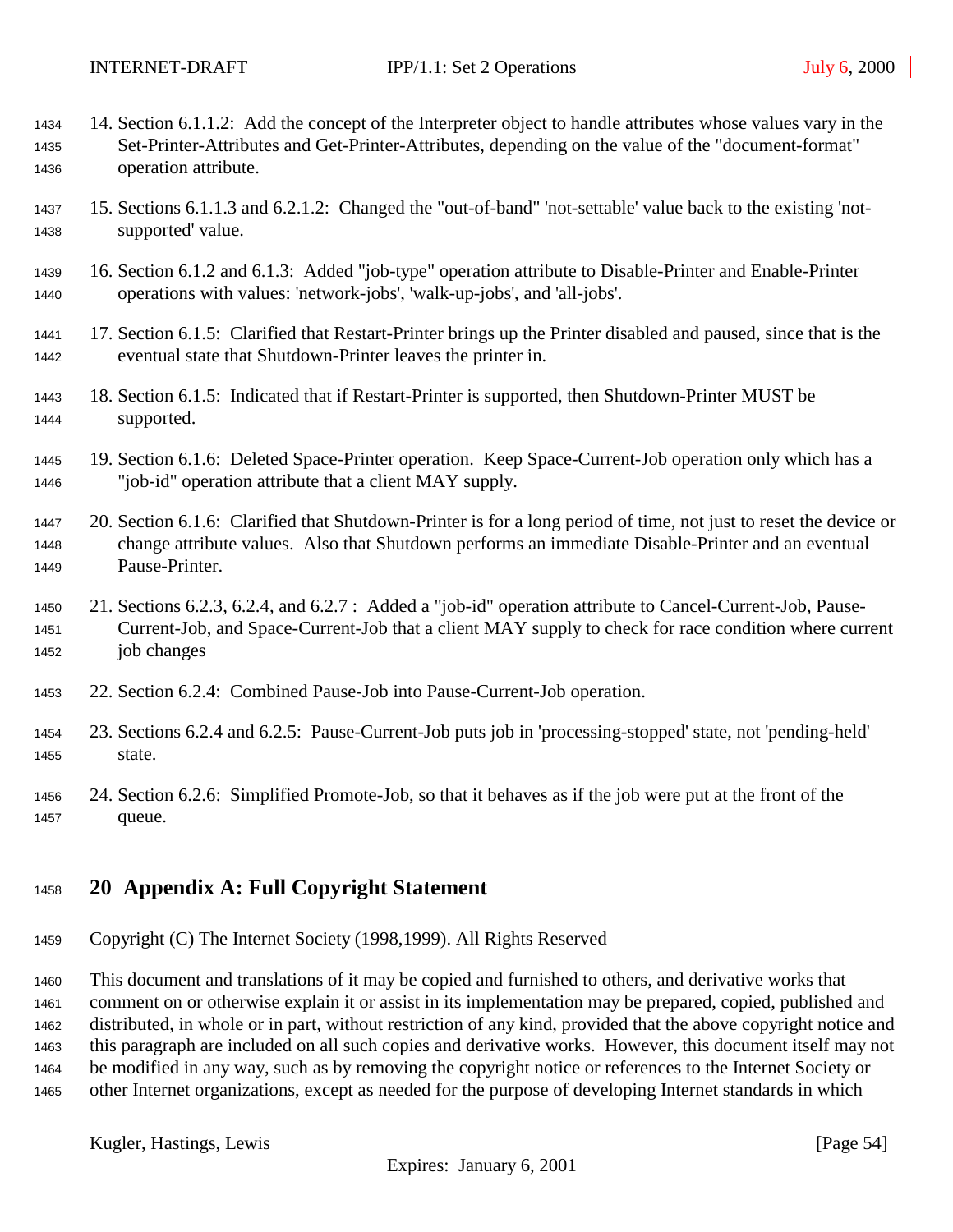14. Section 6.1.1.2: Add the concept of the Interpreter object to handle attributes whose values vary in the Set-Printer-Attributes and Get-Printer-Attributes, depending on the value of the "document-format" operation attribute.

15. Sections 6.1.1.3 and 6.2.1.2: Changed the "out-of-band" 'not-settable' value back to the existing 'not-supported' value.

16. Section 6.1.2 and 6.1.3: Added "job-type" operation attribute to Disable-Printer and Enable-Printer operations with values: 'network-jobs', 'walk-up-jobs', and 'all-jobs'.

17. Section 6.1.5: Clarified that Restart-Printer brings up the Printer disabled and paused, since that is the eventual state that Shutdown-Printer leaves the printer in.

18. Section 6.1.5: Indicated that if Restart-Printer is supported, then Shutdown-Printer MUST be supported.

19. Section 6.1.6: Deleted Space-Printer operation. Keep Space-Current-Job operation only which has a "job-id" operation attribute that a client MAY supply.

20. Section 6.1.6: Clarified that Shutdown-Printer is for a long period of time, not just to reset the device or change attribute values. Also that Shutdown performs an immediate Disable-Printer and an eventual Pause-Printer.

21. Sections 6.2.3, 6.2.4, and 6.2.7 : Added a "job-id" operation attribute to Cancel-Current-Job, Pause-Current-Job, and Space-Current-Job that a client MAY supply to check for race condition where current job changes

22. Section 6.2.4: Combined Pause-Job into Pause-Current-Job operation.

23. Sections 6.2.4 and 6.2.5: Pause-Current-Job puts job in 'processing-stopped' state, not 'pending-held' state.

24. Section 6.2.6: Simplified Promote-Job, so that it behaves as if the job were put at the front of the queue.

# 20 Appendix A: Full Copyright Statement

Copyright (C) The Internet Society (1998,1999). All Rights Reserved

This document and translations of it may be copied and furnished to others, and derivative works that comment on or otherwise explain it or assist in its implementation may be prepared, copied, published and distributed, in whole or in part, without restriction of any kind, provided that the above copyright notice and this paragraph are included on all such copies and derivative works. However, this document itself may not be modified in any way, such as by removing the copyright notice or references to the Internet Society or other Internet organizations, except as needed for the purpose of developing Internet standards in which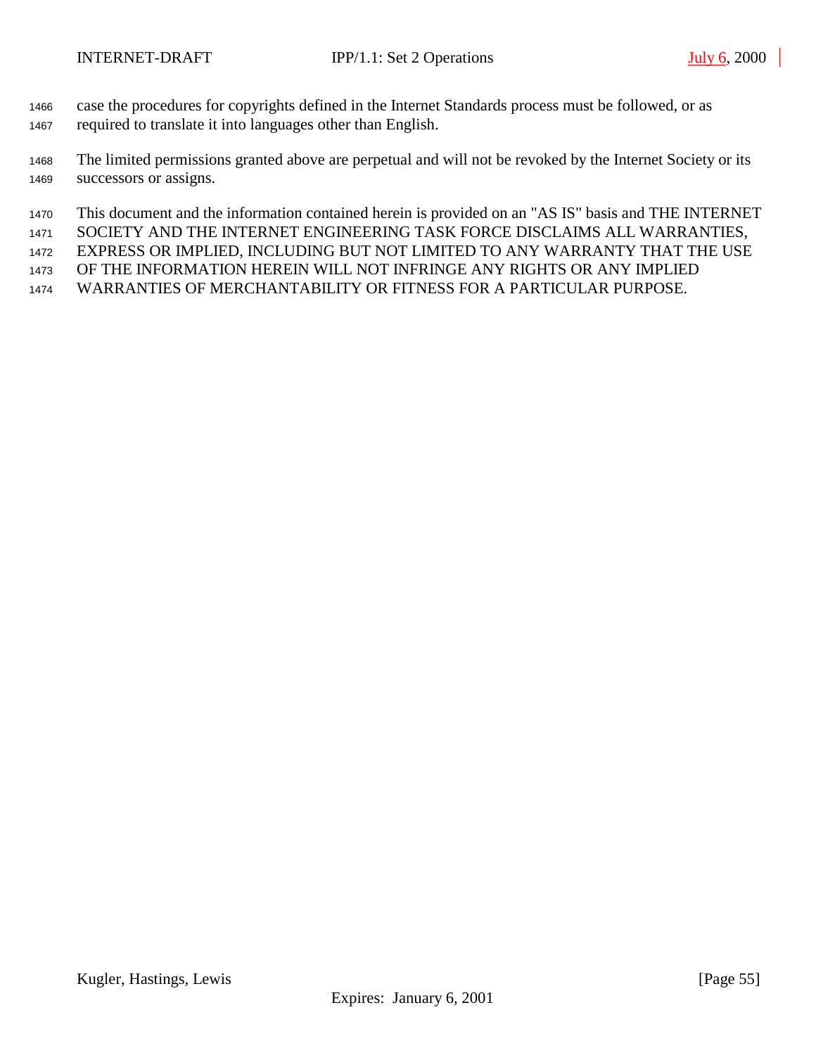case the procedures for copyrights defined in the Internet Standards process must be followed, or as required to translate it into languages other than English.

The limited permissions granted above are perpetual and will not be revoked by the Internet Society or its successors or assigns.

This document and the information contained herein is provided on an "AS IS" basis and THE INTERNET SOCIETY AND THE INTERNET ENGINEERING TASK FORCE DISCLAIMS ALL WARRANTIES, EXPRESS OR IMPLIED, INCLUDING BUT NOT LIMITED TO ANY WARRANTY THAT THE USE OF THE INFORMATION HEREIN WILL NOT INFRINGE ANY RIGHTS OR ANY IMPLIED WARRANTIES OF MERCHANTABILITY OR FITNESS FOR A PARTICULAR PURPOSE.